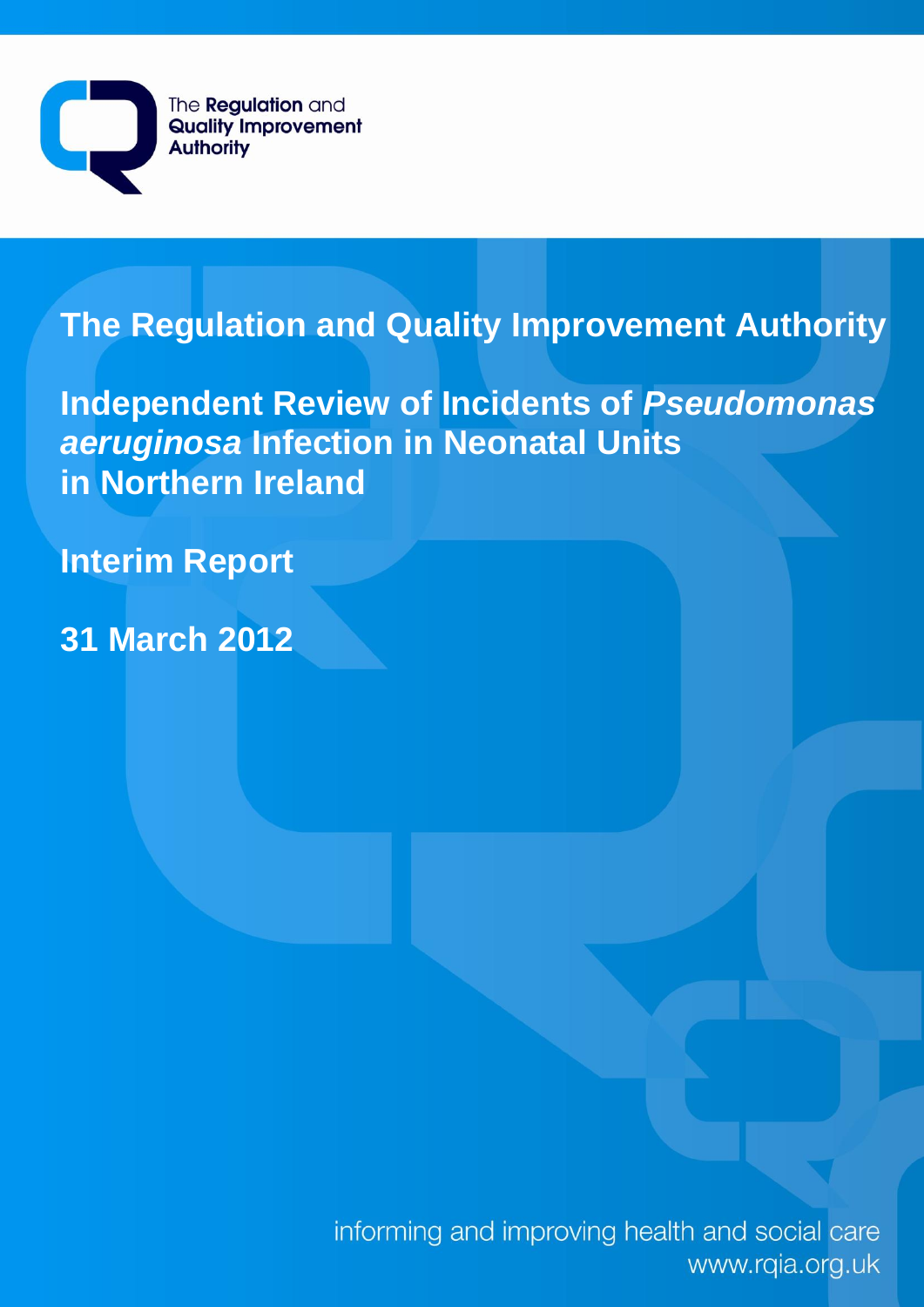The Regulation and Quality Improvement Authority

# The Regulation and Quality Improvement Authority

# Independent Review of Incidents of *Pseudomonas aeruginosa* Infection in Neonatal Units in Northern Ireland

## Interim Report

## 31 March 2012

informing and improving health and social care
www.rqia.org.uk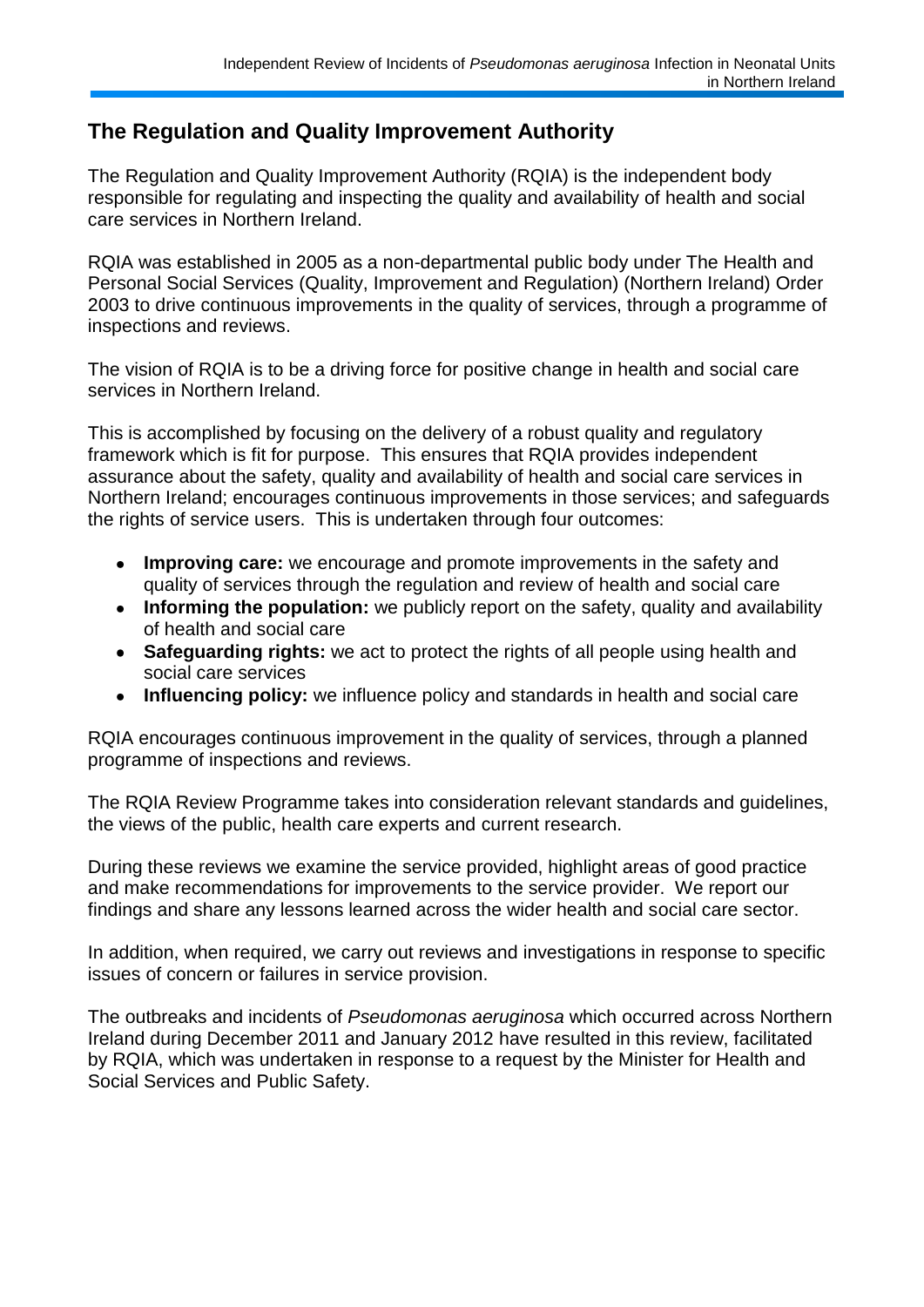## The Regulation and Quality Improvement Authority

The Regulation and Quality Improvement Authority (RQIA) is the independent body responsible for regulating and inspecting the quality and availability of health and social care services in Northern Ireland.

RQIA was established in 2005 as a non-departmental public body under The Health and Personal Social Services (Quality, Improvement and Regulation) (Northern Ireland) Order 2003 to drive continuous improvements in the quality of services, through a programme of inspections and reviews.

The vision of RQIA is to be a driving force for positive change in health and social care services in Northern Ireland.

This is accomplished by focusing on the delivery of a robust quality and regulatory framework which is fit for purpose. This ensures that RQIA provides independent assurance about the safety, quality and availability of health and social care services in Northern Ireland; encourages continuous improvements in those services; and safeguards the rights of service users. This is undertaken through four outcomes:

- **Improving care:** we encourage and promote improvements in the safety and quality of services through the regulation and review of health and social care
- **Informing the population:** we publicly report on the safety, quality and availability of health and social care
- **Safeguarding rights:** we act to protect the rights of all people using health and social care services
- **Influencing policy:** we influence policy and standards in health and social care

RQIA encourages continuous improvement in the quality of services, through a planned programme of inspections and reviews.

The RQIA Review Programme takes into consideration relevant standards and guidelines, the views of the public, health care experts and current research.

During these reviews we examine the service provided, highlight areas of good practice and make recommendations for improvements to the service provider. We report our findings and share any lessons learned across the wider health and social care sector.

In addition, when required, we carry out reviews and investigations in response to specific issues of concern or failures in service provision.

The outbreaks and incidents of *Pseudomonas aeruginosa* which occurred across Northern Ireland during December 2011 and January 2012 have resulted in this review, facilitated by RQIA, which was undertaken in response to a request by the Minister for Health and Social Services and Public Safety.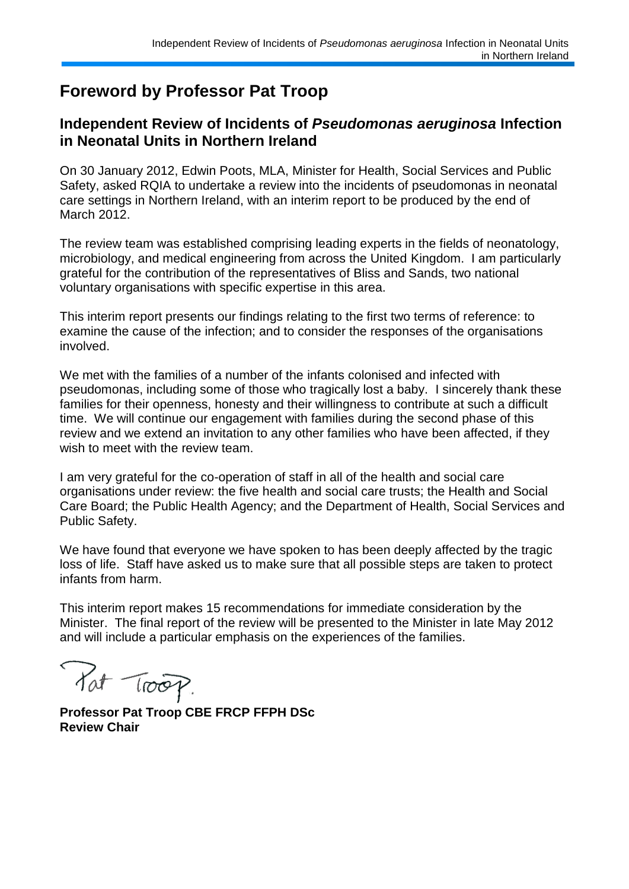# Foreword by Professor Pat Troop

## Independent Review of Incidents of *Pseudomonas aeruginosa* Infection in Neonatal Units in Northern Ireland

On 30 January 2012, Edwin Poots, MLA, Minister for Health, Social Services and Public Safety, asked RQIA to undertake a review into the incidents of pseudomonas in neonatal care settings in Northern Ireland, with an interim report to be produced by the end of March 2012.

The review team was established comprising leading experts in the fields of neonatology, microbiology, and medical engineering from across the United Kingdom. I am particularly grateful for the contribution of the representatives of Bliss and Sands, two national voluntary organisations with specific expertise in this area.

This interim report presents our findings relating to the first two terms of reference: to examine the cause of the infection; and to consider the responses of the organisations involved.

We met with the families of a number of the infants colonised and infected with pseudomonas, including some of those who tragically lost a baby. I sincerely thank these families for their openness, honesty and their willingness to contribute at such a difficult time. We will continue our engagement with families during the second phase of this review and we extend an invitation to any other families who have been affected, if they wish to meet with the review team.

I am very grateful for the co-operation of staff in all of the health and social care organisations under review: the five health and social care trusts; the Health and Social Care Board; the Public Health Agency; and the Department of Health, Social Services and Public Safety.

We have found that everyone we have spoken to has been deeply affected by the tragic loss of life. Staff have asked us to make sure that all possible steps are taken to protect infants from harm.

This interim report makes 15 recommendations for immediate consideration by the Minister. The final report of the review will be presented to the Minister in late May 2012 and will include a particular emphasis on the experiences of the families.

Pat Troop.

**Professor Pat Troop CBE FRCP FFPH DSc**
**Review Chair**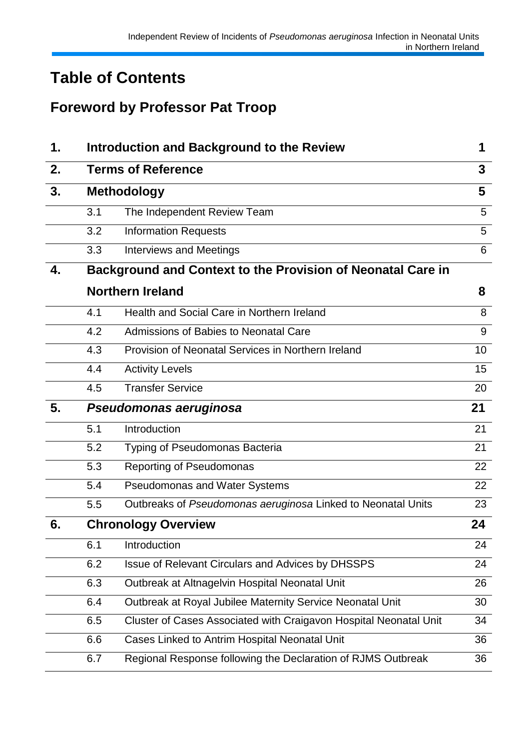# Table of Contents

## Foreword by Professor Pat Troop

| | | | |
|---|---|---|---|
| **1.** | **Introduction and Background to the Review** | | **1** |
| **2.** | **Terms of Reference** | | **3** |
| **3.** | **Methodology** | | **5** |
| | 3.1 | The Independent Review Team | 5 |
| | 3.2 | Information Requests | 5 |
| | 3.3 | Interviews and Meetings | 6 |
| **4.** | **Background and Context to the Provision of Neonatal Care in Northern Ireland** | | **8** |
| | 4.1 | Health and Social Care in Northern Ireland | 8 |
| | 4.2 | Admissions of Babies to Neonatal Care | 9 |
| | 4.3 | Provision of Neonatal Services in Northern Ireland | 10 |
| | 4.4 | Activity Levels | 15 |
| | 4.5 | Transfer Service | 20 |
| **5.** | ***Pseudomonas aeruginosa*** | | **21** |
| | 5.1 | Introduction | 21 |
| | 5.2 | Typing of Pseudomonas Bacteria | 21 |
| | 5.3 | Reporting of Pseudomonas | 22 |
| | 5.4 | Pseudomonas and Water Systems | 22 |
| | 5.5 | Outbreaks of *Pseudomonas aeruginosa* Linked to Neonatal Units | 23 |
| **6.** | **Chronology Overview** | | **24** |
| | 6.1 | Introduction | 24 |
| | 6.2 | Issue of Relevant Circulars and Advices by DHSSPS | 24 |
| | 6.3 | Outbreak at Altnagelvin Hospital Neonatal Unit | 26 |
| | 6.4 | Outbreak at Royal Jubilee Maternity Service Neonatal Unit | 30 |
| | 6.5 | Cluster of Cases Associated with Craigavon Hospital Neonatal Unit | 34 |
| | 6.6 | Cases Linked to Antrim Hospital Neonatal Unit | 36 |
| | 6.7 | Regional Response following the Declaration of RJMS Outbreak | 36 |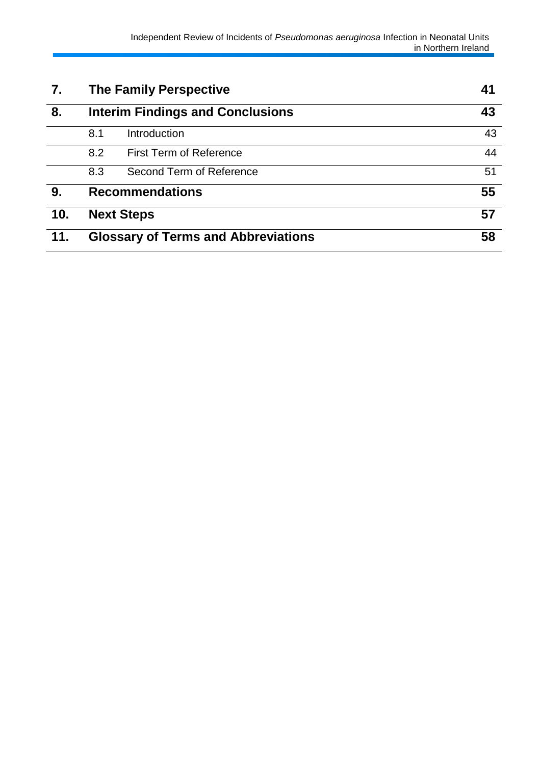| | | | |
|---|---|---|---|
| **7.** | **The Family Perspective** | | **41** |
| **8.** | **Interim Findings and Conclusions** | | **43** |
| | 8.1 | Introduction | 43 |
| | 8.2 | First Term of Reference | 44 |
| | 8.3 | Second Term of Reference | 51 |
| **9.** | **Recommendations** | | **55** |
| **10.** | **Next Steps** | | **57** |
| **11.** | **Glossary of Terms and Abbreviations** | | **58** |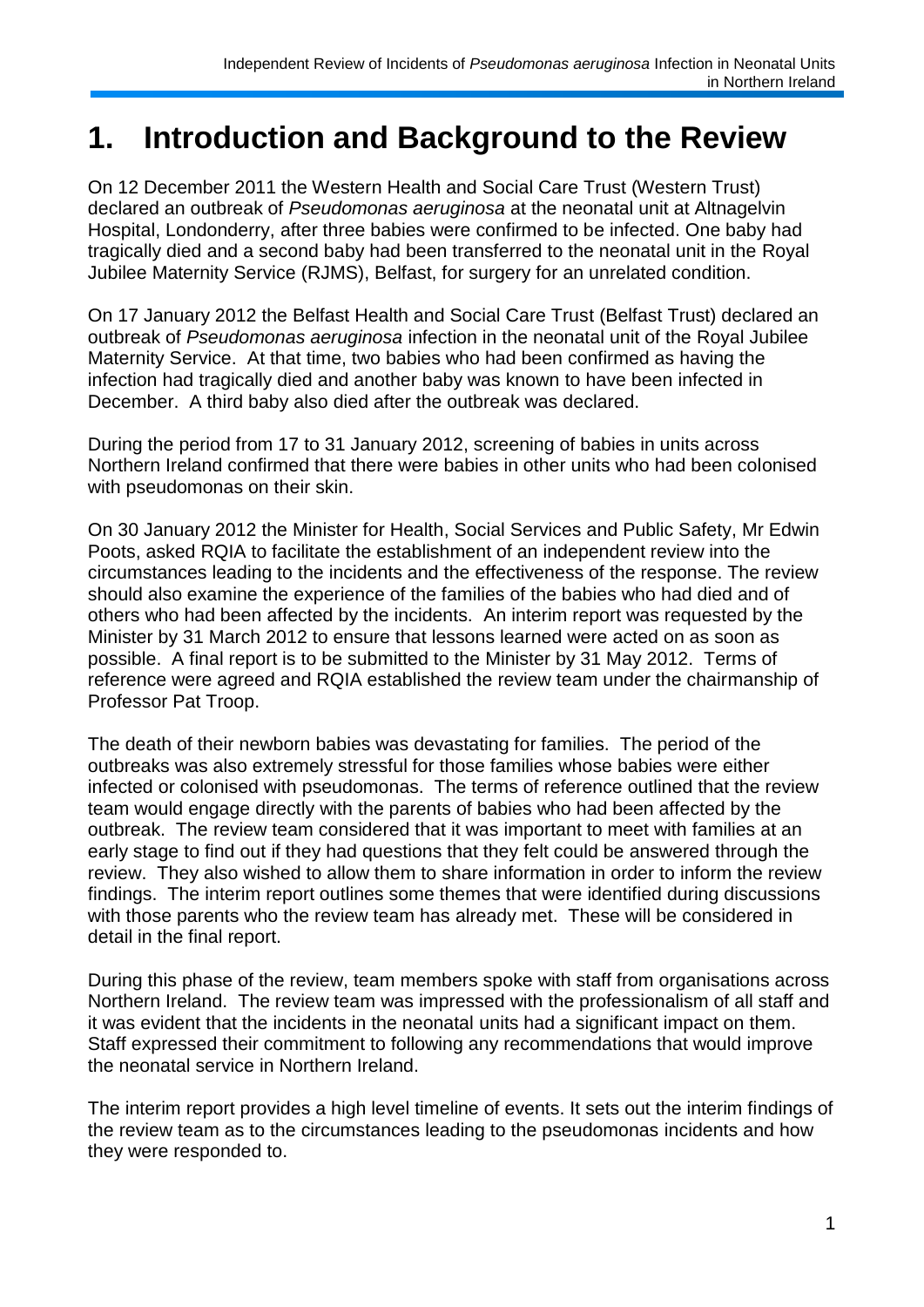# 1. Introduction and Background to the Review

On 12 December 2011 the Western Health and Social Care Trust (Western Trust) declared an outbreak of *Pseudomonas aeruginosa* at the neonatal unit at Altnagelvin Hospital, Londonderry, after three babies were confirmed to be infected. One baby had tragically died and a second baby had been transferred to the neonatal unit in the Royal Jubilee Maternity Service (RJMS), Belfast, for surgery for an unrelated condition.

On 17 January 2012 the Belfast Health and Social Care Trust (Belfast Trust) declared an outbreak of *Pseudomonas aeruginosa* infection in the neonatal unit of the Royal Jubilee Maternity Service. At that time, two babies who had been confirmed as having the infection had tragically died and another baby was known to have been infected in December. A third baby also died after the outbreak was declared.

During the period from 17 to 31 January 2012, screening of babies in units across Northern Ireland confirmed that there were babies in other units who had been colonised with pseudomonas on their skin.

On 30 January 2012 the Minister for Health, Social Services and Public Safety, Mr Edwin Poots, asked RQIA to facilitate the establishment of an independent review into the circumstances leading to the incidents and the effectiveness of the response. The review should also examine the experience of the families of the babies who had died and of others who had been affected by the incidents. An interim report was requested by the Minister by 31 March 2012 to ensure that lessons learned were acted on as soon as possible. A final report is to be submitted to the Minister by 31 May 2012. Terms of reference were agreed and RQIA established the review team under the chairmanship of Professor Pat Troop.

The death of their newborn babies was devastating for families. The period of the outbreaks was also extremely stressful for those families whose babies were either infected or colonised with pseudomonas. The terms of reference outlined that the review team would engage directly with the parents of babies who had been affected by the outbreak. The review team considered that it was important to meet with families at an early stage to find out if they had questions that they felt could be answered through the review. They also wished to allow them to share information in order to inform the review findings. The interim report outlines some themes that were identified during discussions with those parents who the review team has already met. These will be considered in detail in the final report.

During this phase of the review, team members spoke with staff from organisations across Northern Ireland. The review team was impressed with the professionalism of all staff and it was evident that the incidents in the neonatal units had a significant impact on them. Staff expressed their commitment to following any recommendations that would improve the neonatal service in Northern Ireland.

The interim report provides a high level timeline of events. It sets out the interim findings of the review team as to the circumstances leading to the pseudomonas incidents and how they were responded to.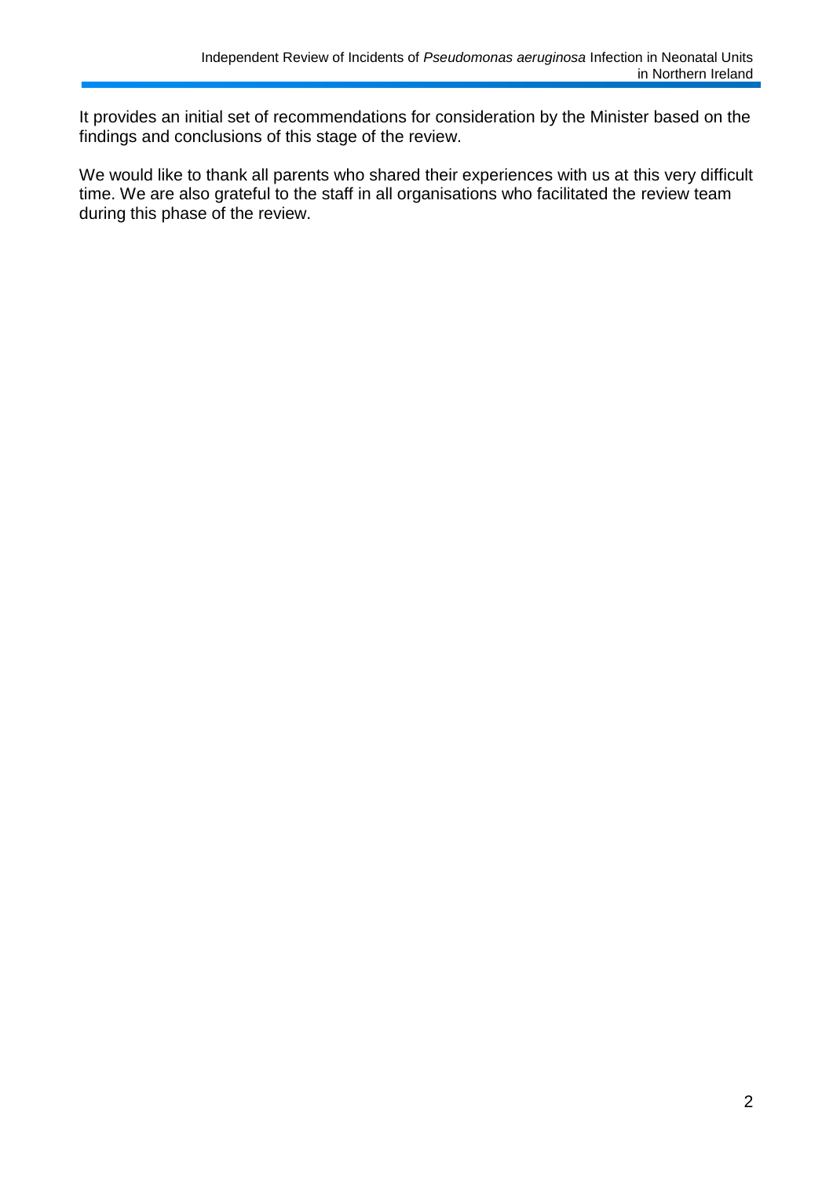It provides an initial set of recommendations for consideration by the Minister based on the findings and conclusions of this stage of the review.

We would like to thank all parents who shared their experiences with us at this very difficult time. We are also grateful to the staff in all organisations who facilitated the review team during this phase of the review.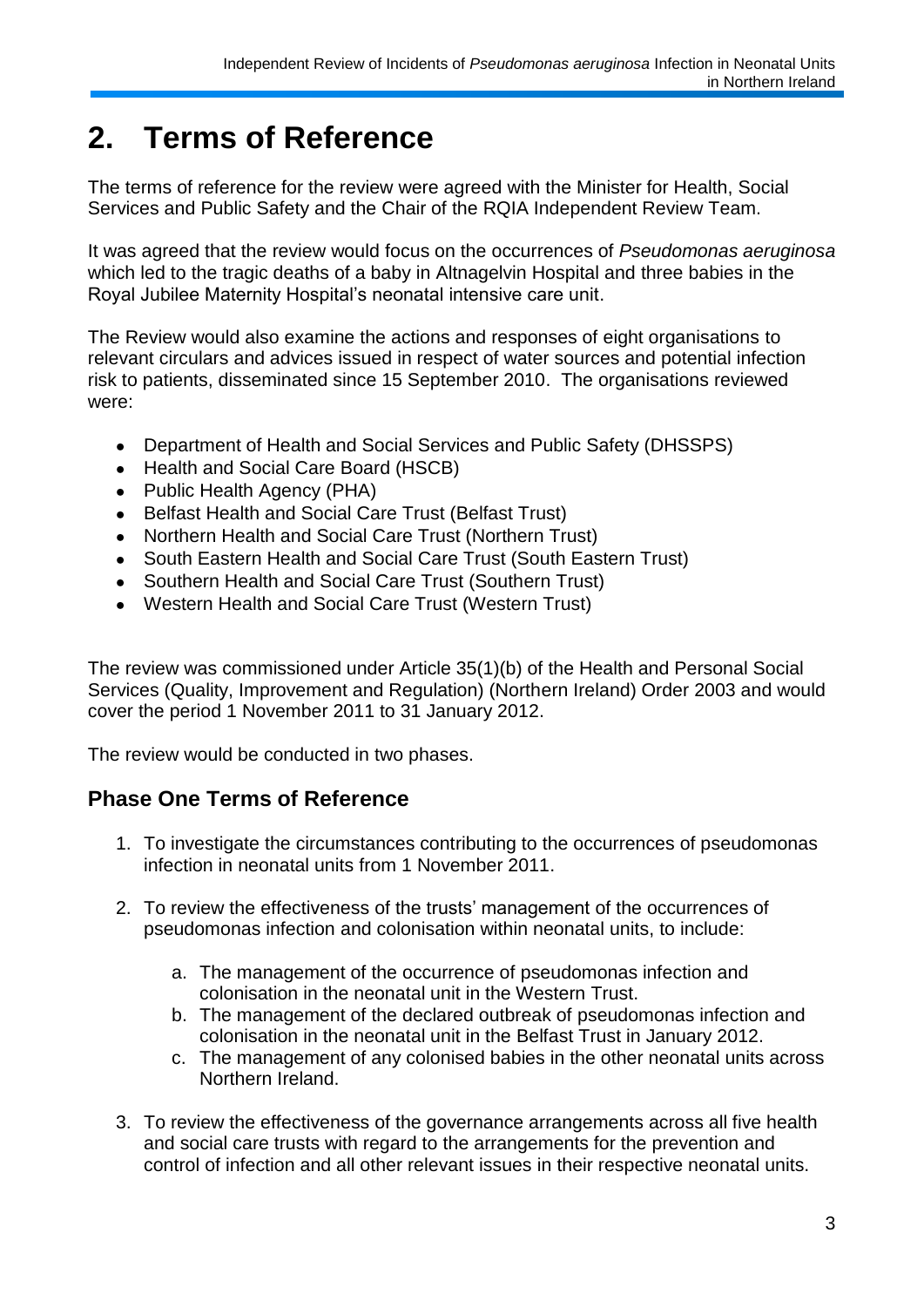# 2. Terms of Reference

The terms of reference for the review were agreed with the Minister for Health, Social Services and Public Safety and the Chair of the RQIA Independent Review Team.

It was agreed that the review would focus on the occurrences of *Pseudomonas aeruginosa* which led to the tragic deaths of a baby in Altnagelvin Hospital and three babies in the Royal Jubilee Maternity Hospital's neonatal intensive care unit.

The Review would also examine the actions and responses of eight organisations to relevant circulars and advices issued in respect of water sources and potential infection risk to patients, disseminated since 15 September 2010. The organisations reviewed were:

- Department of Health and Social Services and Public Safety (DHSSPS)
- Health and Social Care Board (HSCB)
- Public Health Agency (PHA)
- Belfast Health and Social Care Trust (Belfast Trust)
- Northern Health and Social Care Trust (Northern Trust)
- South Eastern Health and Social Care Trust (South Eastern Trust)
- Southern Health and Social Care Trust (Southern Trust)
- Western Health and Social Care Trust (Western Trust)

The review was commissioned under Article 35(1)(b) of the Health and Personal Social Services (Quality, Improvement and Regulation) (Northern Ireland) Order 2003 and would cover the period 1 November 2011 to 31 January 2012.

The review would be conducted in two phases.

## Phase One Terms of Reference

1. To investigate the circumstances contributing to the occurrences of pseudomonas infection in neonatal units from 1 November 2011.

2. To review the effectiveness of the trusts' management of the occurrences of pseudomonas infection and colonisation within neonatal units, to include:

    a. The management of the occurrence of pseudomonas infection and colonisation in the neonatal unit in the Western Trust.
    b. The management of the declared outbreak of pseudomonas infection and colonisation in the neonatal unit in the Belfast Trust in January 2012.
    c. The management of any colonised babies in the other neonatal units across Northern Ireland.

3. To review the effectiveness of the governance arrangements across all five health and social care trusts with regard to the arrangements for the prevention and control of infection and all other relevant issues in their respective neonatal units.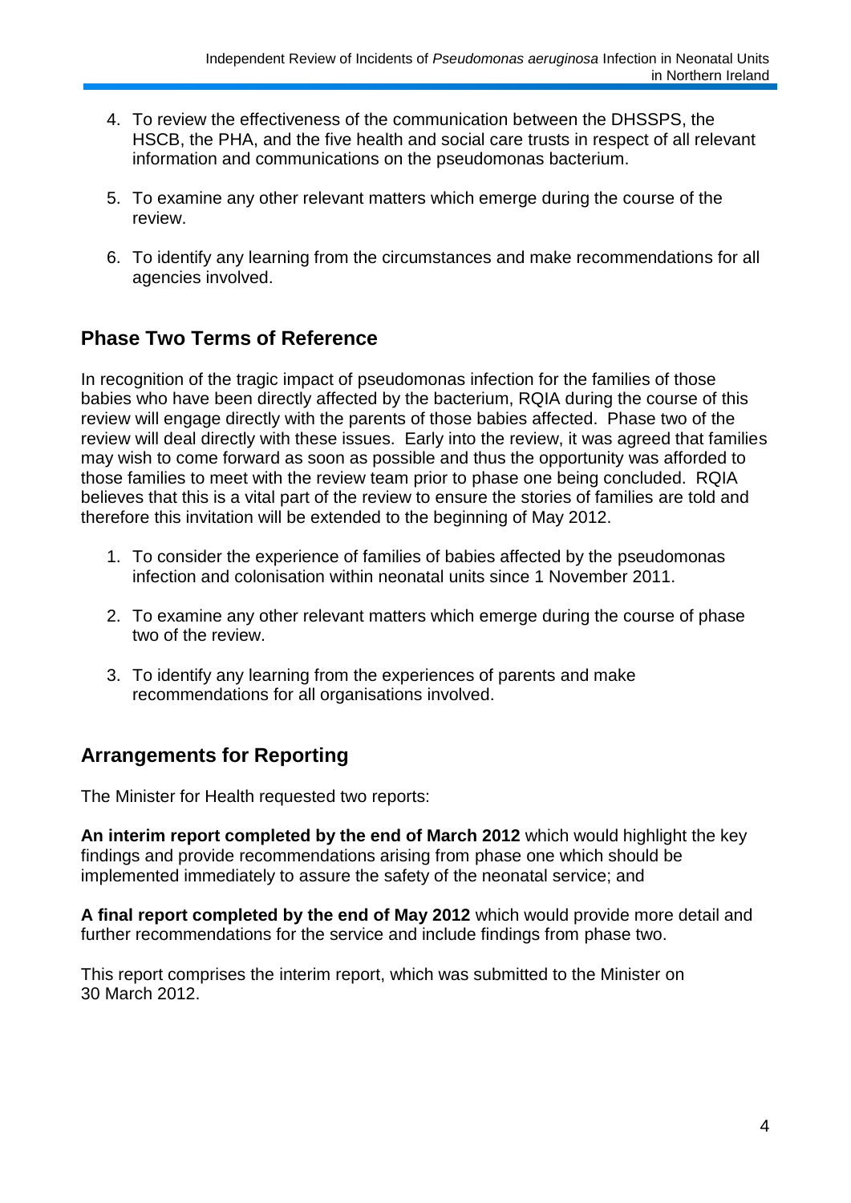4. To review the effectiveness of the communication between the DHSSPS, the HSCB, the PHA, and the five health and social care trusts in respect of all relevant information and communications on the pseudomonas bacterium.

5. To examine any other relevant matters which emerge during the course of the review.

6. To identify any learning from the circumstances and make recommendations for all agencies involved.

## Phase Two Terms of Reference

In recognition of the tragic impact of pseudomonas infection for the families of those babies who have been directly affected by the bacterium, RQIA during the course of this review will engage directly with the parents of those babies affected. Phase two of the review will deal directly with these issues. Early into the review, it was agreed that families may wish to come forward as soon as possible and thus the opportunity was afforded to those families to meet with the review team prior to phase one being concluded. RQIA believes that this is a vital part of the review to ensure the stories of families are told and therefore this invitation will be extended to the beginning of May 2012.

1. To consider the experience of families of babies affected by the pseudomonas infection and colonisation within neonatal units since 1 November 2011.

2. To examine any other relevant matters which emerge during the course of phase two of the review.

3. To identify any learning from the experiences of parents and make recommendations for all organisations involved.

## Arrangements for Reporting

The Minister for Health requested two reports:

**An interim report completed by the end of March 2012** which would highlight the key findings and provide recommendations arising from phase one which should be implemented immediately to assure the safety of the neonatal service; and

**A final report completed by the end of May 2012** which would provide more detail and further recommendations for the service and include findings from phase two.

This report comprises the interim report, which was submitted to the Minister on 30 March 2012.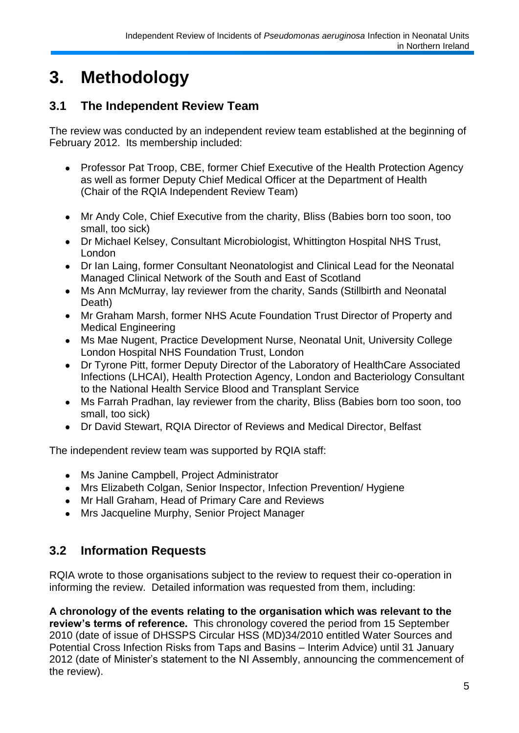# 3. Methodology

## 3.1 The Independent Review Team

The review was conducted by an independent review team established at the beginning of February 2012. Its membership included:

- Professor Pat Troop, CBE, former Chief Executive of the Health Protection Agency as well as former Deputy Chief Medical Officer at the Department of Health (Chair of the RQIA Independent Review Team)

- Mr Andy Cole, Chief Executive from the charity, Bliss (Babies born too soon, too small, too sick)
- Dr Michael Kelsey, Consultant Microbiologist, Whittington Hospital NHS Trust, London
- Dr Ian Laing, former Consultant Neonatologist and Clinical Lead for the Neonatal Managed Clinical Network of the South and East of Scotland
- Ms Ann McMurray, lay reviewer from the charity, Sands (Stillbirth and Neonatal Death)
- Mr Graham Marsh, former NHS Acute Foundation Trust Director of Property and Medical Engineering
- Ms Mae Nugent, Practice Development Nurse, Neonatal Unit, University College London Hospital NHS Foundation Trust, London
- Dr Tyrone Pitt, former Deputy Director of the Laboratory of HealthCare Associated Infections (LHCAI), Health Protection Agency, London and Bacteriology Consultant to the National Health Service Blood and Transplant Service
- Ms Farrah Pradhan, lay reviewer from the charity, Bliss (Babies born too soon, too small, too sick)
- Dr David Stewart, RQIA Director of Reviews and Medical Director, Belfast

The independent review team was supported by RQIA staff:

- Ms Janine Campbell, Project Administrator
- Mrs Elizabeth Colgan, Senior Inspector, Infection Prevention/ Hygiene
- Mr Hall Graham, Head of Primary Care and Reviews
- Mrs Jacqueline Murphy, Senior Project Manager

## 3.2 Information Requests

RQIA wrote to those organisations subject to the review to request their co-operation in informing the review. Detailed information was requested from them, including:

**A chronology of the events relating to the organisation which was relevant to the review's terms of reference.** This chronology covered the period from 15 September 2010 (date of issue of DHSSPS Circular HSS (MD)34/2010 entitled Water Sources and Potential Cross Infection Risks from Taps and Basins – Interim Advice) until 31 January 2012 (date of Minister's statement to the NI Assembly, announcing the commencement of the review).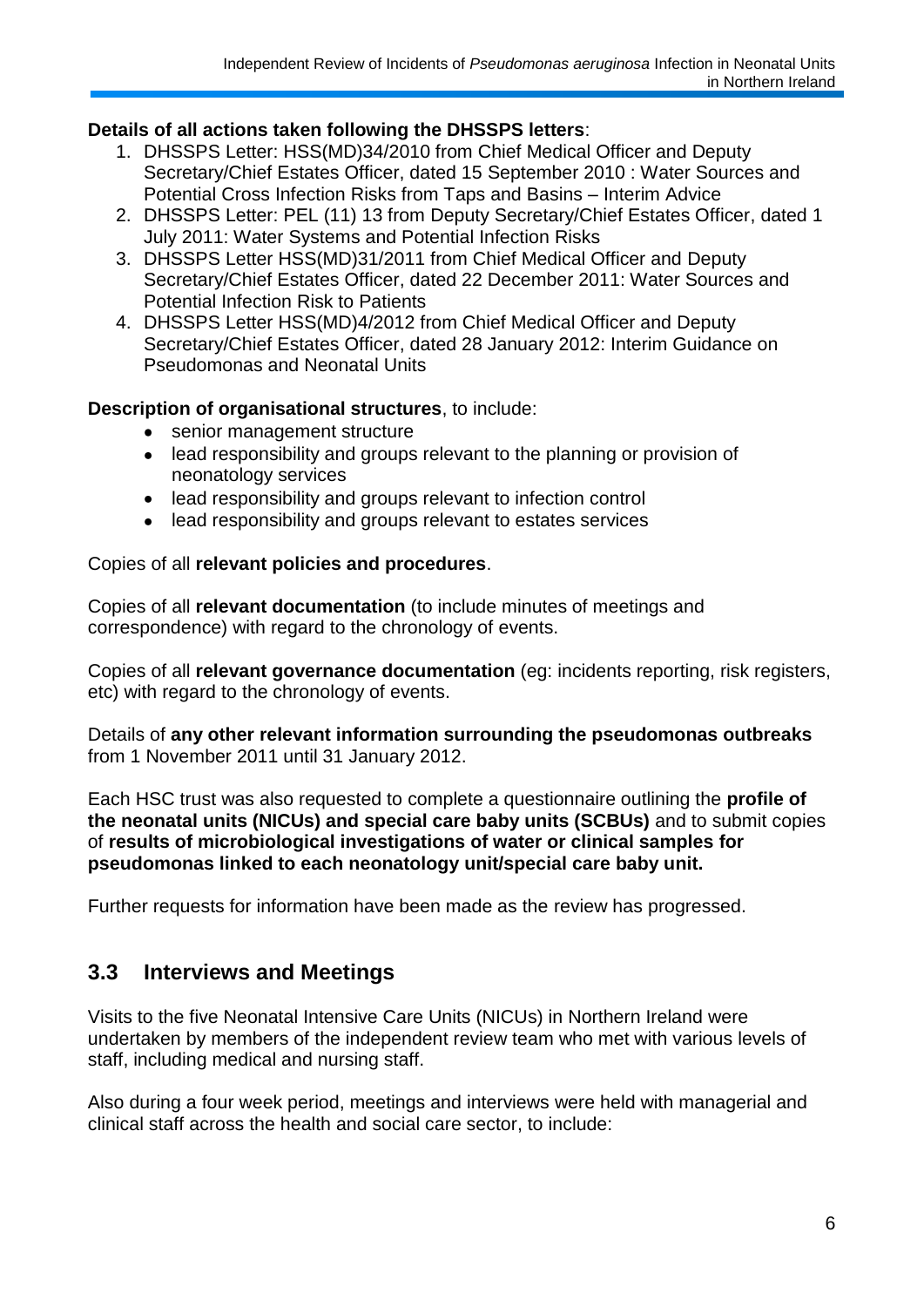**Details of all actions taken following the DHSSPS letters**:

1. DHSSPS Letter: HSS(MD)34/2010 from Chief Medical Officer and Deputy Secretary/Chief Estates Officer, dated 15 September 2010 : Water Sources and Potential Cross Infection Risks from Taps and Basins – Interim Advice
2. DHSSPS Letter: PEL (11) 13 from Deputy Secretary/Chief Estates Officer, dated 1 July 2011: Water Systems and Potential Infection Risks
3. DHSSPS Letter HSS(MD)31/2011 from Chief Medical Officer and Deputy Secretary/Chief Estates Officer, dated 22 December 2011: Water Sources and Potential Infection Risk to Patients
4. DHSSPS Letter HSS(MD)4/2012 from Chief Medical Officer and Deputy Secretary/Chief Estates Officer, dated 28 January 2012: Interim Guidance on Pseudomonas and Neonatal Units

**Description of organisational structures**, to include:

- senior management structure
- lead responsibility and groups relevant to the planning or provision of neonatology services
- lead responsibility and groups relevant to infection control
- lead responsibility and groups relevant to estates services

Copies of all **relevant policies and procedures**.

Copies of all **relevant documentation** (to include minutes of meetings and correspondence) with regard to the chronology of events.

Copies of all **relevant governance documentation** (eg: incidents reporting, risk registers, etc) with regard to the chronology of events.

Details of **any other relevant information surrounding the pseudomonas outbreaks** from 1 November 2011 until 31 January 2012.

Each HSC trust was also requested to complete a questionnaire outlining the **profile of the neonatal units (NICUs) and special care baby units (SCBUs)** and to submit copies of **results of microbiological investigations of water or clinical samples for pseudomonas linked to each neonatology unit/special care baby unit.**

Further requests for information have been made as the review has progressed.

## 3.3 Interviews and Meetings

Visits to the five Neonatal Intensive Care Units (NICUs) in Northern Ireland were undertaken by members of the independent review team who met with various levels of staff, including medical and nursing staff.

Also during a four week period, meetings and interviews were held with managerial and clinical staff across the health and social care sector, to include: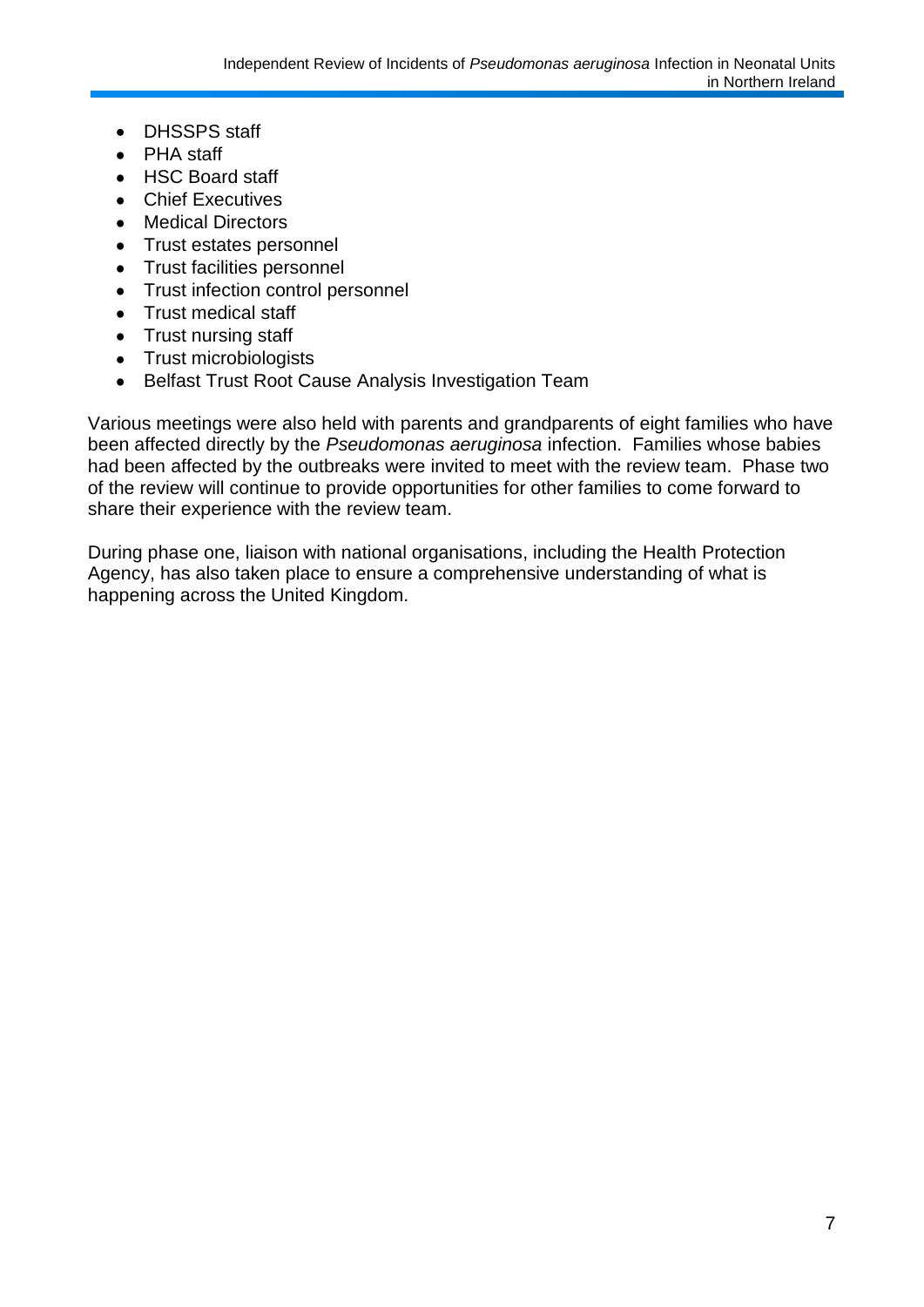- DHSSPS staff
- PHA staff
- HSC Board staff
- Chief Executives
- Medical Directors
- Trust estates personnel
- Trust facilities personnel
- Trust infection control personnel
- Trust medical staff
- Trust nursing staff
- Trust microbiologists
- Belfast Trust Root Cause Analysis Investigation Team

Various meetings were also held with parents and grandparents of eight families who have been affected directly by the *Pseudomonas aeruginosa* infection. Families whose babies had been affected by the outbreaks were invited to meet with the review team. Phase two of the review will continue to provide opportunities for other families to come forward to share their experience with the review team.

During phase one, liaison with national organisations, including the Health Protection Agency, has also taken place to ensure a comprehensive understanding of what is happening across the United Kingdom.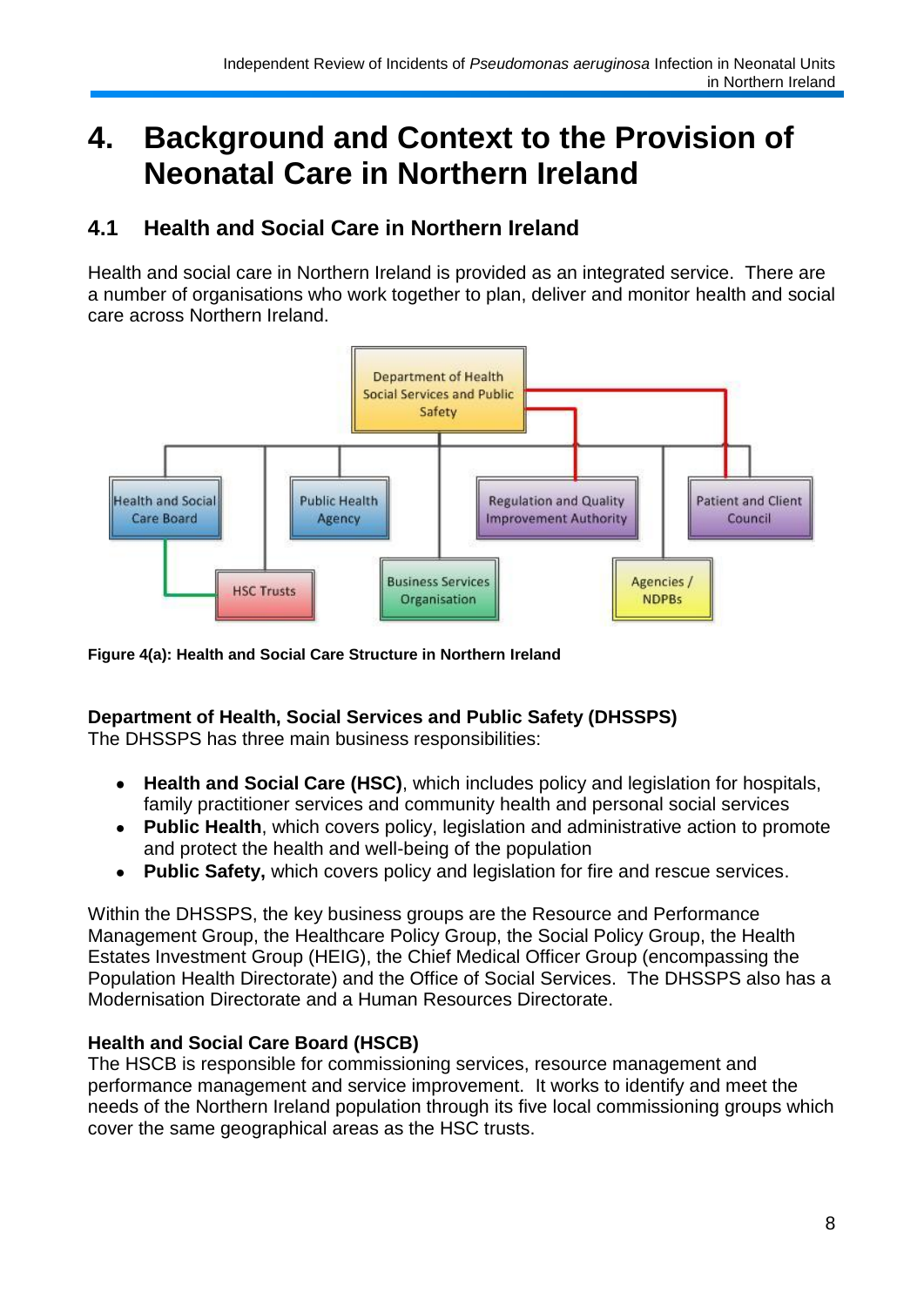# 4. Background and Context to the Provision of Neonatal Care in Northern Ireland

## 4.1 Health and Social Care in Northern Ireland

Health and social care in Northern Ireland is provided as an integrated service. There are a number of organisations who work together to plan, deliver and monitor health and social care across Northern Ireland.

Department of Health Social Services and Public Safety

Health and Social Care Board

Public Health Agency

Regulation and Quality Improvement Authority

Patient and Client Council

HSC Trusts

Business Services Organisation

Agencies / NDPBs

**Figure 4(a): Health and Social Care Structure in Northern Ireland**

**Department of Health, Social Services and Public Safety (DHSSPS)**
The DHSSPS has three main business responsibilities:

- **Health and Social Care (HSC)**, which includes policy and legislation for hospitals, family practitioner services and community health and personal social services
- **Public Health**, which covers policy, legislation and administrative action to promote and protect the health and well-being of the population
- **Public Safety,** which covers policy and legislation for fire and rescue services.

Within the DHSSPS, the key business groups are the Resource and Performance Management Group, the Healthcare Policy Group, the Social Policy Group, the Health Estates Investment Group (HEIG), the Chief Medical Officer Group (encompassing the Population Health Directorate) and the Office of Social Services. The DHSSPS also has a Modernisation Directorate and a Human Resources Directorate.

**Health and Social Care Board (HSCB)**
The HSCB is responsible for commissioning services, resource management and performance management and service improvement. It works to identify and meet the needs of the Northern Ireland population through its five local commissioning groups which cover the same geographical areas as the HSC trusts.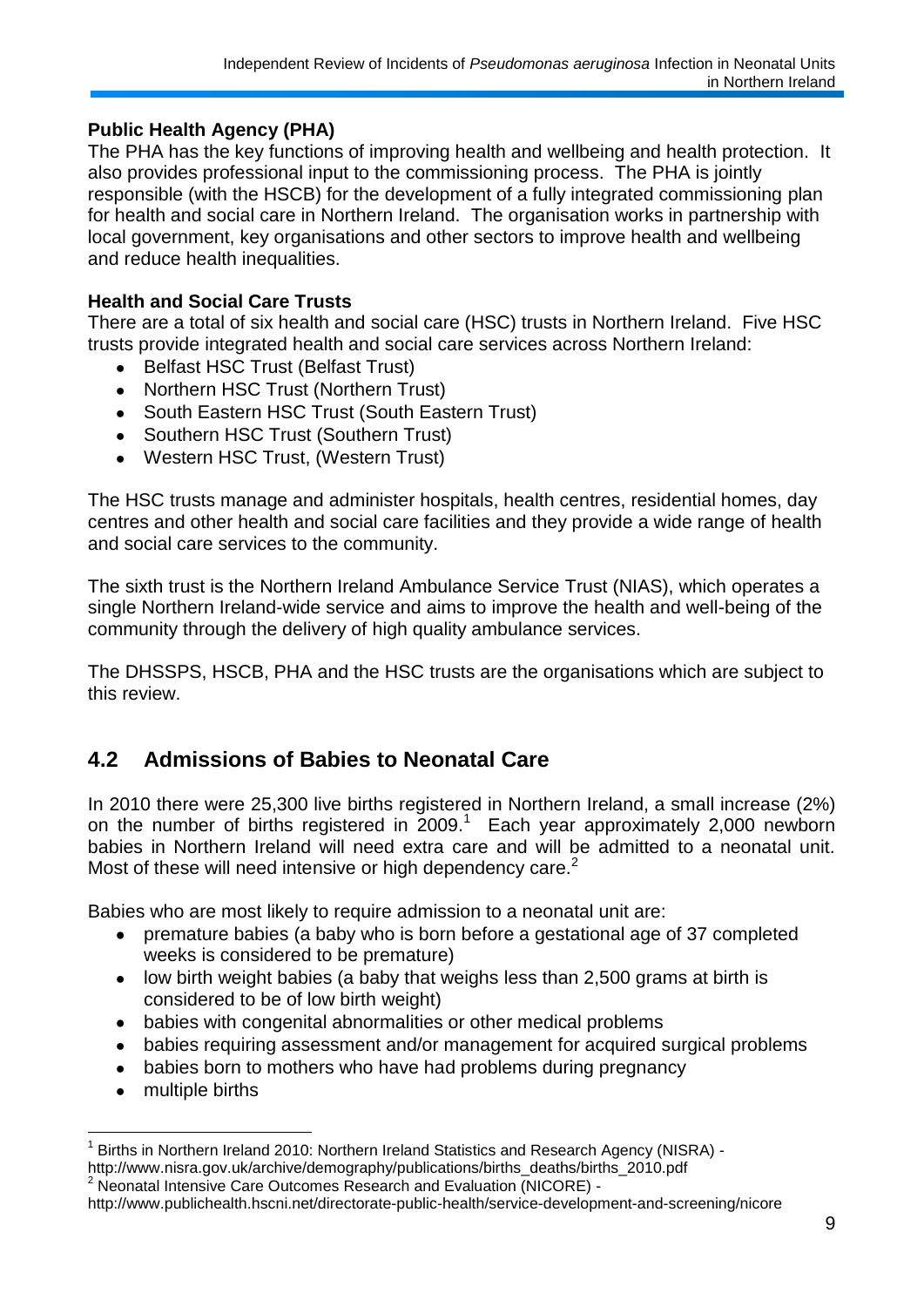**Public Health Agency (PHA)**

The PHA has the key functions of improving health and wellbeing and health protection. It also provides professional input to the commissioning process. The PHA is jointly responsible (with the HSCB) for the development of a fully integrated commissioning plan for health and social care in Northern Ireland. The organisation works in partnership with local government, key organisations and other sectors to improve health and wellbeing and reduce health inequalities.

**Health and Social Care Trusts**

There are a total of six health and social care (HSC) trusts in Northern Ireland. Five HSC trusts provide integrated health and social care services across Northern Ireland:

- Belfast HSC Trust (Belfast Trust)
- Northern HSC Trust (Northern Trust)
- South Eastern HSC Trust (South Eastern Trust)
- Southern HSC Trust (Southern Trust)
- Western HSC Trust, (Western Trust)

The HSC trusts manage and administer hospitals, health centres, residential homes, day centres and other health and social care facilities and they provide a wide range of health and social care services to the community.

The sixth trust is the Northern Ireland Ambulance Service Trust (NIAS), which operates a single Northern Ireland-wide service and aims to improve the health and well-being of the community through the delivery of high quality ambulance services.

The DHSSPS, HSCB, PHA and the HSC trusts are the organisations which are subject to this review.

## 4.2 Admissions of Babies to Neonatal Care

In 2010 there were 25,300 live births registered in Northern Ireland, a small increase (2%) on the number of births registered in 2009.[1] Each year approximately 2,000 newborn babies in Northern Ireland will need extra care and will be admitted to a neonatal unit. Most of these will need intensive or high dependency care.[2]

Babies who are most likely to require admission to a neonatal unit are:

- premature babies (a baby who is born before a gestational age of 37 completed weeks is considered to be premature)
- low birth weight babies (a baby that weighs less than 2,500 grams at birth is considered to be of low birth weight)
- babies with congenital abnormalities or other medical problems
- babies requiring assessment and/or management for acquired surgical problems
- babies born to mothers who have had problems during pregnancy
- multiple births

[1] Births in Northern Ireland 2010: Northern Ireland Statistics and Research Agency (NISRA) - http://www.nisra.gov.uk/archive/demography/publications/births_deaths/births_2010.pdf

[2] Neonatal Intensive Care Outcomes Research and Evaluation (NICORE) - http://www.publichealth.hscni.net/directorate-public-health/service-development-and-screening/nicore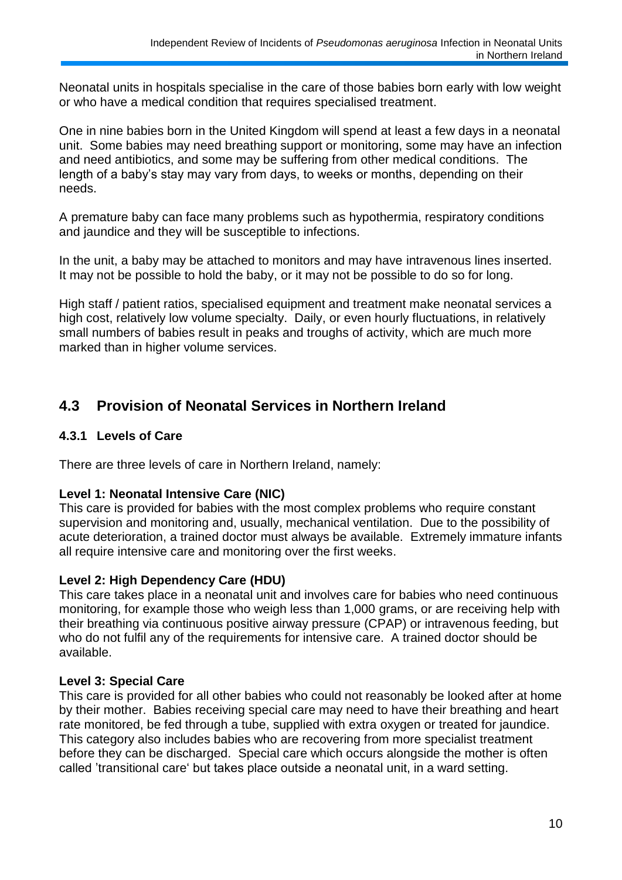Neonatal units in hospitals specialise in the care of those babies born early with low weight or who have a medical condition that requires specialised treatment.

One in nine babies born in the United Kingdom will spend at least a few days in a neonatal unit. Some babies may need breathing support or monitoring, some may have an infection and need antibiotics, and some may be suffering from other medical conditions. The length of a baby's stay may vary from days, to weeks or months, depending on their needs.

A premature baby can face many problems such as hypothermia, respiratory conditions and jaundice and they will be susceptible to infections.

In the unit, a baby may be attached to monitors and may have intravenous lines inserted. It may not be possible to hold the baby, or it may not be possible to do so for long.

High staff / patient ratios, specialised equipment and treatment make neonatal services a high cost, relatively low volume specialty. Daily, or even hourly fluctuations, in relatively small numbers of babies result in peaks and troughs of activity, which are much more marked than in higher volume services.

## 4.3 Provision of Neonatal Services in Northern Ireland

### 4.3.1 Levels of Care

There are three levels of care in Northern Ireland, namely:

**Level 1: Neonatal Intensive Care (NIC)**
This care is provided for babies with the most complex problems who require constant supervision and monitoring and, usually, mechanical ventilation. Due to the possibility of acute deterioration, a trained doctor must always be available. Extremely immature infants all require intensive care and monitoring over the first weeks.

**Level 2: High Dependency Care (HDU)**
This care takes place in a neonatal unit and involves care for babies who need continuous monitoring, for example those who weigh less than 1,000 grams, or are receiving help with their breathing via continuous positive airway pressure (CPAP) or intravenous feeding, but who do not fulfil any of the requirements for intensive care. A trained doctor should be available.

**Level 3: Special Care**
This care is provided for all other babies who could not reasonably be looked after at home by their mother. Babies receiving special care may need to have their breathing and heart rate monitored, be fed through a tube, supplied with extra oxygen or treated for jaundice. This category also includes babies who are recovering from more specialist treatment before they can be discharged. Special care which occurs alongside the mother is often called 'transitional care' but takes place outside a neonatal unit, in a ward setting.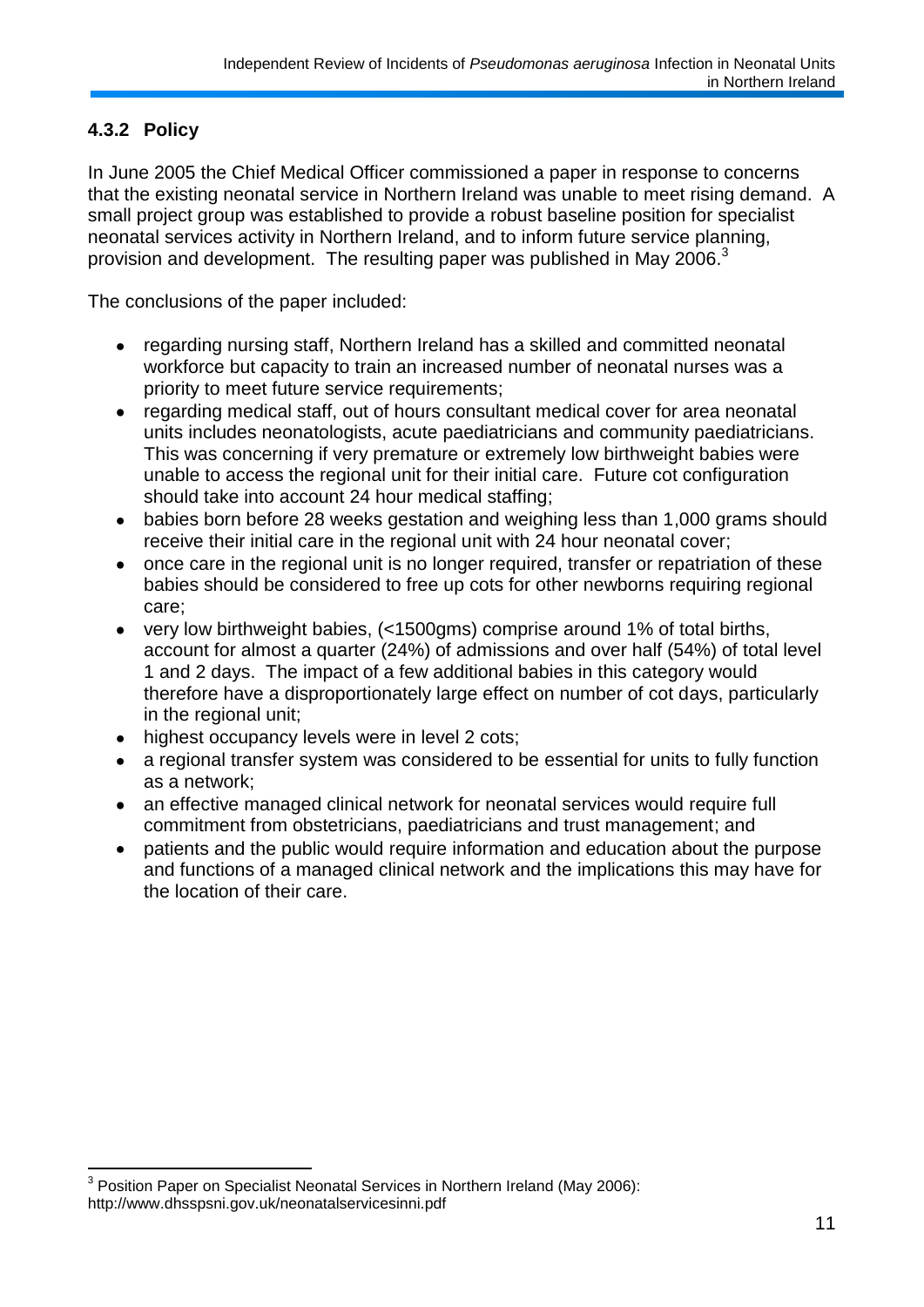### 4.3.2 Policy

In June 2005 the Chief Medical Officer commissioned a paper in response to concerns that the existing neonatal service in Northern Ireland was unable to meet rising demand. A small project group was established to provide a robust baseline position for specialist neonatal services activity in Northern Ireland, and to inform future service planning, provision and development. The resulting paper was published in May 2006.[3]

The conclusions of the paper included:

- regarding nursing staff, Northern Ireland has a skilled and committed neonatal workforce but capacity to train an increased number of neonatal nurses was a priority to meet future service requirements;
- regarding medical staff, out of hours consultant medical cover for area neonatal units includes neonatologists, acute paediatricians and community paediatricians. This was concerning if very premature or extremely low birthweight babies were unable to access the regional unit for their initial care. Future cot configuration should take into account 24 hour medical staffing;
- babies born before 28 weeks gestation and weighing less than 1,000 grams should receive their initial care in the regional unit with 24 hour neonatal cover;
- once care in the regional unit is no longer required, transfer or repatriation of these babies should be considered to free up cots for other newborns requiring regional care;
- very low birthweight babies, (<1500gms) comprise around 1% of total births, account for almost a quarter (24%) of admissions and over half (54%) of total level 1 and 2 days. The impact of a few additional babies in this category would therefore have a disproportionately large effect on number of cot days, particularly in the regional unit;
- highest occupancy levels were in level 2 cots;
- a regional transfer system was considered to be essential for units to fully function as a network;
- an effective managed clinical network for neonatal services would require full commitment from obstetricians, paediatricians and trust management; and
- patients and the public would require information and education about the purpose and functions of a managed clinical network and the implications this may have for the location of their care.

---

[3] Position Paper on Specialist Neonatal Services in Northern Ireland (May 2006): http://www.dhsspsni.gov.uk/neonatalservicesinni.pdf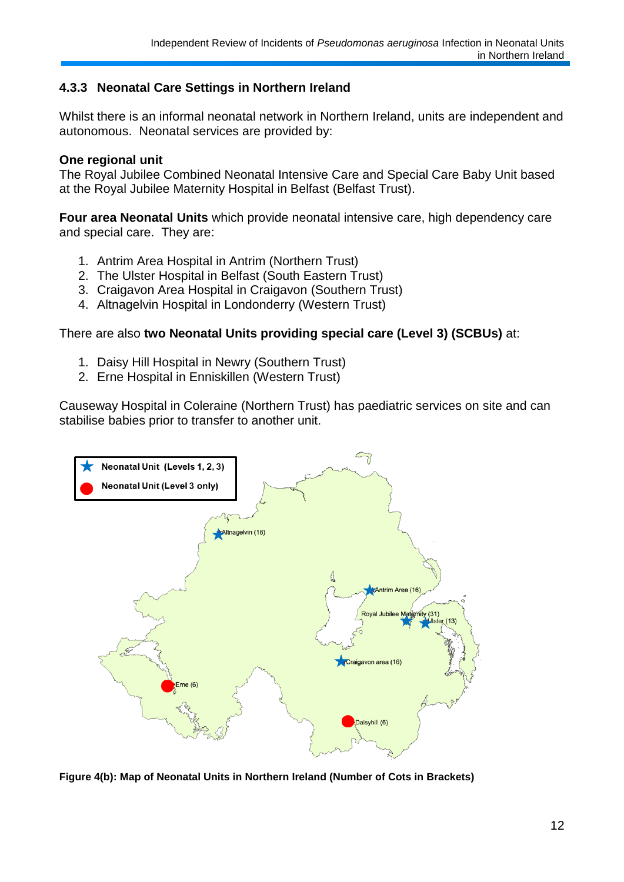### 4.3.3 Neonatal Care Settings in Northern Ireland

Whilst there is an informal neonatal network in Northern Ireland, units are independent and autonomous. Neonatal services are provided by:

**One regional unit**
The Royal Jubilee Combined Neonatal Intensive Care and Special Care Baby Unit based at the Royal Jubilee Maternity Hospital in Belfast (Belfast Trust).

**Four area Neonatal Units** which provide neonatal intensive care, high dependency care and special care. They are:

1. Antrim Area Hospital in Antrim (Northern Trust)
2. The Ulster Hospital in Belfast (South Eastern Trust)
3. Craigavon Area Hospital in Craigavon (Southern Trust)
4. Altnagelvin Hospital in Londonderry (Western Trust)

There are also **two Neonatal Units providing special care (Level 3) (SCBUs)** at:

1. Daisy Hill Hospital in Newry (Southern Trust)
2. Erne Hospital in Enniskillen (Western Trust)

Causeway Hospital in Coleraine (Northern Trust) has paediatric services on site and can stabilise babies prior to transfer to another unit.

**Figure 4(b): Map of Neonatal Units in Northern Ireland (Number of Cots in Brackets)**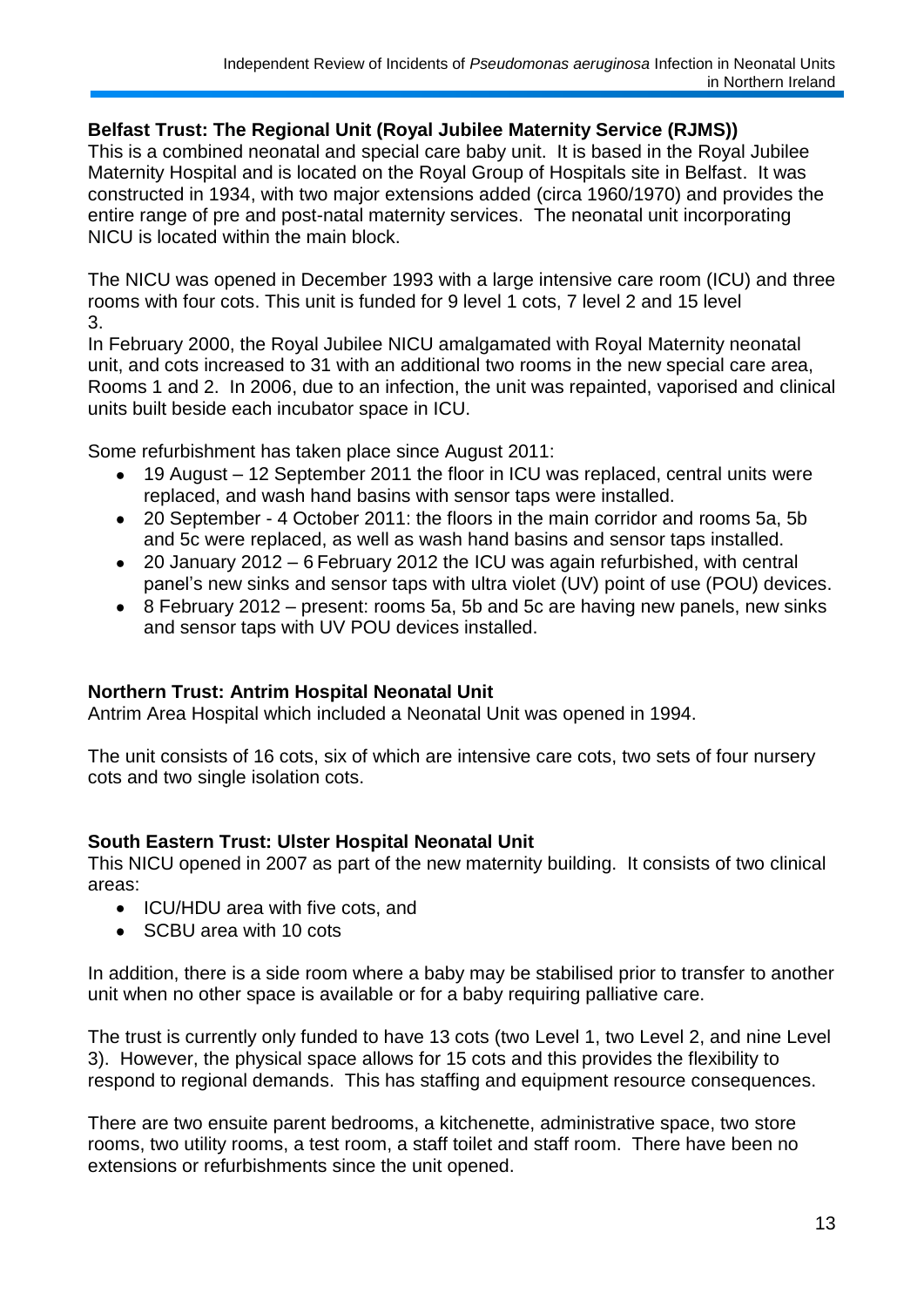**Belfast Trust: The Regional Unit (Royal Jubilee Maternity Service (RJMS))**

This is a combined neonatal and special care baby unit. It is based in the Royal Jubilee Maternity Hospital and is located on the Royal Group of Hospitals site in Belfast. It was constructed in 1934, with two major extensions added (circa 1960/1970) and provides the entire range of pre and post-natal maternity services. The neonatal unit incorporating NICU is located within the main block.

The NICU was opened in December 1993 with a large intensive care room (ICU) and three rooms with four cots. This unit is funded for 9 level 1 cots, 7 level 2 and 15 level 3.

In February 2000, the Royal Jubilee NICU amalgamated with Royal Maternity neonatal unit, and cots increased to 31 with an additional two rooms in the new special care area, Rooms 1 and 2. In 2006, due to an infection, the unit was repainted, vaporised and clinical units built beside each incubator space in ICU.

Some refurbishment has taken place since August 2011:

- 19 August – 12 September 2011 the floor in ICU was replaced, central units were replaced, and wash hand basins with sensor taps were installed.
- 20 September - 4 October 2011: the floors in the main corridor and rooms 5a, 5b and 5c were replaced, as well as wash hand basins and sensor taps installed.
- 20 January 2012 – 6 February 2012 the ICU was again refurbished, with central panel's new sinks and sensor taps with ultra violet (UV) point of use (POU) devices.
- 8 February 2012 – present: rooms 5a, 5b and 5c are having new panels, new sinks and sensor taps with UV POU devices installed.

**Northern Trust: Antrim Hospital Neonatal Unit**

Antrim Area Hospital which included a Neonatal Unit was opened in 1994.

The unit consists of 16 cots, six of which are intensive care cots, two sets of four nursery cots and two single isolation cots.

**South Eastern Trust: Ulster Hospital Neonatal Unit**

This NICU opened in 2007 as part of the new maternity building. It consists of two clinical areas:

- ICU/HDU area with five cots, and
- SCBU area with 10 cots

In addition, there is a side room where a baby may be stabilised prior to transfer to another unit when no other space is available or for a baby requiring palliative care.

The trust is currently only funded to have 13 cots (two Level 1, two Level 2, and nine Level 3). However, the physical space allows for 15 cots and this provides the flexibility to respond to regional demands. This has staffing and equipment resource consequences.

There are two ensuite parent bedrooms, a kitchenette, administrative space, two store rooms, two utility rooms, a test room, a staff toilet and staff room. There have been no extensions or refurbishments since the unit opened.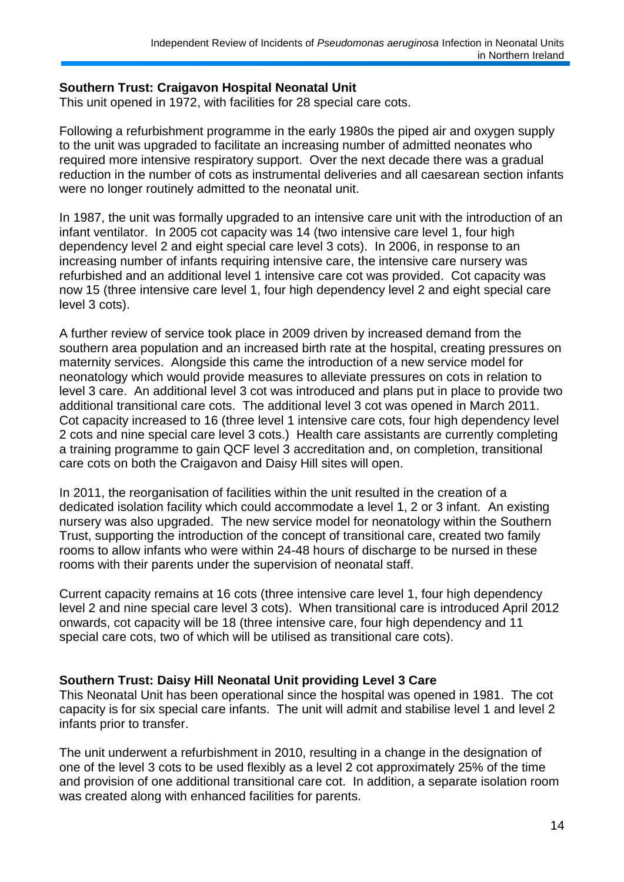**Southern Trust: Craigavon Hospital Neonatal Unit**

This unit opened in 1972, with facilities for 28 special care cots.

Following a refurbishment programme in the early 1980s the piped air and oxygen supply to the unit was upgraded to facilitate an increasing number of admitted neonates who required more intensive respiratory support. Over the next decade there was a gradual reduction in the number of cots as instrumental deliveries and all caesarean section infants were no longer routinely admitted to the neonatal unit.

In 1987, the unit was formally upgraded to an intensive care unit with the introduction of an infant ventilator. In 2005 cot capacity was 14 (two intensive care level 1, four high dependency level 2 and eight special care level 3 cots). In 2006, in response to an increasing number of infants requiring intensive care, the intensive care nursery was refurbished and an additional level 1 intensive care cot was provided. Cot capacity was now 15 (three intensive care level 1, four high dependency level 2 and eight special care level 3 cots).

A further review of service took place in 2009 driven by increased demand from the southern area population and an increased birth rate at the hospital, creating pressures on maternity services. Alongside this came the introduction of a new service model for neonatology which would provide measures to alleviate pressures on cots in relation to level 3 care. An additional level 3 cot was introduced and plans put in place to provide two additional transitional care cots. The additional level 3 cot was opened in March 2011. Cot capacity increased to 16 (three level 1 intensive care cots, four high dependency level 2 cots and nine special care level 3 cots.) Health care assistants are currently completing a training programme to gain QCF level 3 accreditation and, on completion, transitional care cots on both the Craigavon and Daisy Hill sites will open.

In 2011, the reorganisation of facilities within the unit resulted in the creation of a dedicated isolation facility which could accommodate a level 1, 2 or 3 infant. An existing nursery was also upgraded. The new service model for neonatology within the Southern Trust, supporting the introduction of the concept of transitional care, created two family rooms to allow infants who were within 24-48 hours of discharge to be nursed in these rooms with their parents under the supervision of neonatal staff.

Current capacity remains at 16 cots (three intensive care level 1, four high dependency level 2 and nine special care level 3 cots). When transitional care is introduced April 2012 onwards, cot capacity will be 18 (three intensive care, four high dependency and 11 special care cots, two of which will be utilised as transitional care cots).

**Southern Trust: Daisy Hill Neonatal Unit providing Level 3 Care**

This Neonatal Unit has been operational since the hospital was opened in 1981. The cot capacity is for six special care infants. The unit will admit and stabilise level 1 and level 2 infants prior to transfer.

The unit underwent a refurbishment in 2010, resulting in a change in the designation of one of the level 3 cots to be used flexibly as a level 2 cot approximately 25% of the time and provision of one additional transitional care cot. In addition, a separate isolation room was created along with enhanced facilities for parents.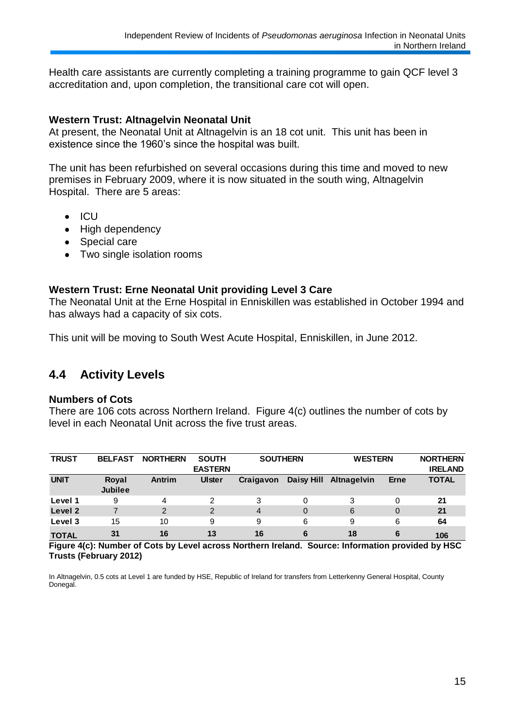Health care assistants are currently completing a training programme to gain QCF level 3 accreditation and, upon completion, the transitional care cot will open.

**Western Trust: Altnagelvin Neonatal Unit**

At present, the Neonatal Unit at Altnagelvin is an 18 cot unit. This unit has been in existence since the 1960's since the hospital was built.

The unit has been refurbished on several occasions during this time and moved to new premises in February 2009, where it is now situated in the south wing, Altnagelvin Hospital. There are 5 areas:

- ICU
- High dependency
- Special care
- Two single isolation rooms

**Western Trust: Erne Neonatal Unit providing Level 3 Care**

The Neonatal Unit at the Erne Hospital in Enniskillen was established in October 1994 and has always had a capacity of six cots.

This unit will be moving to South West Acute Hospital, Enniskillen, in June 2012.

## 4.4 Activity Levels

**Numbers of Cots**

There are 106 cots across Northern Ireland. Figure 4(c) outlines the number of cots by level in each Neonatal Unit across the five trust areas.

| TRUST | BELFAST | NORTHERN | SOUTH EASTERN | SOUTHERN | | WESTERN | | NORTHERN IRELAND |
|---|---|---|---|---|---|---|---|---|
| **UNIT** | **Royal Jubilee** | **Antrim** | **Ulster** | **Craigavon** | **Daisy Hill** | **Altnagelvin** | **Erne** | **TOTAL** |
| **Level 1** | 9 | 4 | 2 | 3 | 0 | 3 | 0 | **21** |
| **Level 2** | 7 | 2 | 2 | 4 | 0 | 6 | 0 | **21** |
| **Level 3** | 15 | 10 | 9 | 9 | 6 | 9 | 6 | **64** |
| **TOTAL** | **31** | **16** | **13** | **16** | **6** | **18** | **6** | **106** |

**Figure 4(c): Number of Cots by Level across Northern Ireland. Source: Information provided by HSC Trusts (February 2012)**

In Altnagelvin, 0.5 cots at Level 1 are funded by HSE, Republic of Ireland for transfers from Letterkenny General Hospital, County Donegal.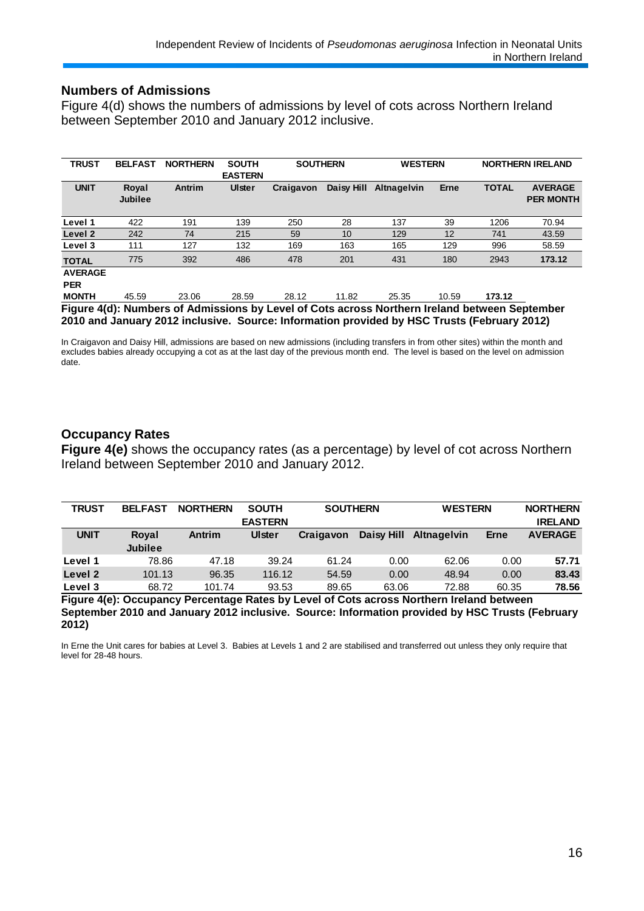## Numbers of Admissions

Figure 4(d) shows the numbers of admissions by level of cots across Northern Ireland between September 2010 and January 2012 inclusive.

| TRUST | BELFAST | NORTHERN | SOUTH EASTERN | SOUTHERN | | WESTERN | | NORTHERN IRELAND | |
|---|---|---|---|---|---|---|---|---|---|
| **UNIT** | **Royal Jubilee** | **Antrim** | **Ulster** | **Craigavon** | **Daisy Hill** | **Altnagelvin** | **Erne** | **TOTAL** | **AVERAGE PER MONTH** |
| **Level 1** | 422 | 191 | 139 | 250 | 28 | 137 | 39 | 1206 | 70.94 |
| **Level 2** | 242 | 74 | 215 | 59 | 10 | 129 | 12 | 741 | 43.59 |
| **Level 3** | 111 | 127 | 132 | 169 | 163 | 165 | 129 | 996 | 58.59 |
| **TOTAL** | 775 | 392 | 486 | 478 | 201 | 431 | 180 | 2943 | **173.12** |
| **AVERAGE PER MONTH** | 45.59 | 23.06 | 28.59 | 28.12 | 11.82 | 25.35 | 10.59 | **173.12** | |

**Figure 4(d): Numbers of Admissions by Level of Cots across Northern Ireland between September 2010 and January 2012 inclusive. Source: Information provided by HSC Trusts (February 2012)**

In Craigavon and Daisy Hill, admissions are based on new admissions (including transfers in from other sites) within the month and excludes babies already occupying a cot as at the last day of the previous month end. The level is based on the level on admission date.

## Occupancy Rates

**Figure 4(e)** shows the occupancy rates (as a percentage) by level of cot across Northern Ireland between September 2010 and January 2012.

| TRUST | BELFAST | NORTHERN | SOUTH EASTERN | SOUTHERN | | WESTERN | | NORTHERN IRELAND |
|---|---|---|---|---|---|---|---|---|
| **UNIT** | **Royal Jubilee** | **Antrim** | **Ulster** | **Craigavon** | **Daisy Hill** | **Altnagelvin** | **Erne** | **AVERAGE** |
| **Level 1** | 78.86 | 47.18 | 39.24 | 61.24 | 0.00 | 62.06 | 0.00 | **57.71** |
| **Level 2** | 101.13 | 96.35 | 116.12 | 54.59 | 0.00 | 48.94 | 0.00 | **83.43** |
| **Level 3** | 68.72 | 101.74 | 93.53 | 89.65 | 63.06 | 72.88 | 60.35 | **78.56** |

**Figure 4(e): Occupancy Percentage Rates by Level of Cots across Northern Ireland between September 2010 and January 2012 inclusive. Source: Information provided by HSC Trusts (February 2012)**

In Erne the Unit cares for babies at Level 3. Babies at Levels 1 and 2 are stabilised and transferred out unless they only require that level for 28-48 hours.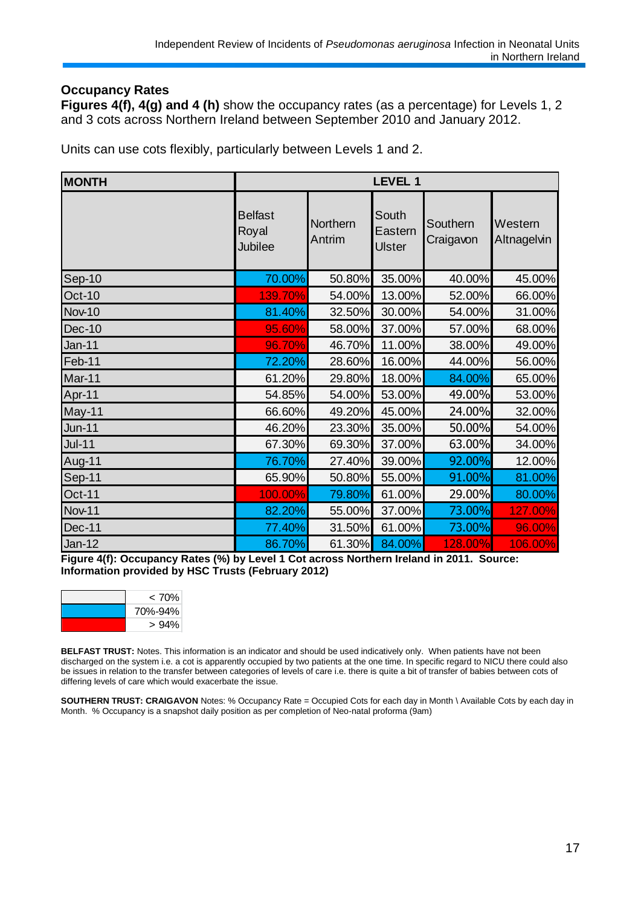## Occupancy Rates

**Figures 4(f), 4(g) and 4 (h)** show the occupancy rates (as a percentage) for Levels 1, 2 and 3 cots across Northern Ireland between September 2010 and January 2012.

Units can use cots flexibly, particularly between Levels 1 and 2.

| MONTH | LEVEL 1 | | | | |
|---|---|---|---|---|---|
| | Belfast Royal Jubilee | Northern Antrim | South Eastern Ulster | Southern Craigavon | Western Altnagelvin |
| Sep-10 | 70.00% | 50.80% | 35.00% | 40.00% | 45.00% |
| Oct-10 | 139.70% | 54.00% | 13.00% | 52.00% | 66.00% |
| Nov-10 | 81.40% | 32.50% | 30.00% | 54.00% | 31.00% |
| Dec-10 | 95.60% | 58.00% | 37.00% | 57.00% | 68.00% |
| Jan-11 | 96.70% | 46.70% | 11.00% | 38.00% | 49.00% |
| Feb-11 | 72.20% | 28.60% | 16.00% | 44.00% | 56.00% |
| Mar-11 | 61.20% | 29.80% | 18.00% | 84.00% | 65.00% |
| Apr-11 | 54.85% | 54.00% | 53.00% | 49.00% | 53.00% |
| May-11 | 66.60% | 49.20% | 45.00% | 24.00% | 32.00% |
| Jun-11 | 46.20% | 23.30% | 35.00% | 50.00% | 54.00% |
| Jul-11 | 67.30% | 69.30% | 37.00% | 63.00% | 34.00% |
| Aug-11 | 76.70% | 27.40% | 39.00% | 92.00% | 12.00% |
| Sep-11 | 65.90% | 50.80% | 55.00% | 91.00% | 81.00% |
| Oct-11 | 100.00% | 79.80% | 61.00% | 29.00% | 80.00% |
| Nov-11 | 82.20% | 55.00% | 37.00% | 73.00% | 127.00% |
| Dec-11 | 77.40% | 31.50% | 61.00% | 73.00% | 96.00% |
| Jan-12 | 86.70% | 61.30% | 84.00% | 128.00% | 106.00% |

**Figure 4(f): Occupancy Rates (%) by Level 1 Cot across Northern Ireland in 2011. Source: Information provided by HSC Trusts (February 2012)**

| Colour | Range |
|---|---|
| (white) | < 70% |
| (blue) | 70%-94% |
| (red) | > 94% |

**BELFAST TRUST:** Notes. This information is an indicator and should be used indicatively only. When patients have not been discharged on the system i.e. a cot is apparently occupied by two patients at the one time. In specific regard to NICU there could also be issues in relation to the transfer between categories of levels of care i.e. there is quite a bit of transfer of babies between cots of differing levels of care which would exacerbate the issue.

**SOUTHERN TRUST: CRAIGAVON** Notes: % Occupancy Rate = Occupied Cots for each day in Month \ Available Cots by each day in Month. % Occupancy is a snapshot daily position as per completion of Neo-natal proforma (9am)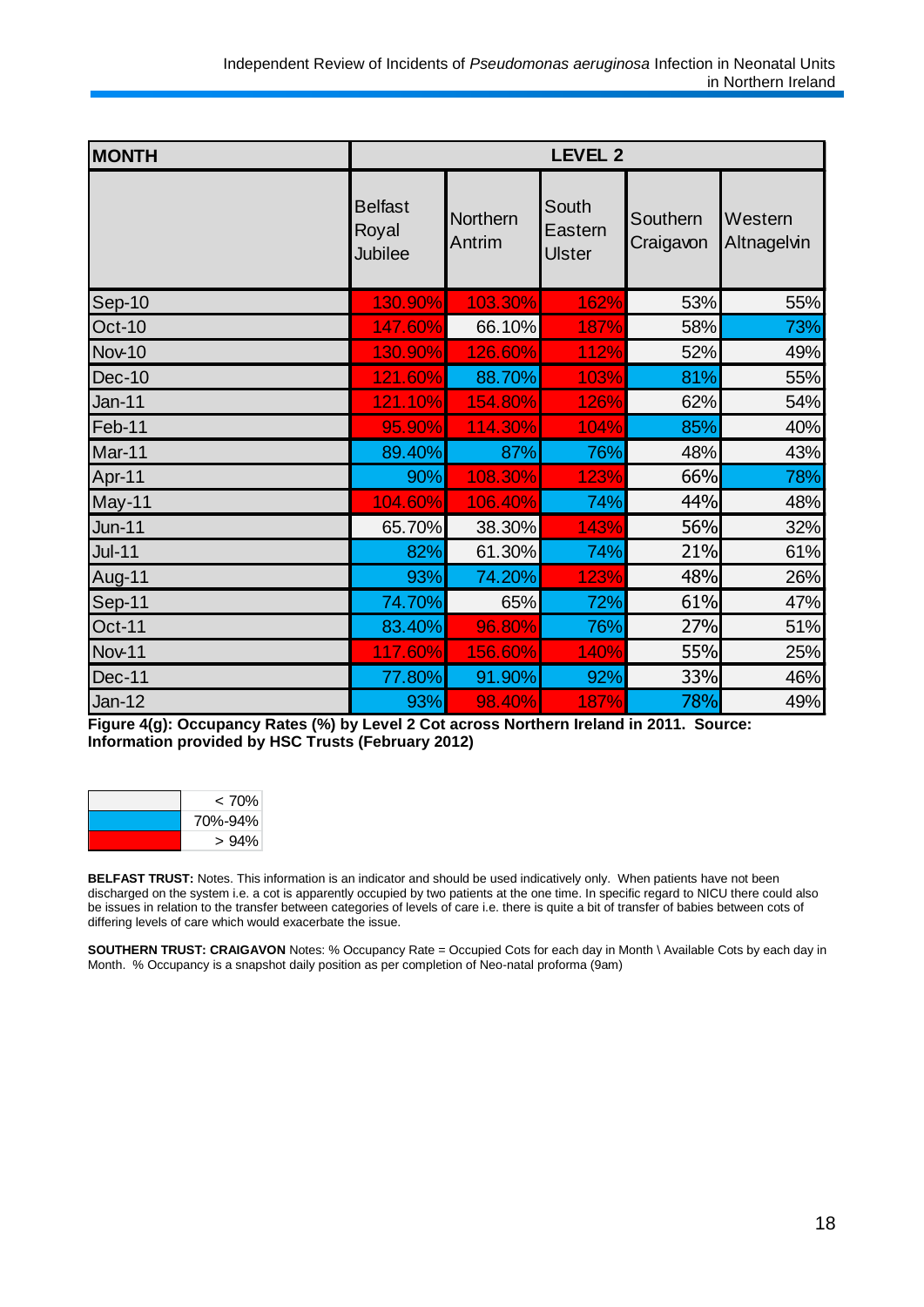| MONTH | LEVEL 2 | | | | |
|---|---|---|---|---|---|
| | Belfast Royal Jubilee | Northern Antrim | South Eastern Ulster | Southern Craigavon | Western Altnagelvin |
| Sep-10 | 130.90% | 103.30% | 162% | 53% | 55% |
| Oct-10 | 147.60% | 66.10% | 187% | 58% | 73% |
| Nov-10 | 130.90% | 126.60% | 112% | 52% | 49% |
| Dec-10 | 121.60% | 88.70% | 103% | 81% | 55% |
| Jan-11 | 121.10% | 154.80% | 126% | 62% | 54% |
| Feb-11 | 95.90% | 114.30% | 104% | 85% | 40% |
| Mar-11 | 89.40% | 87% | 76% | 48% | 43% |
| Apr-11 | 90% | 108.30% | 123% | 66% | 78% |
| May-11 | 104.60% | 106.40% | 74% | 44% | 48% |
| Jun-11 | 65.70% | 38.30% | 143% | 56% | 32% |
| Jul-11 | 82% | 61.30% | 74% | 21% | 61% |
| Aug-11 | 93% | 74.20% | 123% | 48% | 26% |
| Sep-11 | 74.70% | 65% | 72% | 61% | 47% |
| Oct-11 | 83.40% | 96.80% | 76% | 27% | 51% |
| Nov-11 | 117.60% | 156.60% | 140% | 55% | 25% |
| Dec-11 | 77.80% | 91.90% | 92% | 33% | 46% |
| Jan-12 | 93% | 98.40% | 187% | 78% | 49% |

**Figure 4(g): Occupancy Rates (%) by Level 2 Cot across Northern Ireland in 2011. Source: Information provided by HSC Trusts (February 2012)**

| Colour | Range |
|---|---|
| (white) | < 70% |
| (blue) | 70%-94% |
| (red) | > 94% |

**BELFAST TRUST:** Notes. This information is an indicator and should be used indicatively only. When patients have not been discharged on the system i.e. a cot is apparently occupied by two patients at the one time. In specific regard to NICU there could also be issues in relation to the transfer between categories of levels of care i.e. there is quite a bit of transfer of babies between cots of differing levels of care which would exacerbate the issue.

**SOUTHERN TRUST: CRAIGAVON** Notes: % Occupancy Rate = Occupied Cots for each day in Month \ Available Cots by each day in Month. % Occupancy is a snapshot daily position as per completion of Neo-natal proforma (9am)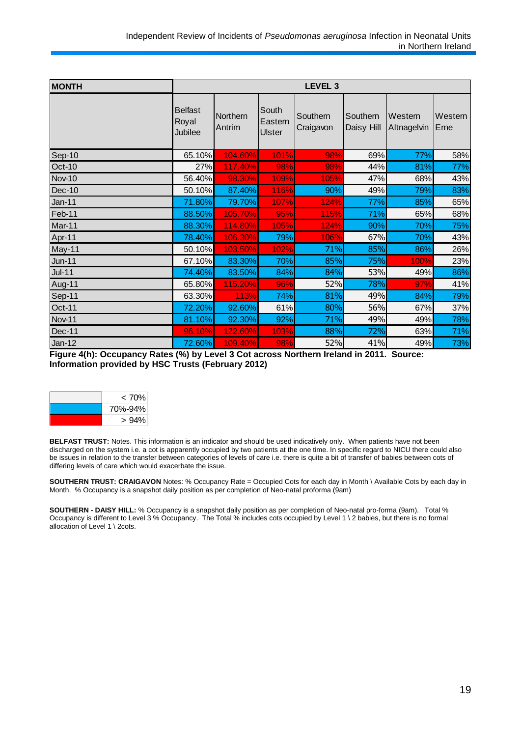| MONTH | LEVEL 3 | | | | | | |
|---|---|---|---|---|---|---|---|
| | Belfast Royal Jubilee | Northern Antrim | South Eastern Ulster | Southern Craigavon | Southern Daisy Hill | Western Altnagelvin | Western Erne |
| Sep-10 | 65.10% | 104.60% | 101% | 98% | 69% | 77% | 58% |
| Oct-10 | 27% | 117.40% | 98% | 98% | 44% | 81% | 77% |
| Nov-10 | 56.40% | 98.30% | 109% | 105% | 47% | 68% | 43% |
| Dec-10 | 50.10% | 87.40% | 116% | 90% | 49% | 79% | 83% |
| Jan-11 | 71.80% | 79.70% | 107% | 124% | 77% | 85% | 65% |
| Feb-11 | 88.50% | 105.70% | 95% | 115% | 71% | 65% | 68% |
| Mar-11 | 88.30% | 114.80% | 105% | 124% | 90% | 70% | 75% |
| Apr-11 | 78.40% | 106.30% | 79% | 106% | 67% | 70% | 43% |
| May-11 | 50.10% | 103.50% | 102% | 71% | 85% | 86% | 26% |
| Jun-11 | 67.10% | 83.30% | 70% | 85% | 75% | 100% | 23% |
| Jul-11 | 74.40% | 83.50% | 84% | 84% | 53% | 49% | 86% |
| Aug-11 | 65.80% | 115.20% | 96% | 52% | 78% | 97% | 41% |
| Sep-11 | 63.30% | 113% | 74% | 81% | 49% | 84% | 79% |
| Oct-11 | 72.20% | 92.60% | 61% | 80% | 56% | 67% | 37% |
| Nov-11 | 81.10% | 92.30% | 92% | 71% | 49% | 49% | 78% |
| Dec-11 | 96.10% | 122.60% | 103% | 88% | 72% | 63% | 71% |
| Jan-12 | 72.60% | 109.40% | 98% | 52% | 41% | 49% | 73% |

**Figure 4(h): Occupancy Rates (%) by Level 3 Cot across Northern Ireland in 2011. Source: Information provided by HSC Trusts (February 2012)**

| Colour | Range |
|---|---|
| (white) | < 70% |
| (blue) | 70%-94% |
| (red) | > 94% |

**BELFAST TRUST:** Notes. This information is an indicator and should be used indicatively only. When patients have not been discharged on the system i.e. a cot is apparently occupied by two patients at the one time. In specific regard to NICU there could also be issues in relation to the transfer between categories of levels of care i.e. there is quite a bit of transfer of babies between cots of differing levels of care which would exacerbate the issue.

**SOUTHERN TRUST: CRAIGAVON** Notes: % Occupancy Rate = Occupied Cots for each day in Month \ Available Cots by each day in Month. % Occupancy is a snapshot daily position as per completion of Neo-natal proforma (9am)

**SOUTHERN - DAISY HILL:** % Occupancy is a snapshot daily position as per completion of Neo-natal pro-forma (9am). Total % Occupancy is different to Level 3 % Occupancy. The Total % includes cots occupied by Level 1 \ 2 babies, but there is no formal allocation of Level 1 \ 2cots.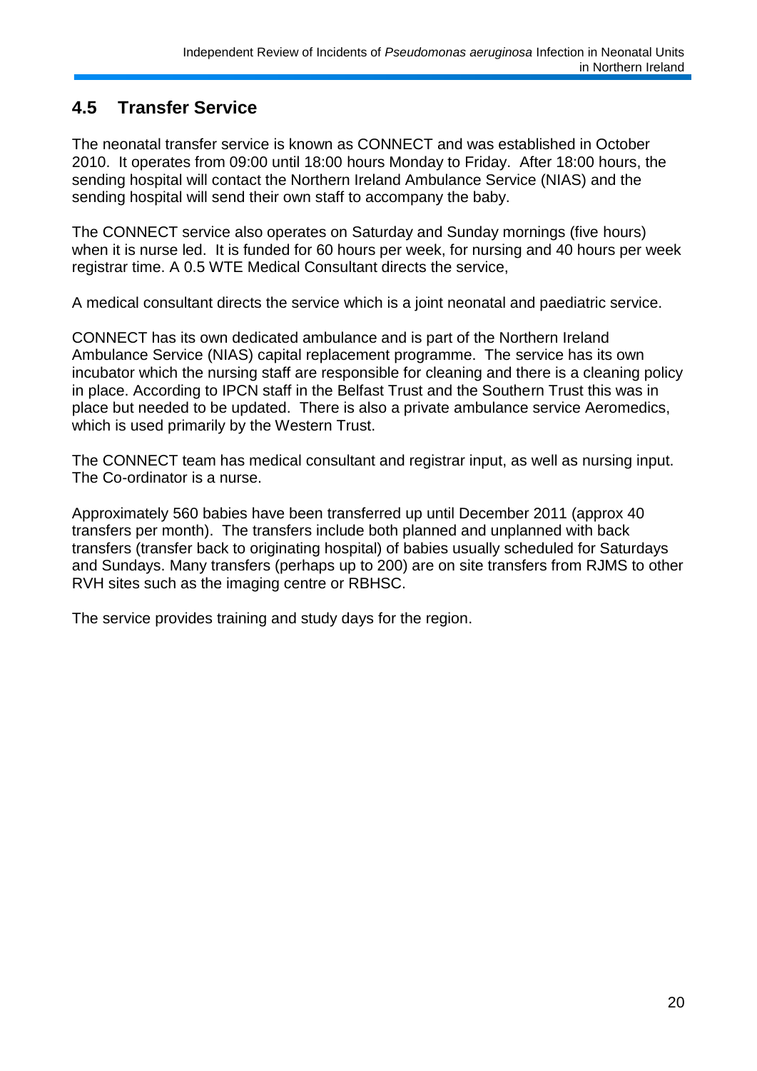## 4.5 Transfer Service

The neonatal transfer service is known as CONNECT and was established in October 2010. It operates from 09:00 until 18:00 hours Monday to Friday. After 18:00 hours, the sending hospital will contact the Northern Ireland Ambulance Service (NIAS) and the sending hospital will send their own staff to accompany the baby.

The CONNECT service also operates on Saturday and Sunday mornings (five hours) when it is nurse led. It is funded for 60 hours per week, for nursing and 40 hours per week registrar time. A 0.5 WTE Medical Consultant directs the service,

A medical consultant directs the service which is a joint neonatal and paediatric service.

CONNECT has its own dedicated ambulance and is part of the Northern Ireland Ambulance Service (NIAS) capital replacement programme. The service has its own incubator which the nursing staff are responsible for cleaning and there is a cleaning policy in place. According to IPCN staff in the Belfast Trust and the Southern Trust this was in place but needed to be updated. There is also a private ambulance service Aeromedics, which is used primarily by the Western Trust.

The CONNECT team has medical consultant and registrar input, as well as nursing input. The Co-ordinator is a nurse.

Approximately 560 babies have been transferred up until December 2011 (approx 40 transfers per month). The transfers include both planned and unplanned with back transfers (transfer back to originating hospital) of babies usually scheduled for Saturdays and Sundays. Many transfers (perhaps up to 200) are on site transfers from RJMS to other RVH sites such as the imaging centre or RBHSC.

The service provides training and study days for the region.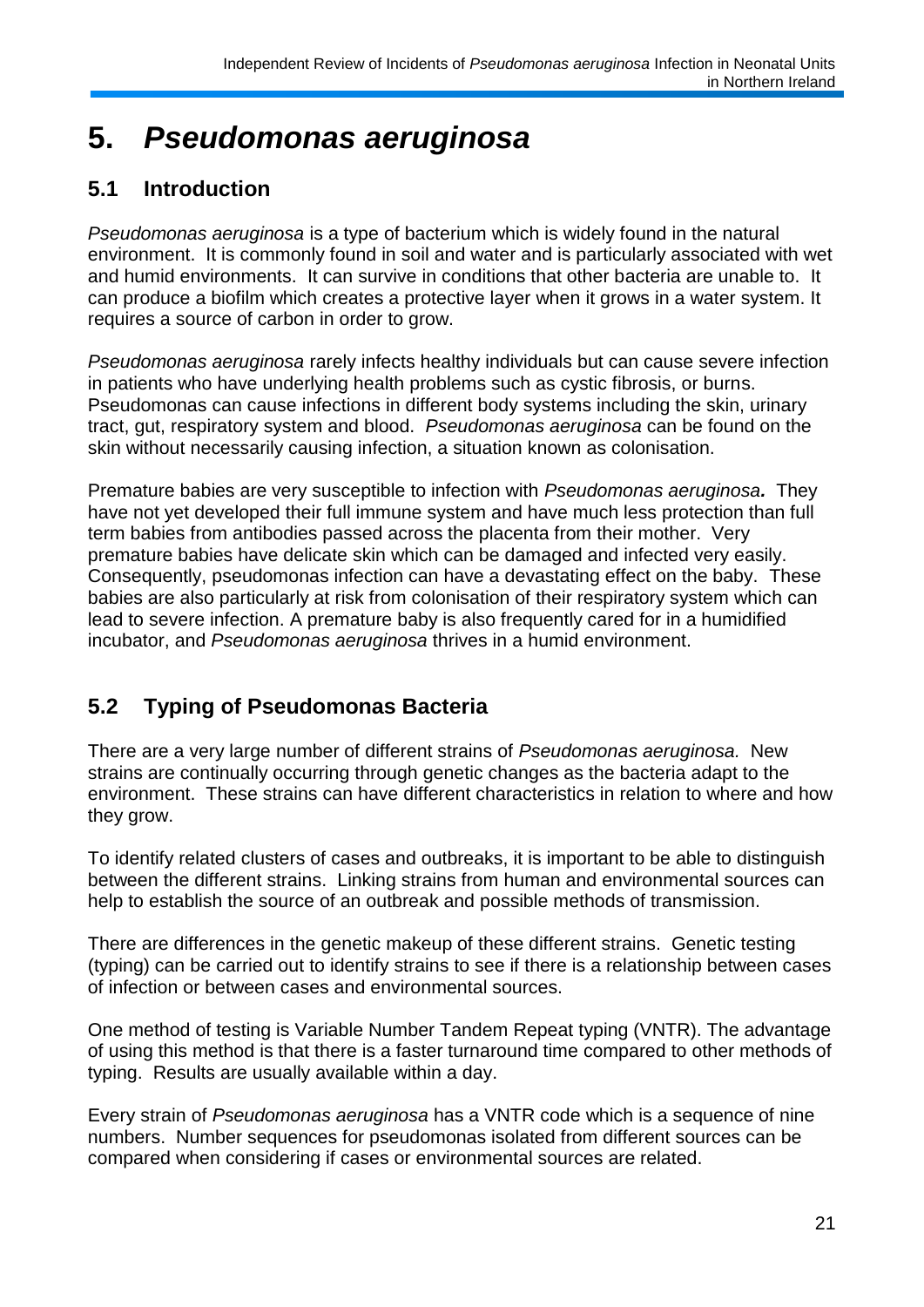# 5. *Pseudomonas aeruginosa*

## 5.1 Introduction

*Pseudomonas aeruginosa* is a type of bacterium which is widely found in the natural environment. It is commonly found in soil and water and is particularly associated with wet and humid environments. It can survive in conditions that other bacteria are unable to. It can produce a biofilm which creates a protective layer when it grows in a water system. It requires a source of carbon in order to grow.

*Pseudomonas aeruginosa* rarely infects healthy individuals but can cause severe infection in patients who have underlying health problems such as cystic fibrosis, or burns. Pseudomonas can cause infections in different body systems including the skin, urinary tract, gut, respiratory system and blood. *Pseudomonas aeruginosa* can be found on the skin without necessarily causing infection, a situation known as colonisation.

Premature babies are very susceptible to infection with ***Pseudomonas aeruginosa.*** They have not yet developed their full immune system and have much less protection than full term babies from antibodies passed across the placenta from their mother. Very premature babies have delicate skin which can be damaged and infected very easily. Consequently, pseudomonas infection can have a devastating effect on the baby. These babies are also particularly at risk from colonisation of their respiratory system which can lead to severe infection. A premature baby is also frequently cared for in a humidified incubator, and *Pseudomonas aeruginosa* thrives in a humid environment.

## 5.2 Typing of Pseudomonas Bacteria

There are a very large number of different strains of *Pseudomonas aeruginosa.* New strains are continually occurring through genetic changes as the bacteria adapt to the environment. These strains can have different characteristics in relation to where and how they grow.

To identify related clusters of cases and outbreaks, it is important to be able to distinguish between the different strains. Linking strains from human and environmental sources can help to establish the source of an outbreak and possible methods of transmission.

There are differences in the genetic makeup of these different strains. Genetic testing (typing) can be carried out to identify strains to see if there is a relationship between cases of infection or between cases and environmental sources.

One method of testing is Variable Number Tandem Repeat typing (VNTR). The advantage of using this method is that there is a faster turnaround time compared to other methods of typing. Results are usually available within a day.

Every strain of *Pseudomonas aeruginosa* has a VNTR code which is a sequence of nine numbers. Number sequences for pseudomonas isolated from different sources can be compared when considering if cases or environmental sources are related.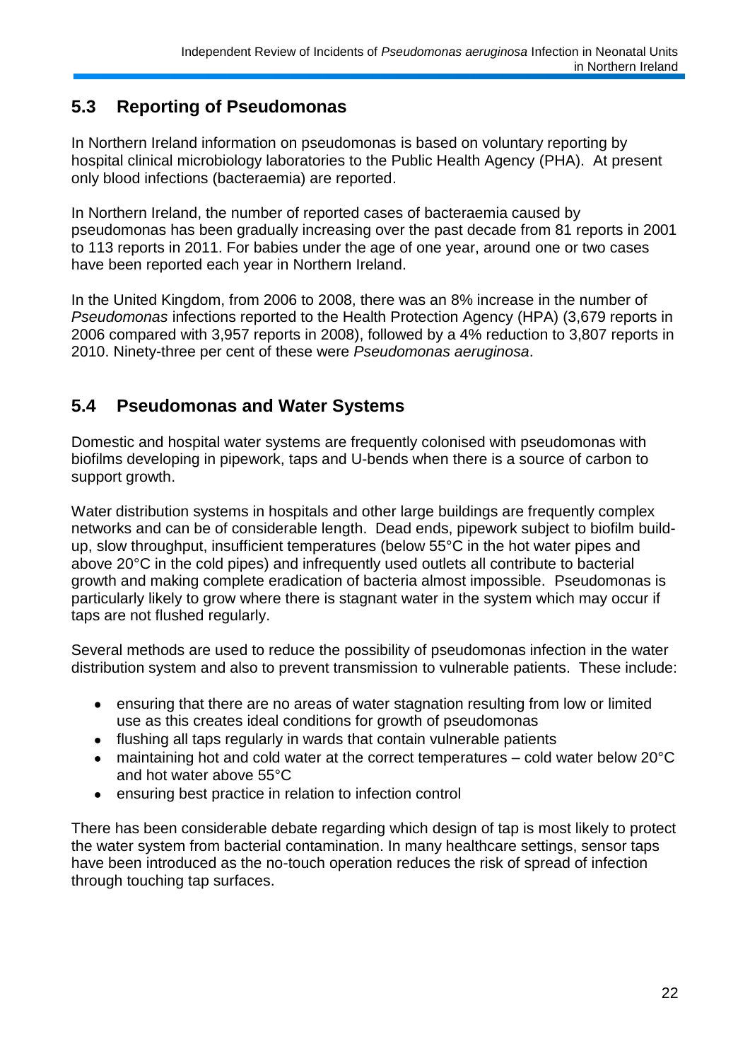## 5.3 Reporting of Pseudomonas

In Northern Ireland information on pseudomonas is based on voluntary reporting by hospital clinical microbiology laboratories to the Public Health Agency (PHA). At present only blood infections (bacteraemia) are reported.

In Northern Ireland, the number of reported cases of bacteraemia caused by pseudomonas has been gradually increasing over the past decade from 81 reports in 2001 to 113 reports in 2011. For babies under the age of one year, around one or two cases have been reported each year in Northern Ireland.

In the United Kingdom, from 2006 to 2008, there was an 8% increase in the number of *Pseudomonas* infections reported to the Health Protection Agency (HPA) (3,679 reports in 2006 compared with 3,957 reports in 2008), followed by a 4% reduction to 3,807 reports in 2010. Ninety-three per cent of these were *Pseudomonas aeruginosa*.

## 5.4 Pseudomonas and Water Systems

Domestic and hospital water systems are frequently colonised with pseudomonas with biofilms developing in pipework, taps and U-bends when there is a source of carbon to support growth.

Water distribution systems in hospitals and other large buildings are frequently complex networks and can be of considerable length. Dead ends, pipework subject to biofilm build-up, slow throughput, insufficient temperatures (below 55°C in the hot water pipes and above 20°C in the cold pipes) and infrequently used outlets all contribute to bacterial growth and making complete eradication of bacteria almost impossible. Pseudomonas is particularly likely to grow where there is stagnant water in the system which may occur if taps are not flushed regularly.

Several methods are used to reduce the possibility of pseudomonas infection in the water distribution system and also to prevent transmission to vulnerable patients. These include:

- ensuring that there are no areas of water stagnation resulting from low or limited use as this creates ideal conditions for growth of pseudomonas
- flushing all taps regularly in wards that contain vulnerable patients
- maintaining hot and cold water at the correct temperatures – cold water below 20°C and hot water above 55°C
- ensuring best practice in relation to infection control

There has been considerable debate regarding which design of tap is most likely to protect the water system from bacterial contamination. In many healthcare settings, sensor taps have been introduced as the no-touch operation reduces the risk of spread of infection through touching tap surfaces.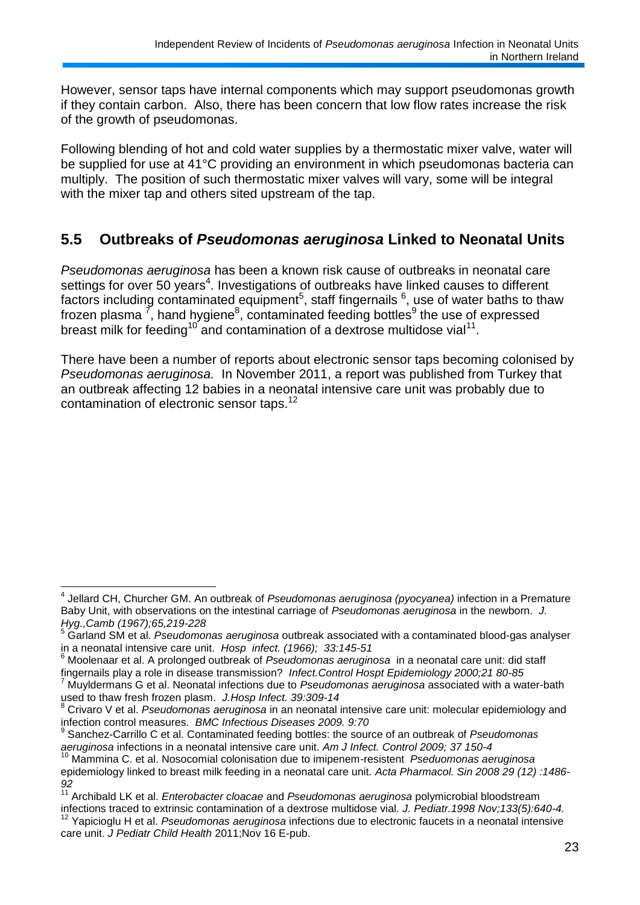However, sensor taps have internal components which may support pseudomonas growth if they contain carbon. Also, there has been concern that low flow rates increase the risk of the growth of pseudomonas.

Following blending of hot and cold water supplies by a thermostatic mixer valve, water will be supplied for use at 41°C providing an environment in which pseudomonas bacteria can multiply. The position of such thermostatic mixer valves will vary, some will be integral with the mixer tap and others sited upstream of the tap.

## 5.5 Outbreaks of *Pseudomonas aeruginosa* Linked to Neonatal Units

*Pseudomonas aeruginosa* has been a known risk cause of outbreaks in neonatal care settings for over 50 years[4]. Investigations of outbreaks have linked causes to different factors including contaminated equipment[5], staff fingernails [6], use of water baths to thaw frozen plasma [7], hand hygiene[8], contaminated feeding bottles[9] the use of expressed breast milk for feeding[10] and contamination of a dextrose multidose vial[11].

There have been a number of reports about electronic sensor taps becoming colonised by *Pseudomonas aeruginosa.* In November 2011, a report was published from Turkey that an outbreak affecting 12 babies in a neonatal intensive care unit was probably due to contamination of electronic sensor taps.[12]

---

[4] Jellard CH, Churcher GM. An outbreak of *Pseudomonas aeruginosa (pyocyanea)* infection in a Premature Baby Unit, with observations on the intestinal carriage of *Pseudomonas aeruginosa* in the newborn. *J. Hyg.,Camb (1967);65,219-228*

[5] Garland SM et al. *Pseudomonas aeruginosa* outbreak associated with a contaminated blood-gas analyser in a neonatal intensive care unit. *Hosp infect. (1966); 33:145-51*

[6] Moolenaar et al. A prolonged outbreak of *Pseudomonas aeruginosa* in a neonatal care unit: did staff fingernails play a role in disease transmission? *Infect.Control Hospt Epidemiology 2000;21 80-85*

[7] Muyldermans G et al. Neonatal infections due to *Pseudomonas aeruginosa* associated with a water-bath used to thaw fresh frozen plasm. *J.Hosp Infect. 39:309-14*

[8] Crivaro V et al. *Pseudomonas aeruginosa* in an neonatal intensive care unit: molecular epidemiology and infection control measures. *BMC Infectious Diseases 2009. 9:70*

[9] Sanchez-Carrillo C et al. Contaminated feeding bottles: the source of an outbreak of *Pseudomonas aeruginosa* infections in a neonatal intensive care unit. *Am J Infect. Control 2009; 37 150-4*

[10] Mammina C. et al. Nosocomial colonisation due to imipenem-resistent *Pseduomonas aeruginosa* epidemiology linked to breast milk feeding in a neonatal care unit. *Acta Pharmacol. Sin 2008 29 (12) :1486-92*

[11] Archibald LK et al. *Enterobacter cloacae* and *Pseudomonas aeruginosa* polymicrobial bloodstream infections traced to extrinsic contamination of a dextrose multidose vial. *J. Pediatr.1998 Nov;133(5):640-4.*

[12] Yapicioglu H et al. *Pseudomonas aeruginosa* infections due to electronic faucets in a neonatal intensive care unit. *J Pediatr Child Health* 2011;Nov 16 E-pub.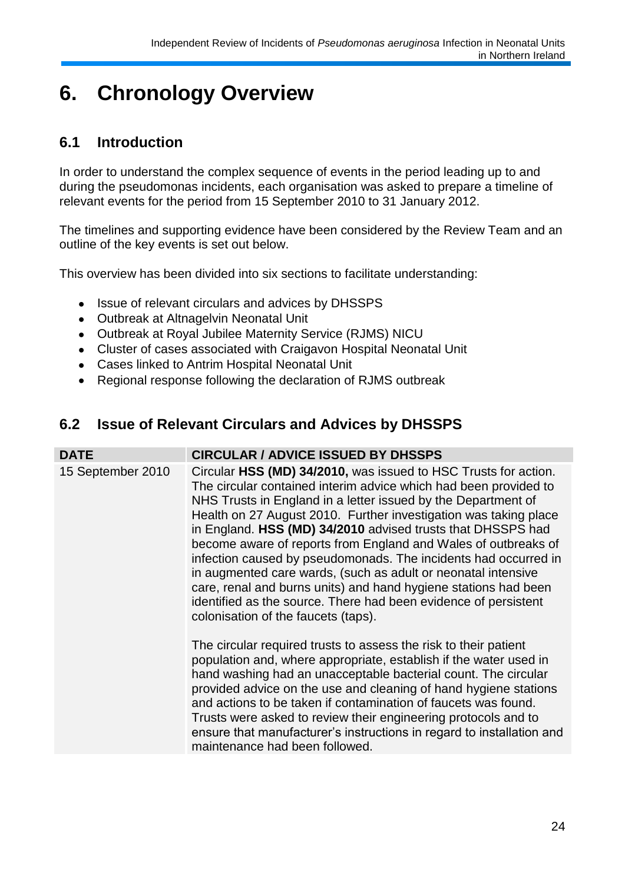# 6. Chronology Overview

## 6.1 Introduction

In order to understand the complex sequence of events in the period leading up to and during the pseudomonas incidents, each organisation was asked to prepare a timeline of relevant events for the period from 15 September 2010 to 31 January 2012.

The timelines and supporting evidence have been considered by the Review Team and an outline of the key events is set out below.

This overview has been divided into six sections to facilitate understanding:

- Issue of relevant circulars and advices by DHSSPS
- Outbreak at Altnagelvin Neonatal Unit
- Outbreak at Royal Jubilee Maternity Service (RJMS) NICU
- Cluster of cases associated with Craigavon Hospital Neonatal Unit
- Cases linked to Antrim Hospital Neonatal Unit
- Regional response following the declaration of RJMS outbreak

## 6.2 Issue of Relevant Circulars and Advices by DHSSPS

| DATE | CIRCULAR / ADVICE ISSUED BY DHSSPS |
|---|---|
| 15 September 2010 | Circular **HSS (MD) 34/2010,** was issued to HSC Trusts for action. The circular contained interim advice which had been provided to NHS Trusts in England in a letter issued by the Department of Health on 27 August 2010. Further investigation was taking place in England. **HSS (MD) 34/2010** advised trusts that DHSSPS had become aware of reports from England and Wales of outbreaks of infection caused by pseudomonads. The incidents had occurred in in augmented care wards, (such as adult or neonatal intensive care, renal and burns units) and hand hygiene stations had been identified as the source. There had been evidence of persistent colonisation of the faucets (taps).<br><br>The circular required trusts to assess the risk to their patient population and, where appropriate, establish if the water used in hand washing had an unacceptable bacterial count. The circular provided advice on the use and cleaning of hand hygiene stations and actions to be taken if contamination of faucets was found. Trusts were asked to review their engineering protocols and to ensure that manufacturer's instructions in regard to installation and maintenance had been followed. |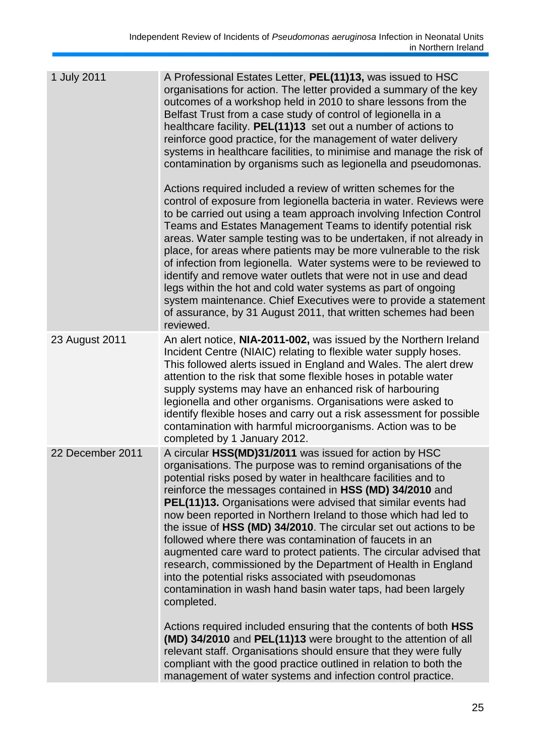| | |
|---|---|
| 1 July 2011 | A Professional Estates Letter, **PEL(11)13,** was issued to HSC organisations for action. The letter provided a summary of the key outcomes of a workshop held in 2010 to share lessons from the Belfast Trust from a case study of control of legionella in a healthcare facility. **PEL(11)13** set out a number of actions to reinforce good practice, for the management of water delivery systems in healthcare facilities, to minimise and manage the risk of contamination by organisms such as legionella and pseudomonas.<br><br>Actions required included a review of written schemes for the control of exposure from legionella bacteria in water. Reviews were to be carried out using a team approach involving Infection Control Teams and Estates Management Teams to identify potential risk areas. Water sample testing was to be undertaken, if not already in place, for areas where patients may be more vulnerable to the risk of infection from legionella. Water systems were to be reviewed to identify and remove water outlets that were not in use and dead legs within the hot and cold water systems as part of ongoing system maintenance. Chief Executives were to provide a statement of assurance, by 31 August 2011, that written schemes had been reviewed. |
| 23 August 2011 | An alert notice, **NIA-2011-002,** was issued by the Northern Ireland Incident Centre (NIAIC) relating to flexible water supply hoses. This followed alerts issued in England and Wales. The alert drew attention to the risk that some flexible hoses in potable water supply systems may have an enhanced risk of harbouring legionella and other organisms. Organisations were asked to identify flexible hoses and carry out a risk assessment for possible contamination with harmful microorganisms. Action was to be completed by 1 January 2012. |
| 22 December 2011 | A circular **HSS(MD)31/2011** was issued for action by HSC organisations. The purpose was to remind organisations of the potential risks posed by water in healthcare facilities and to reinforce the messages contained in **HSS (MD) 34/2010** and **PEL(11)13.** Organisations were advised that similar events had now been reported in Northern Ireland to those which had led to the issue of **HSS (MD) 34/2010**. The circular set out actions to be followed where there was contamination of faucets in an augmented care ward to protect patients. The circular advised that research, commissioned by the Department of Health in England into the potential risks associated with pseudomonas contamination in wash hand basin water taps, had been largely completed.<br><br>Actions required included ensuring that the contents of both **HSS (MD) 34/2010** and **PEL(11)13** were brought to the attention of all relevant staff. Organisations should ensure that they were fully compliant with the good practice outlined in relation to both the management of water systems and infection control practice. |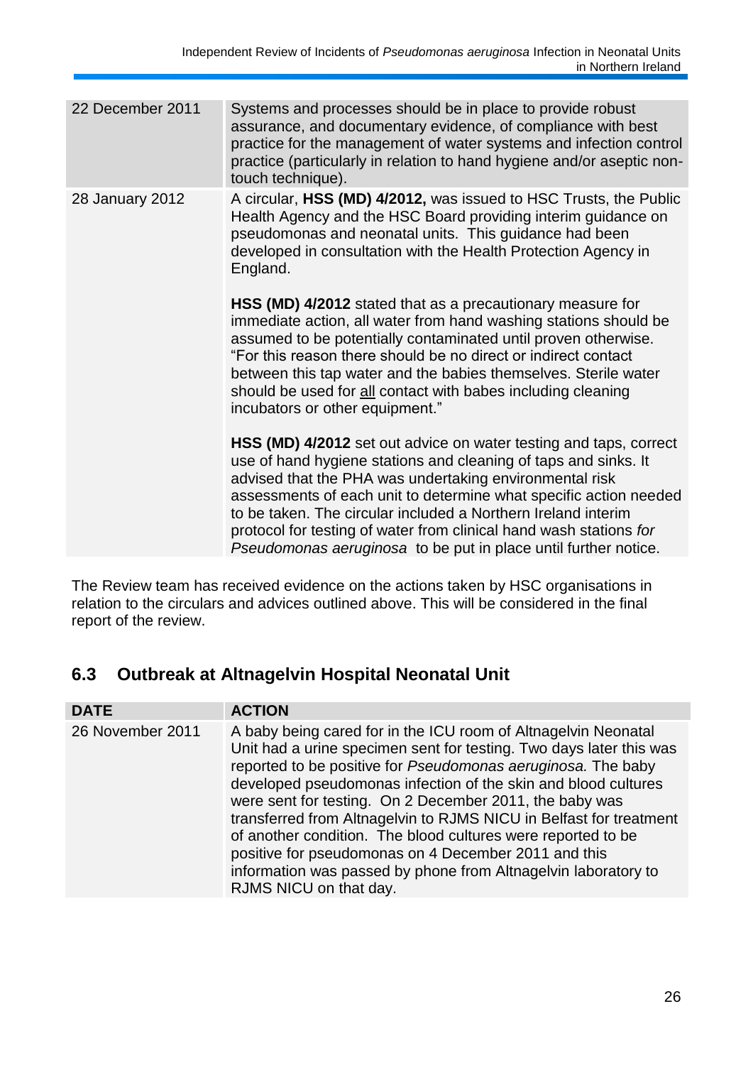| | |
|---|---|
| 22 December 2011 | Systems and processes should be in place to provide robust assurance, and documentary evidence, of compliance with best practice for the management of water systems and infection control practice (particularly in relation to hand hygiene and/or aseptic non-touch technique). |
| 28 January 2012 | A circular, **HSS (MD) 4/2012,** was issued to HSC Trusts, the Public Health Agency and the HSC Board providing interim guidance on pseudomonas and neonatal units. This guidance had been developed in consultation with the Health Protection Agency in England.<br><br>**HSS (MD) 4/2012** stated that as a precautionary measure for immediate action, all water from hand washing stations should be assumed to be potentially contaminated until proven otherwise. "For this reason there should be no direct or indirect contact between this tap water and the babies themselves. Sterile water should be used for <u>all</u> contact with babes including cleaning incubators or other equipment."<br><br>**HSS (MD) 4/2012** set out advice on water testing and taps, correct use of hand hygiene stations and cleaning of taps and sinks. It advised that the PHA was undertaking environmental risk assessments of each unit to determine what specific action needed to be taken. The circular included a Northern Ireland interim protocol for testing of water from clinical hand wash stations *for Pseudomonas aeruginosa* to be put in place until further notice. |

The Review team has received evidence on the actions taken by HSC organisations in relation to the circulars and advices outlined above. This will be considered in the final report of the review.

## 6.3 Outbreak at Altnagelvin Hospital Neonatal Unit

| DATE | ACTION |
|---|---|
| 26 November 2011 | A baby being cared for in the ICU room of Altnagelvin Neonatal Unit had a urine specimen sent for testing. Two days later this was reported to be positive for *Pseudomonas aeruginosa.* The baby developed pseudomonas infection of the skin and blood cultures were sent for testing. On 2 December 2011, the baby was transferred from Altnagelvin to RJMS NICU in Belfast for treatment of another condition. The blood cultures were reported to be positive for pseudomonas on 4 December 2011 and this information was passed by phone from Altnagelvin laboratory to RJMS NICU on that day. |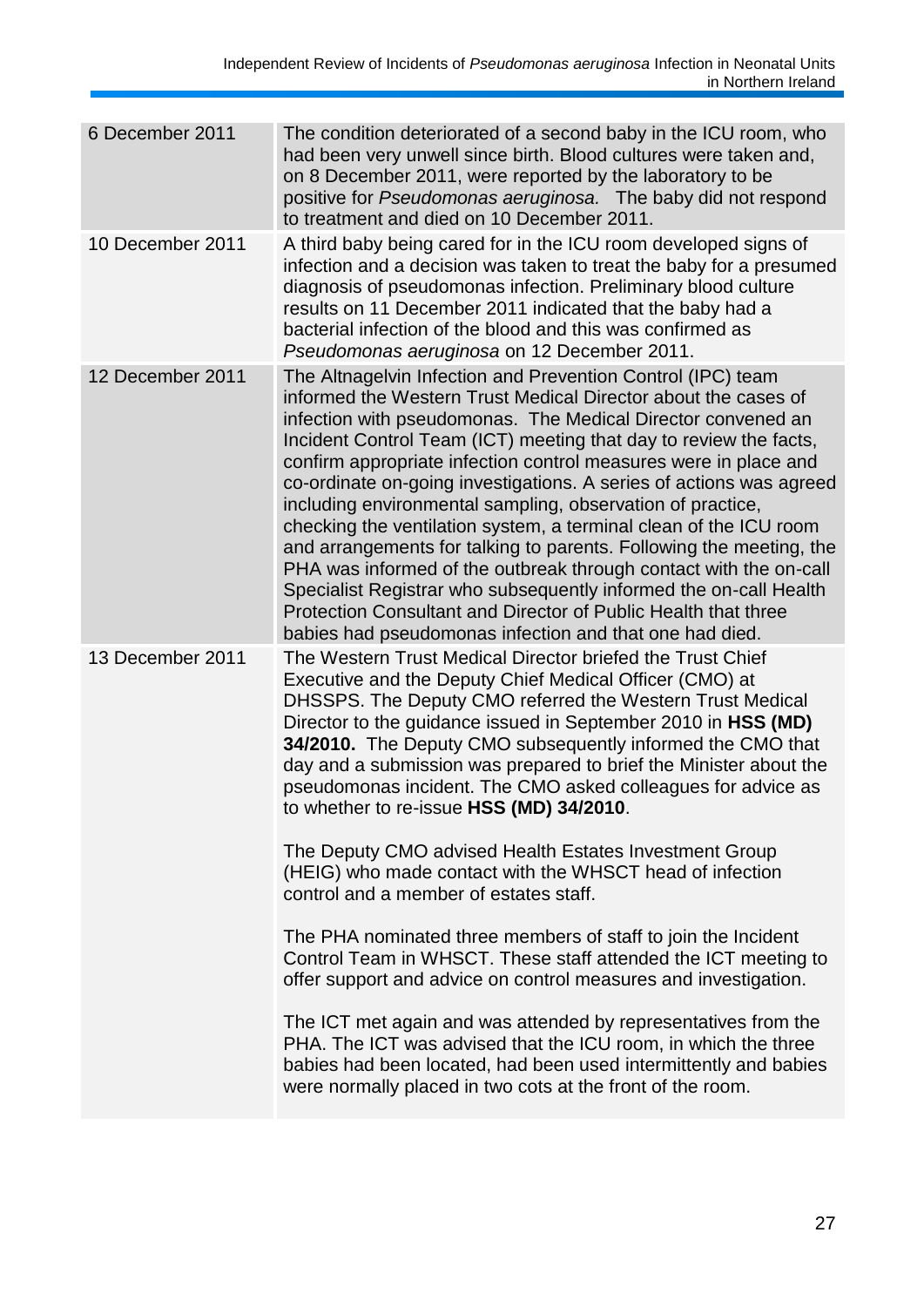| | |
|---|---|
| 6 December 2011 | The condition deteriorated of a second baby in the ICU room, who had been very unwell since birth. Blood cultures were taken and, on 8 December 2011, were reported by the laboratory to be positive for *Pseudomonas aeruginosa.* The baby did not respond to treatment and died on 10 December 2011. |
| 10 December 2011 | A third baby being cared for in the ICU room developed signs of infection and a decision was taken to treat the baby for a presumed diagnosis of pseudomonas infection. Preliminary blood culture results on 11 December 2011 indicated that the baby had a bacterial infection of the blood and this was confirmed as *Pseudomonas aeruginosa* on 12 December 2011. |
| 12 December 2011 | The Altnagelvin Infection and Prevention Control (IPC) team informed the Western Trust Medical Director about the cases of infection with pseudomonas. The Medical Director convened an Incident Control Team (ICT) meeting that day to review the facts, confirm appropriate infection control measures were in place and co-ordinate on-going investigations. A series of actions was agreed including environmental sampling, observation of practice, checking the ventilation system, a terminal clean of the ICU room and arrangements for talking to parents. Following the meeting, the PHA was informed of the outbreak through contact with the on-call Specialist Registrar who subsequently informed the on-call Health Protection Consultant and Director of Public Health that three babies had pseudomonas infection and that one had died. |
| 13 December 2011 | The Western Trust Medical Director briefed the Trust Chief Executive and the Deputy Chief Medical Officer (CMO) at DHSSPS. The Deputy CMO referred the Western Trust Medical Director to the guidance issued in September 2010 in **HSS (MD) 34/2010.** The Deputy CMO subsequently informed the CMO that day and a submission was prepared to brief the Minister about the pseudomonas incident. The CMO asked colleagues for advice as to whether to re-issue **HSS (MD) 34/2010**.<br><br>The Deputy CMO advised Health Estates Investment Group (HEIG) who made contact with the WHSCT head of infection control and a member of estates staff.<br><br>The PHA nominated three members of staff to join the Incident Control Team in WHSCT. These staff attended the ICT meeting to offer support and advice on control measures and investigation.<br><br>The ICT met again and was attended by representatives from the PHA. The ICT was advised that the ICU room, in which the three babies had been located, had been used intermittently and babies were normally placed in two cots at the front of the room. |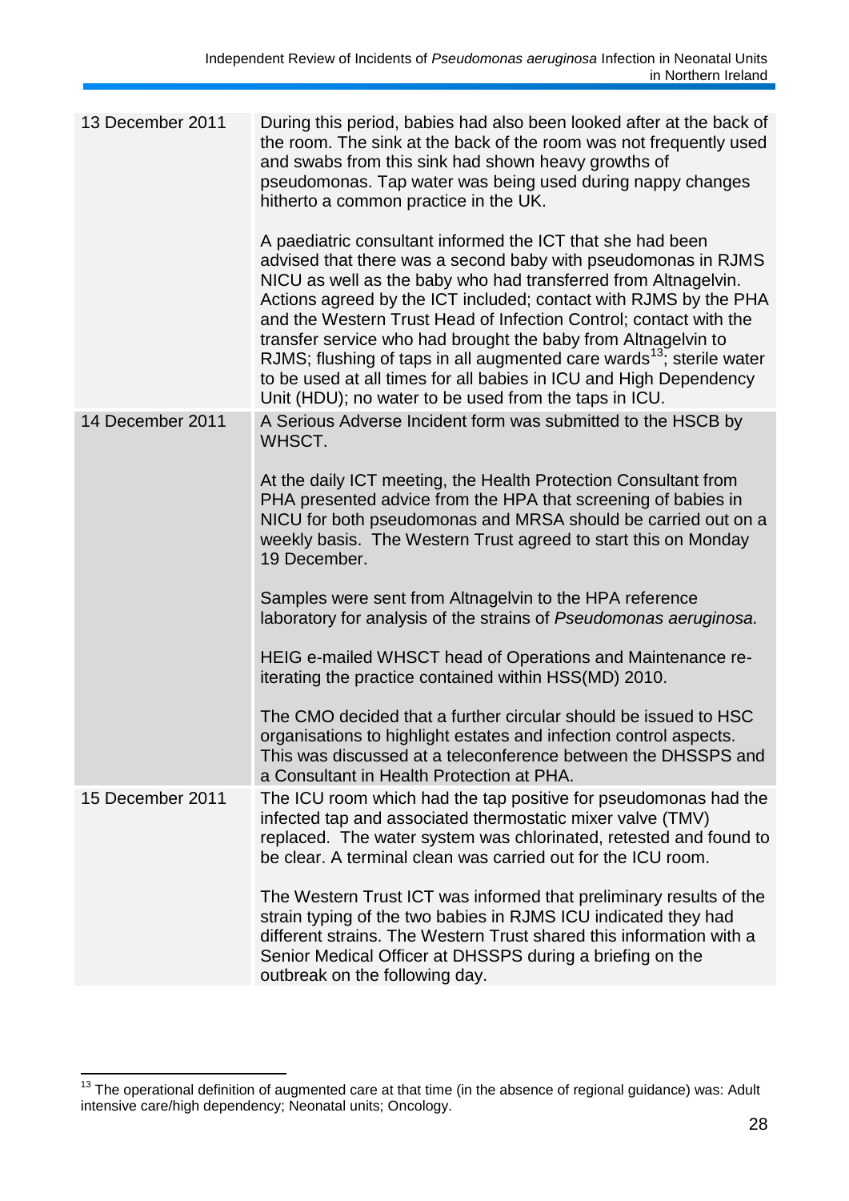| | |
|---|---|
| 13 December 2011 | During this period, babies had also been looked after at the back of the room. The sink at the back of the room was not frequently used and swabs from this sink had shown heavy growths of pseudomonas. Tap water was being used during nappy changes hitherto a common practice in the UK.<br><br>A paediatric consultant informed the ICT that she had been advised that there was a second baby with pseudomonas in RJMS NICU as well as the baby who had transferred from Altnagelvin. Actions agreed by the ICT included; contact with RJMS by the PHA and the Western Trust Head of Infection Control; contact with the transfer service who had brought the baby from Altnagelvin to RJMS; flushing of taps in all augmented care wards[13]; sterile water to be used at all times for all babies in ICU and High Dependency Unit (HDU); no water to be used from the taps in ICU. |
| 14 December 2011 | A Serious Adverse Incident form was submitted to the HSCB by WHSCT.<br><br>At the daily ICT meeting, the Health Protection Consultant from PHA presented advice from the HPA that screening of babies in NICU for both pseudomonas and MRSA should be carried out on a weekly basis. The Western Trust agreed to start this on Monday 19 December.<br><br>Samples were sent from Altnagelvin to the HPA reference laboratory for analysis of the strains of *Pseudomonas aeruginosa.*<br><br>HEIG e-mailed WHSCT head of Operations and Maintenance re-iterating the practice contained within HSS(MD) 2010.<br><br>The CMO decided that a further circular should be issued to HSC organisations to highlight estates and infection control aspects. This was discussed at a teleconference between the DHSSPS and a Consultant in Health Protection at PHA. |
| 15 December 2011 | The ICU room which had the tap positive for pseudomonas had the infected tap and associated thermostatic mixer valve (TMV) replaced. The water system was chlorinated, retested and found to be clear. A terminal clean was carried out for the ICU room.<br><br>The Western Trust ICT was informed that preliminary results of the strain typing of the two babies in RJMS ICU indicated they had different strains. The Western Trust shared this information with a Senior Medical Officer at DHSSPS during a briefing on the outbreak on the following day. |

[13] The operational definition of augmented care at that time (in the absence of regional guidance) was: Adult intensive care/high dependency; Neonatal units; Oncology.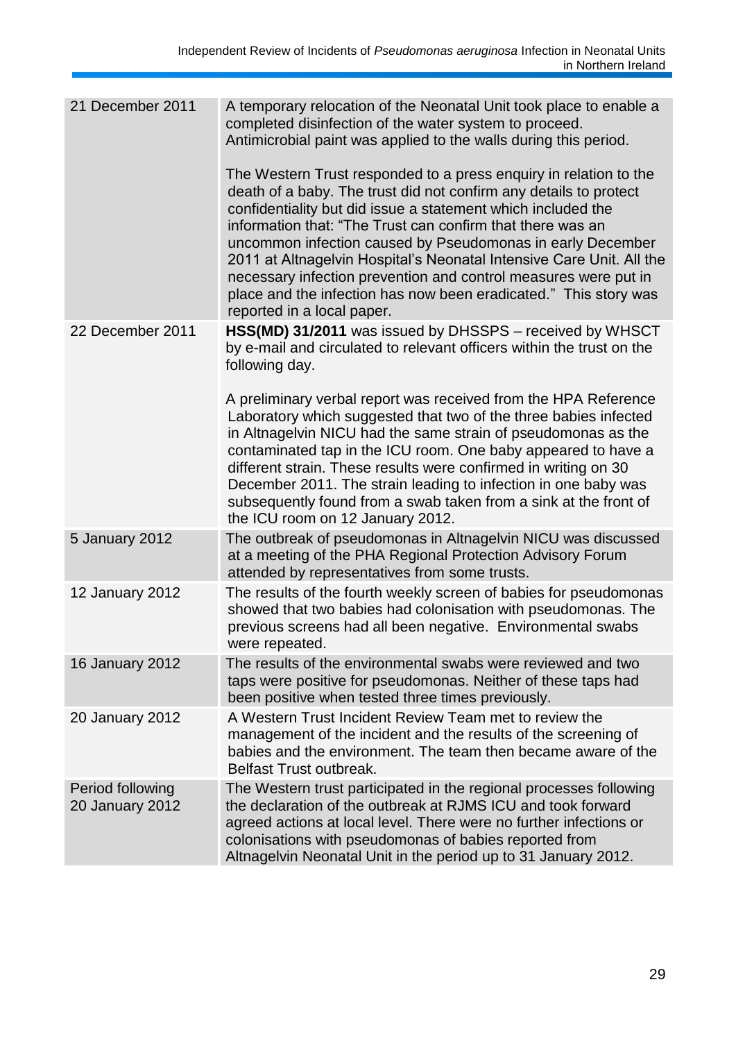| | |
|---|---|
| 21 December 2011 | A temporary relocation of the Neonatal Unit took place to enable a completed disinfection of the water system to proceed. Antimicrobial paint was applied to the walls during this period.<br><br>The Western Trust responded to a press enquiry in relation to the death of a baby. The trust did not confirm any details to protect confidentiality but did issue a statement which included the information that: "The Trust can confirm that there was an uncommon infection caused by Pseudomonas in early December 2011 at Altnagelvin Hospital's Neonatal Intensive Care Unit. All the necessary infection prevention and control measures were put in place and the infection has now been eradicated." This story was reported in a local paper. |
| 22 December 2011 | **HSS(MD) 31/2011** was issued by DHSSPS – received by WHSCT by e-mail and circulated to relevant officers within the trust on the following day.<br><br>A preliminary verbal report was received from the HPA Reference Laboratory which suggested that two of the three babies infected in Altnagelvin NICU had the same strain of pseudomonas as the contaminated tap in the ICU room. One baby appeared to have a different strain. These results were confirmed in writing on 30 December 2011. The strain leading to infection in one baby was subsequently found from a swab taken from a sink at the front of the ICU room on 12 January 2012. |
| 5 January 2012 | The outbreak of pseudomonas in Altnagelvin NICU was discussed at a meeting of the PHA Regional Protection Advisory Forum attended by representatives from some trusts. |
| 12 January 2012 | The results of the fourth weekly screen of babies for pseudomonas showed that two babies had colonisation with pseudomonas. The previous screens had all been negative. Environmental swabs were repeated. |
| 16 January 2012 | The results of the environmental swabs were reviewed and two taps were positive for pseudomonas. Neither of these taps had been positive when tested three times previously. |
| 20 January 2012 | A Western Trust Incident Review Team met to review the management of the incident and the results of the screening of babies and the environment. The team then became aware of the Belfast Trust outbreak. |
| Period following 20 January 2012 | The Western trust participated in the regional processes following the declaration of the outbreak at RJMS ICU and took forward agreed actions at local level. There were no further infections or colonisations with pseudomonas of babies reported from Altnagelvin Neonatal Unit in the period up to 31 January 2012. |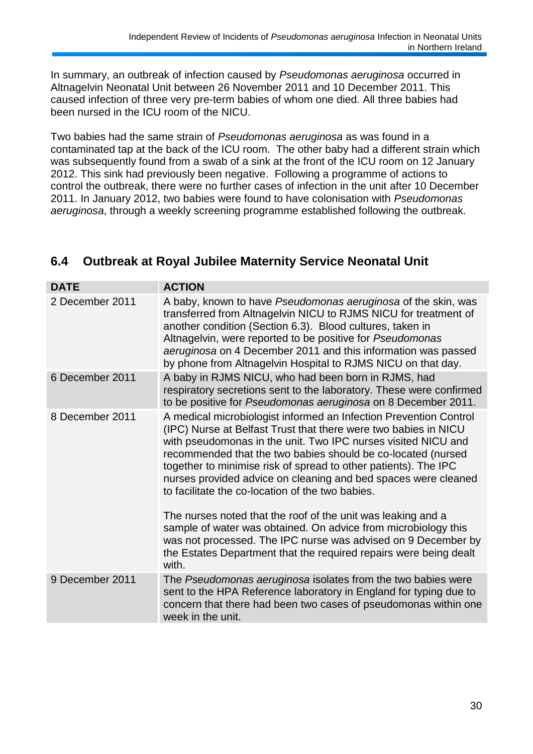In summary, an outbreak of infection caused by *Pseudomonas aeruginosa* occurred in Altnagelvin Neonatal Unit between 26 November 2011 and 10 December 2011. This caused infection of three very pre-term babies of whom one died. All three babies had been nursed in the ICU room of the NICU.

Two babies had the same strain of *Pseudomonas aeruginosa* as was found in a contaminated tap at the back of the ICU room. The other baby had a different strain which was subsequently found from a swab of a sink at the front of the ICU room on 12 January 2012. This sink had previously been negative. Following a programme of actions to control the outbreak, there were no further cases of infection in the unit after 10 December 2011. In January 2012, two babies were found to have colonisation with *Pseudomonas aeruginosa*, through a weekly screening programme established following the outbreak.

## 6.4 Outbreak at Royal Jubilee Maternity Service Neonatal Unit

| DATE | ACTION |
|---|---|
| 2 December 2011 | A baby, known to have *Pseudomonas aeruginosa* of the skin, was transferred from Altnagelvin NICU to RJMS NICU for treatment of another condition (Section 6.3). Blood cultures, taken in Altnagelvin, were reported to be positive for *Pseudomonas aeruginosa* on 4 December 2011 and this information was passed by phone from Altnagelvin Hospital to RJMS NICU on that day. |
| 6 December 2011 | A baby in RJMS NICU, who had been born in RJMS, had respiratory secretions sent to the laboratory. These were confirmed to be positive for *Pseudomonas aeruginosa* on 8 December 2011. |
| 8 December 2011 | A medical microbiologist informed an Infection Prevention Control (IPC) Nurse at Belfast Trust that there were two babies in NICU with pseudomonas in the unit. Two IPC nurses visited NICU and recommended that the two babies should be co-located (nursed together to minimise risk of spread to other patients). The IPC nurses provided advice on cleaning and bed spaces were cleaned to facilitate the co-location of the two babies.<br><br>The nurses noted that the roof of the unit was leaking and a sample of water was obtained. On advice from microbiology this was not processed. The IPC nurse was advised on 9 December by the Estates Department that the required repairs were being dealt with. |
| 9 December 2011 | The *Pseudomonas aeruginosa* isolates from the two babies were sent to the HPA Reference laboratory in England for typing due to concern that there had been two cases of pseudomonas within one week in the unit. |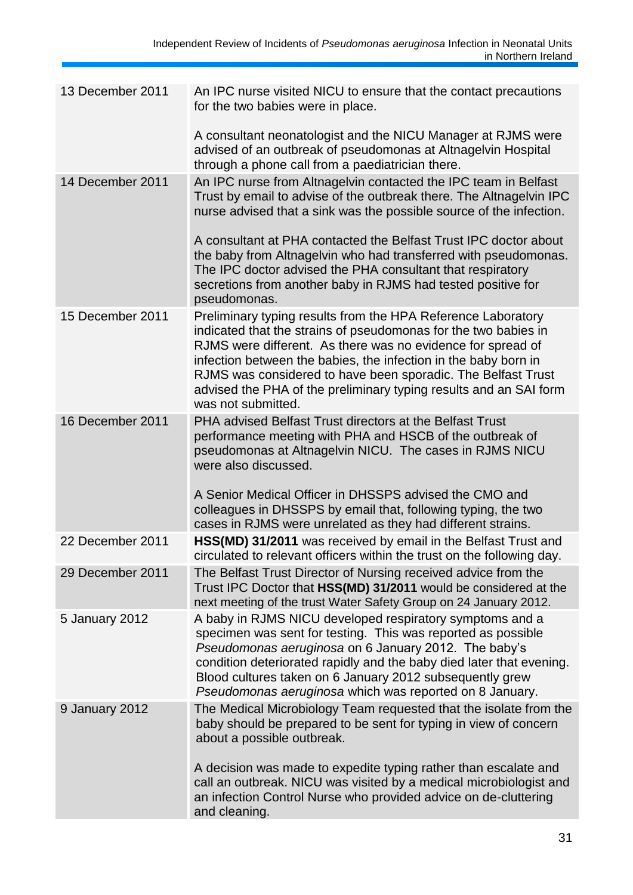| | |
|---|---|
| 13 December 2011 | An IPC nurse visited NICU to ensure that the contact precautions for the two babies were in place.<br><br>A consultant neonatologist and the NICU Manager at RJMS were advised of an outbreak of pseudomonas at Altnagelvin Hospital through a phone call from a paediatrician there. |
| 14 December 2011 | An IPC nurse from Altnagelvin contacted the IPC team in Belfast Trust by email to advise of the outbreak there. The Altnagelvin IPC nurse advised that a sink was the possible source of the infection.<br><br>A consultant at PHA contacted the Belfast Trust IPC doctor about the baby from Altnagelvin who had transferred with pseudomonas. The IPC doctor advised the PHA consultant that respiratory secretions from another baby in RJMS had tested positive for pseudomonas. |
| 15 December 2011 | Preliminary typing results from the HPA Reference Laboratory indicated that the strains of pseudomonas for the two babies in RJMS were different. As there was no evidence for spread of infection between the babies, the infection in the baby born in RJMS was considered to have been sporadic. The Belfast Trust advised the PHA of the preliminary typing results and an SAI form was not submitted. |
| 16 December 2011 | PHA advised Belfast Trust directors at the Belfast Trust performance meeting with PHA and HSCB of the outbreak of pseudomonas at Altnagelvin NICU. The cases in RJMS NICU were also discussed.<br><br>A Senior Medical Officer in DHSSPS advised the CMO and colleagues in DHSSPS by email that, following typing, the two cases in RJMS were unrelated as they had different strains. |
| 22 December 2011 | **HSS(MD) 31/2011** was received by email in the Belfast Trust and circulated to relevant officers within the trust on the following day. |
| 29 December 2011 | The Belfast Trust Director of Nursing received advice from the Trust IPC Doctor that **HSS(MD) 31/2011** would be considered at the next meeting of the trust Water Safety Group on 24 January 2012. |
| 5 January 2012 | A baby in RJMS NICU developed respiratory symptoms and a specimen was sent for testing. This was reported as possible *Pseudomonas aeruginosa* on 6 January 2012. The baby's condition deteriorated rapidly and the baby died later that evening. Blood cultures taken on 6 January 2012 subsequently grew *Pseudomonas aeruginosa* which was reported on 8 January. |
| 9 January 2012 | The Medical Microbiology Team requested that the isolate from the baby should be prepared to be sent for typing in view of concern about a possible outbreak.<br><br>A decision was made to expedite typing rather than escalate and call an outbreak. NICU was visited by a medical microbiologist and an infection Control Nurse who provided advice on de-cluttering and cleaning. |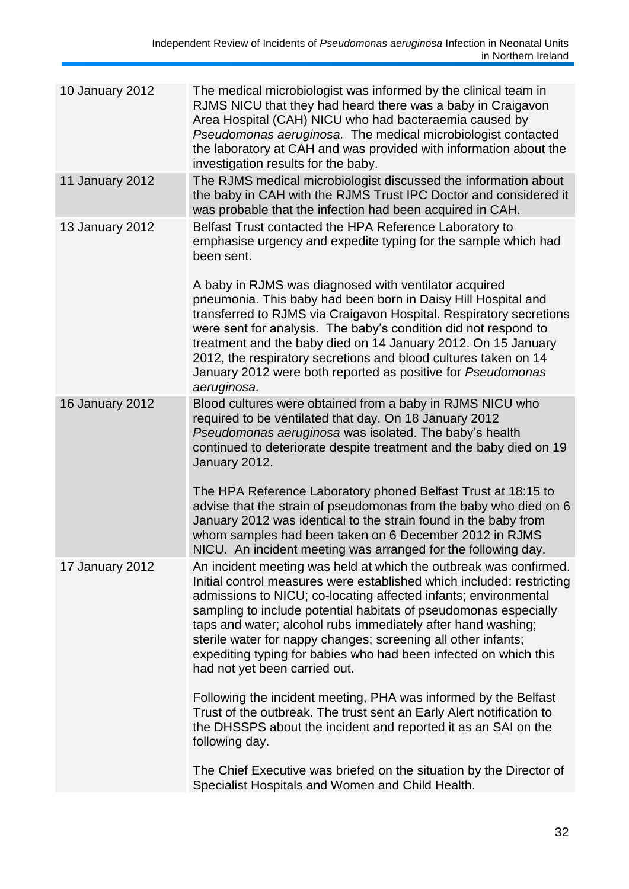| | |
|---|---|
| 10 January 2012 | The medical microbiologist was informed by the clinical team in RJMS NICU that they had heard there was a baby in Craigavon Area Hospital (CAH) NICU who had bacteraemia caused by *Pseudomonas aeruginosa*. The medical microbiologist contacted the laboratory at CAH and was provided with information about the investigation results for the baby. |
| 11 January 2012 | The RJMS medical microbiologist discussed the information about the baby in CAH with the RJMS Trust IPC Doctor and considered it was probable that the infection had been acquired in CAH. |
| 13 January 2012 | Belfast Trust contacted the HPA Reference Laboratory to emphasise urgency and expedite typing for the sample which had been sent.<br><br>A baby in RJMS was diagnosed with ventilator acquired pneumonia. This baby had been born in Daisy Hill Hospital and transferred to RJMS via Craigavon Hospital. Respiratory secretions were sent for analysis. The baby's condition did not respond to treatment and the baby died on 14 January 2012. On 15 January 2012, the respiratory secretions and blood cultures taken on 14 January 2012 were both reported as positive for *Pseudomonas aeruginosa.* |
| 16 January 2012 | Blood cultures were obtained from a baby in RJMS NICU who required to be ventilated that day. On 18 January 2012 *Pseudomonas aeruginosa* was isolated. The baby's health continued to deteriorate despite treatment and the baby died on 19 January 2012.<br><br>The HPA Reference Laboratory phoned Belfast Trust at 18:15 to advise that the strain of pseudomonas from the baby who died on 6 January 2012 was identical to the strain found in the baby from whom samples had been taken on 6 December 2012 in RJMS NICU. An incident meeting was arranged for the following day. |
| 17 January 2012 | An incident meeting was held at which the outbreak was confirmed. Initial control measures were established which included: restricting admissions to NICU; co-locating affected infants; environmental sampling to include potential habitats of pseudomonas especially taps and water; alcohol rubs immediately after hand washing; sterile water for nappy changes; screening all other infants; expediting typing for babies who had been infected on which this had not yet been carried out.<br><br>Following the incident meeting, PHA was informed by the Belfast Trust of the outbreak. The trust sent an Early Alert notification to the DHSSPS about the incident and reported it as an SAI on the following day.<br><br>The Chief Executive was briefed on the situation by the Director of Specialist Hospitals and Women and Child Health. |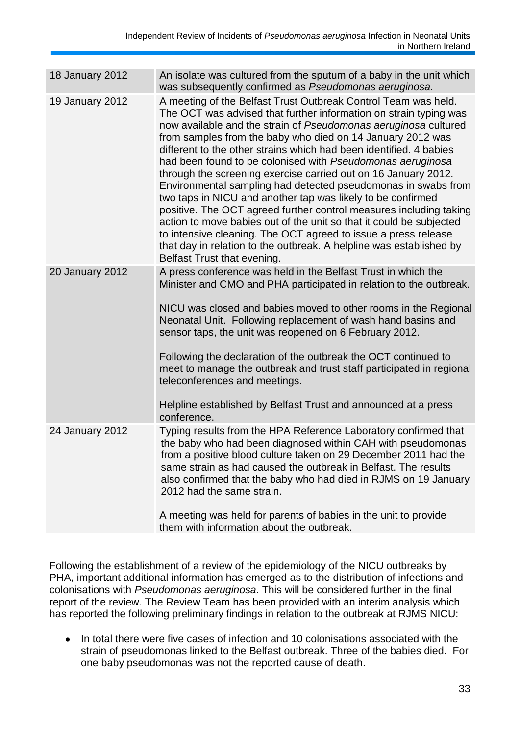| | |
|---|---|
| 18 January 2012 | An isolate was cultured from the sputum of a baby in the unit which was subsequently confirmed as *Pseudomonas aeruginosa.* |
| 19 January 2012 | A meeting of the Belfast Trust Outbreak Control Team was held. The OCT was advised that further information on strain typing was now available and the strain of *Pseudomonas aeruginosa* cultured from samples from the baby who died on 14 January 2012 was different to the other strains which had been identified. 4 babies had been found to be colonised with *Pseudomonas aeruginosa* through the screening exercise carried out on 16 January 2012. Environmental sampling had detected pseudomonas in swabs from two taps in NICU and another tap was likely to be confirmed positive. The OCT agreed further control measures including taking action to move babies out of the unit so that it could be subjected to intensive cleaning. The OCT agreed to issue a press release that day in relation to the outbreak. A helpline was established by Belfast Trust that evening. |
| 20 January 2012 | A press conference was held in the Belfast Trust in which the Minister and CMO and PHA participated in relation to the outbreak.<br><br>NICU was closed and babies moved to other rooms in the Regional Neonatal Unit. Following replacement of wash hand basins and sensor taps, the unit was reopened on 6 February 2012.<br><br>Following the declaration of the outbreak the OCT continued to meet to manage the outbreak and trust staff participated in regional teleconferences and meetings.<br><br>Helpline established by Belfast Trust and announced at a press conference. |
| 24 January 2012 | Typing results from the HPA Reference Laboratory confirmed that the baby who had been diagnosed within CAH with pseudomonas from a positive blood culture taken on 29 December 2011 had the same strain as had caused the outbreak in Belfast. The results also confirmed that the baby who had died in RJMS on 19 January 2012 had the same strain.<br><br>A meeting was held for parents of babies in the unit to provide them with information about the outbreak. |

Following the establishment of a review of the epidemiology of the NICU outbreaks by PHA, important additional information has emerged as to the distribution of infections and colonisations with *Pseudomonas aeruginosa.* This will be considered further in the final report of the review. The Review Team has been provided with an interim analysis which has reported the following preliminary findings in relation to the outbreak at RJMS NICU:

- In total there were five cases of infection and 10 colonisations associated with the strain of pseudomonas linked to the Belfast outbreak. Three of the babies died. For one baby pseudomonas was not the reported cause of death.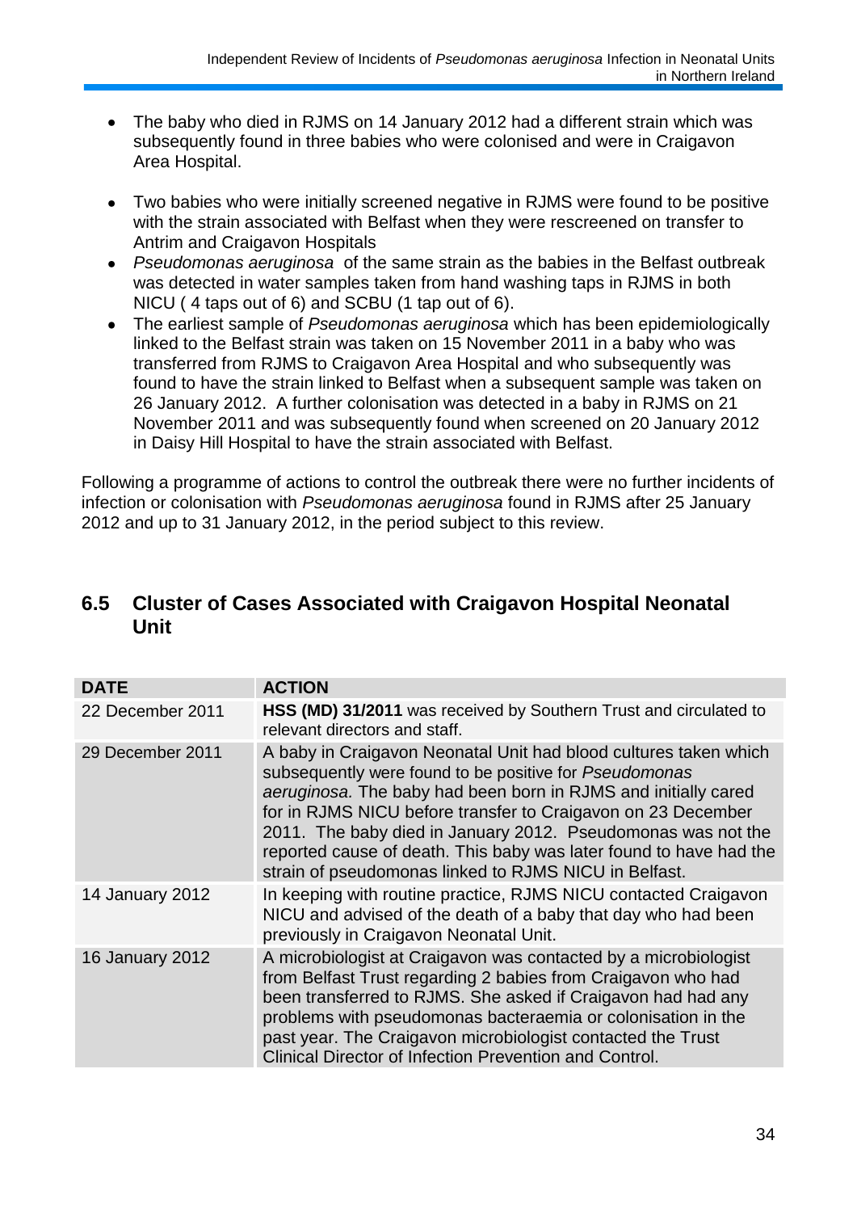- The baby who died in RJMS on 14 January 2012 had a different strain which was subsequently found in three babies who were colonised and were in Craigavon Area Hospital.
- Two babies who were initially screened negative in RJMS were found to be positive with the strain associated with Belfast when they were rescreened on transfer to Antrim and Craigavon Hospitals
- *Pseudomonas aeruginosa* of the same strain as the babies in the Belfast outbreak was detected in water samples taken from hand washing taps in RJMS in both NICU ( 4 taps out of 6) and SCBU (1 tap out of 6).
- The earliest sample of *Pseudomonas aeruginosa* which has been epidemiologically linked to the Belfast strain was taken on 15 November 2011 in a baby who was transferred from RJMS to Craigavon Area Hospital and who subsequently was found to have the strain linked to Belfast when a subsequent sample was taken on 26 January 2012. A further colonisation was detected in a baby in RJMS on 21 November 2011 and was subsequently found when screened on 20 January 2012 in Daisy Hill Hospital to have the strain associated with Belfast.

Following a programme of actions to control the outbreak there were no further incidents of infection or colonisation with *Pseudomonas aeruginosa* found in RJMS after 25 January 2012 and up to 31 January 2012, in the period subject to this review.

## 6.5 Cluster of Cases Associated with Craigavon Hospital Neonatal Unit

| DATE | ACTION |
|---|---|
| 22 December 2011 | **HSS (MD) 31/2011** was received by Southern Trust and circulated to relevant directors and staff. |
| 29 December 2011 | A baby in Craigavon Neonatal Unit had blood cultures taken which subsequently were found to be positive for *Pseudomonas aeruginosa.* The baby had been born in RJMS and initially cared for in RJMS NICU before transfer to Craigavon on 23 December 2011. The baby died in January 2012. Pseudomonas was not the reported cause of death. This baby was later found to have had the strain of pseudomonas linked to RJMS NICU in Belfast. |
| 14 January 2012 | In keeping with routine practice, RJMS NICU contacted Craigavon NICU and advised of the death of a baby that day who had been previously in Craigavon Neonatal Unit. |
| 16 January 2012 | A microbiologist at Craigavon was contacted by a microbiologist from Belfast Trust regarding 2 babies from Craigavon who had been transferred to RJMS. She asked if Craigavon had had any problems with pseudomonas bacteraemia or colonisation in the past year. The Craigavon microbiologist contacted the Trust Clinical Director of Infection Prevention and Control. |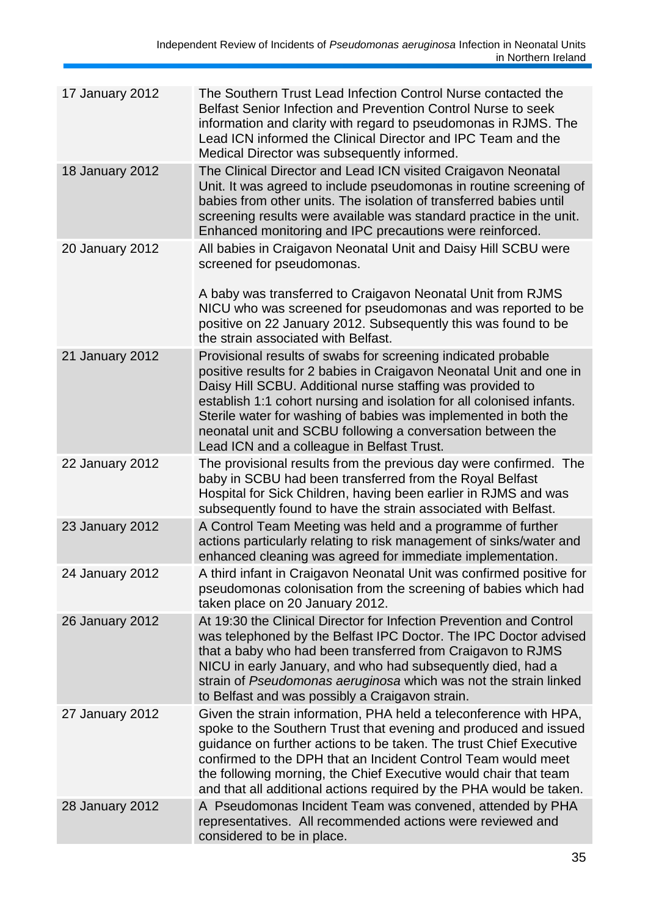| | |
|---|---|
| 17 January 2012 | The Southern Trust Lead Infection Control Nurse contacted the Belfast Senior Infection and Prevention Control Nurse to seek information and clarity with regard to pseudomonas in RJMS. The Lead ICN informed the Clinical Director and IPC Team and the Medical Director was subsequently informed. |
| 18 January 2012 | The Clinical Director and Lead ICN visited Craigavon Neonatal Unit. It was agreed to include pseudomonas in routine screening of babies from other units. The isolation of transferred babies until screening results were available was standard practice in the unit. Enhanced monitoring and IPC precautions were reinforced. |
| 20 January 2012 | All babies in Craigavon Neonatal Unit and Daisy Hill SCBU were screened for pseudomonas.<br><br>A baby was transferred to Craigavon Neonatal Unit from RJMS NICU who was screened for pseudomonas and was reported to be positive on 22 January 2012. Subsequently this was found to be the strain associated with Belfast. |
| 21 January 2012 | Provisional results of swabs for screening indicated probable positive results for 2 babies in Craigavon Neonatal Unit and one in Daisy Hill SCBU. Additional nurse staffing was provided to establish 1:1 cohort nursing and isolation for all colonised infants. Sterile water for washing of babies was implemented in both the neonatal unit and SCBU following a conversation between the Lead ICN and a colleague in Belfast Trust. |
| 22 January 2012 | The provisional results from the previous day were confirmed. The baby in SCBU had been transferred from the Royal Belfast Hospital for Sick Children, having been earlier in RJMS and was subsequently found to have the strain associated with Belfast. |
| 23 January 2012 | A Control Team Meeting was held and a programme of further actions particularly relating to risk management of sinks/water and enhanced cleaning was agreed for immediate implementation. |
| 24 January 2012 | A third infant in Craigavon Neonatal Unit was confirmed positive for pseudomonas colonisation from the screening of babies which had taken place on 20 January 2012. |
| 26 January 2012 | At 19:30 the Clinical Director for Infection Prevention and Control was telephoned by the Belfast IPC Doctor. The IPC Doctor advised that a baby who had been transferred from Craigavon to RJMS NICU in early January, and who had subsequently died, had a strain of *Pseudomonas aeruginosa* which was not the strain linked to Belfast and was possibly a Craigavon strain. |
| 27 January 2012 | Given the strain information, PHA held a teleconference with HPA, spoke to the Southern Trust that evening and produced and issued guidance on further actions to be taken. The trust Chief Executive confirmed to the DPH that an Incident Control Team would meet the following morning, the Chief Executive would chair that team and that all additional actions required by the PHA would be taken. |
| 28 January 2012 | A Pseudomonas Incident Team was convened, attended by PHA representatives. All recommended actions were reviewed and considered to be in place. |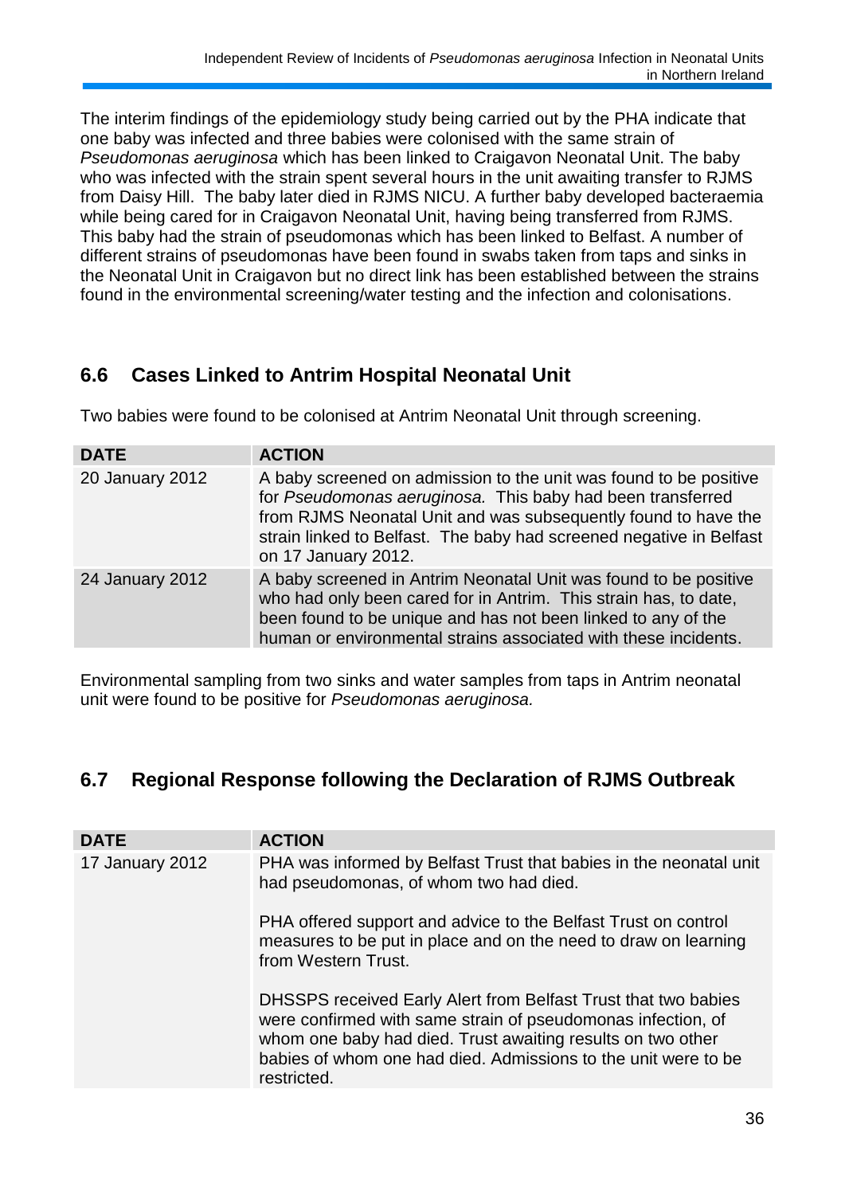The interim findings of the epidemiology study being carried out by the PHA indicate that one baby was infected and three babies were colonised with the same strain of *Pseudomonas aeruginosa* which has been linked to Craigavon Neonatal Unit. The baby who was infected with the strain spent several hours in the unit awaiting transfer to RJMS from Daisy Hill. The baby later died in RJMS NICU. A further baby developed bacteraemia while being cared for in Craigavon Neonatal Unit, having being transferred from RJMS. This baby had the strain of pseudomonas which has been linked to Belfast. A number of different strains of pseudomonas have been found in swabs taken from taps and sinks in the Neonatal Unit in Craigavon but no direct link has been established between the strains found in the environmental screening/water testing and the infection and colonisations.

## 6.6 Cases Linked to Antrim Hospital Neonatal Unit

Two babies were found to be colonised at Antrim Neonatal Unit through screening.

| DATE | ACTION |
|---|---|
| 20 January 2012 | A baby screened on admission to the unit was found to be positive for *Pseudomonas aeruginosa.* This baby had been transferred from RJMS Neonatal Unit and was subsequently found to have the strain linked to Belfast. The baby had screened negative in Belfast on 17 January 2012. |
| 24 January 2012 | A baby screened in Antrim Neonatal Unit was found to be positive who had only been cared for in Antrim. This strain has, to date, been found to be unique and has not been linked to any of the human or environmental strains associated with these incidents. |

Environmental sampling from two sinks and water samples from taps in Antrim neonatal unit were found to be positive for *Pseudomonas aeruginosa.*

## 6.7 Regional Response following the Declaration of RJMS Outbreak

| DATE | ACTION |
|---|---|
| 17 January 2012 | PHA was informed by Belfast Trust that babies in the neonatal unit had pseudomonas, of whom two had died.<br><br>PHA offered support and advice to the Belfast Trust on control measures to be put in place and on the need to draw on learning from Western Trust.<br><br>DHSSPS received Early Alert from Belfast Trust that two babies were confirmed with same strain of pseudomonas infection, of whom one baby had died. Trust awaiting results on two other babies of whom one had died. Admissions to the unit were to be restricted. |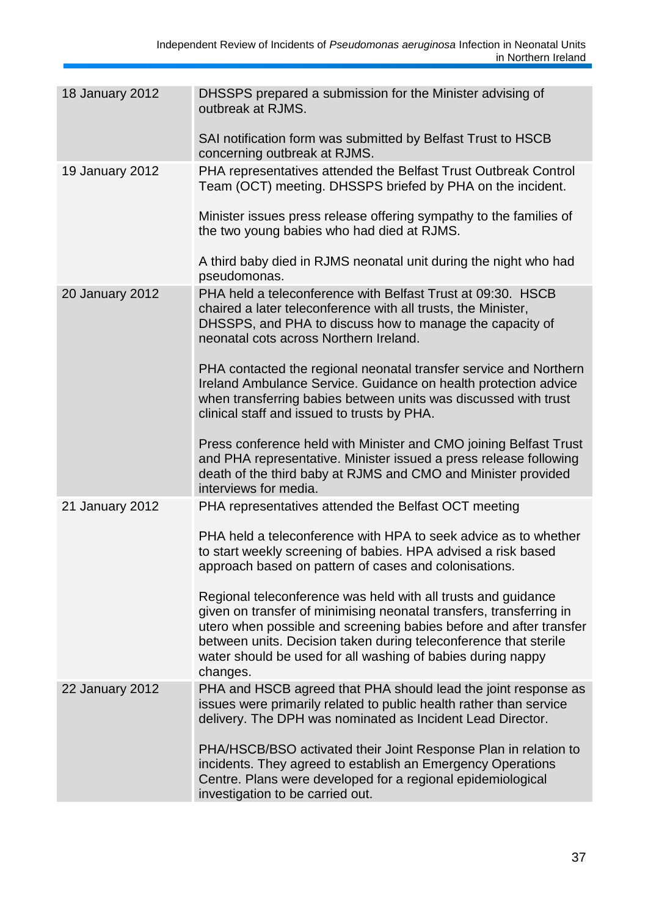| | |
|---|---|
| 18 January 2012 | DHSSPS prepared a submission for the Minister advising of outbreak at RJMS.<br><br>SAI notification form was submitted by Belfast Trust to HSCB concerning outbreak at RJMS. |
| 19 January 2012 | PHA representatives attended the Belfast Trust Outbreak Control Team (OCT) meeting. DHSSPS briefed by PHA on the incident.<br><br>Minister issues press release offering sympathy to the families of the two young babies who had died at RJMS.<br><br>A third baby died in RJMS neonatal unit during the night who had pseudomonas. |
| 20 January 2012 | PHA held a teleconference with Belfast Trust at 09:30. HSCB chaired a later teleconference with all trusts, the Minister, DHSSPS, and PHA to discuss how to manage the capacity of neonatal cots across Northern Ireland.<br><br>PHA contacted the regional neonatal transfer service and Northern Ireland Ambulance Service. Guidance on health protection advice when transferring babies between units was discussed with trust clinical staff and issued to trusts by PHA.<br><br>Press conference held with Minister and CMO joining Belfast Trust and PHA representative. Minister issued a press release following death of the third baby at RJMS and CMO and Minister provided interviews for media. |
| 21 January 2012 | PHA representatives attended the Belfast OCT meeting<br><br>PHA held a teleconference with HPA to seek advice as to whether to start weekly screening of babies. HPA advised a risk based approach based on pattern of cases and colonisations.<br><br>Regional teleconference was held with all trusts and guidance given on transfer of minimising neonatal transfers, transferring in utero when possible and screening babies before and after transfer between units. Decision taken during teleconference that sterile water should be used for all washing of babies during nappy changes. |
| 22 January 2012 | PHA and HSCB agreed that PHA should lead the joint response as issues were primarily related to public health rather than service delivery. The DPH was nominated as Incident Lead Director.<br><br>PHA/HSCB/BSO activated their Joint Response Plan in relation to incidents. They agreed to establish an Emergency Operations Centre. Plans were developed for a regional epidemiological investigation to be carried out. |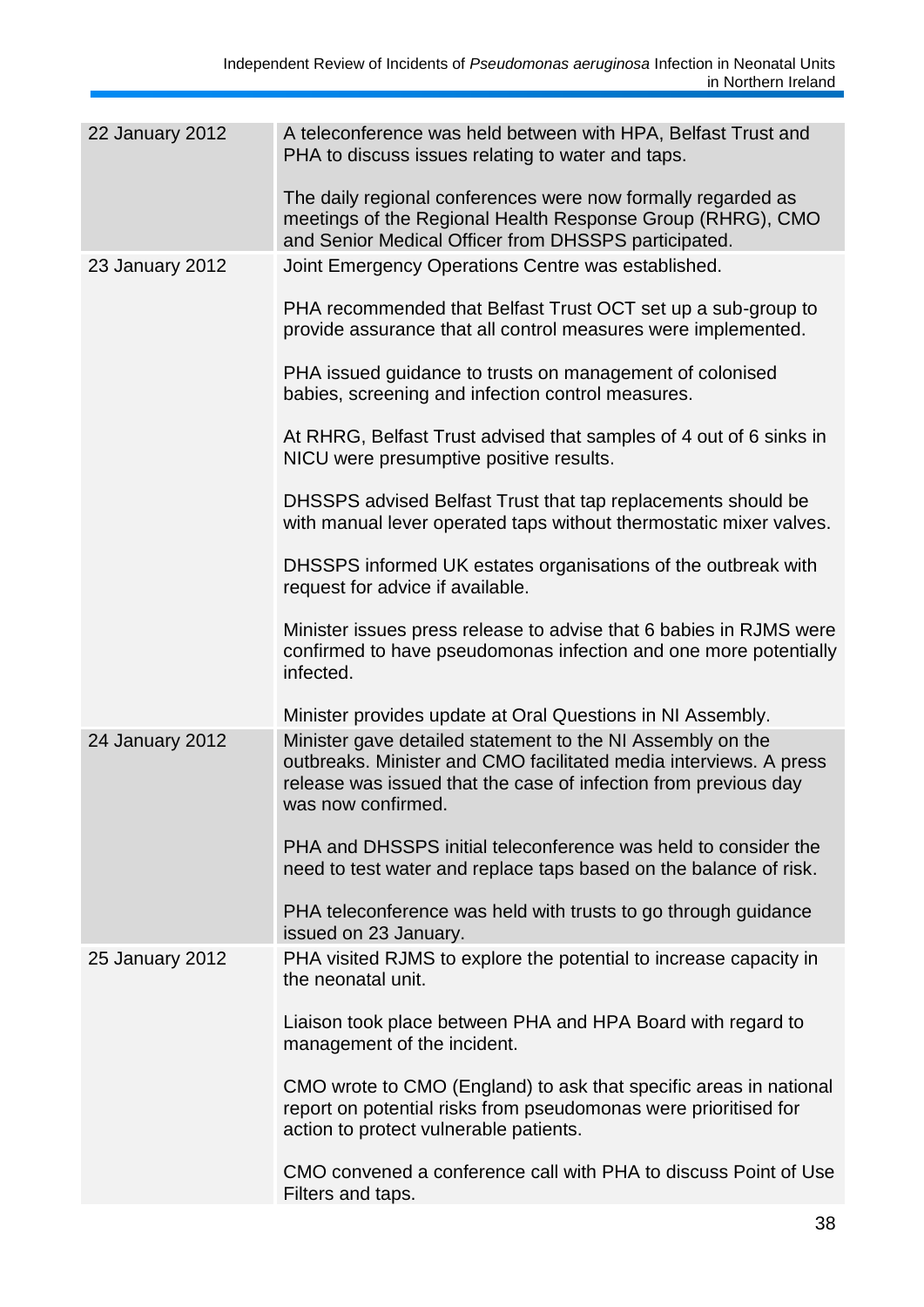| | |
|---|---|
| 22 January 2012 | A teleconference was held between with HPA, Belfast Trust and PHA to discuss issues relating to water and taps.<br><br>The daily regional conferences were now formally regarded as meetings of the Regional Health Response Group (RHRG), CMO and Senior Medical Officer from DHSSPS participated. |
| 23 January 2012 | Joint Emergency Operations Centre was established.<br><br>PHA recommended that Belfast Trust OCT set up a sub-group to provide assurance that all control measures were implemented.<br><br>PHA issued guidance to trusts on management of colonised babies, screening and infection control measures.<br><br>At RHRG, Belfast Trust advised that samples of 4 out of 6 sinks in NICU were presumptive positive results.<br><br>DHSSPS advised Belfast Trust that tap replacements should be with manual lever operated taps without thermostatic mixer valves.<br><br>DHSSPS informed UK estates organisations of the outbreak with request for advice if available.<br><br>Minister issues press release to advise that 6 babies in RJMS were confirmed to have pseudomonas infection and one more potentially infected.<br><br>Minister provides update at Oral Questions in NI Assembly. |
| 24 January 2012 | Minister gave detailed statement to the NI Assembly on the outbreaks. Minister and CMO facilitated media interviews. A press release was issued that the case of infection from previous day was now confirmed.<br><br>PHA and DHSSPS initial teleconference was held to consider the need to test water and replace taps based on the balance of risk.<br><br>PHA teleconference was held with trusts to go through guidance issued on 23 January. |
| 25 January 2012 | PHA visited RJMS to explore the potential to increase capacity in the neonatal unit.<br><br>Liaison took place between PHA and HPA Board with regard to management of the incident.<br><br>CMO wrote to CMO (England) to ask that specific areas in national report on potential risks from pseudomonas were prioritised for action to protect vulnerable patients.<br><br>CMO convened a conference call with PHA to discuss Point of Use Filters and taps. |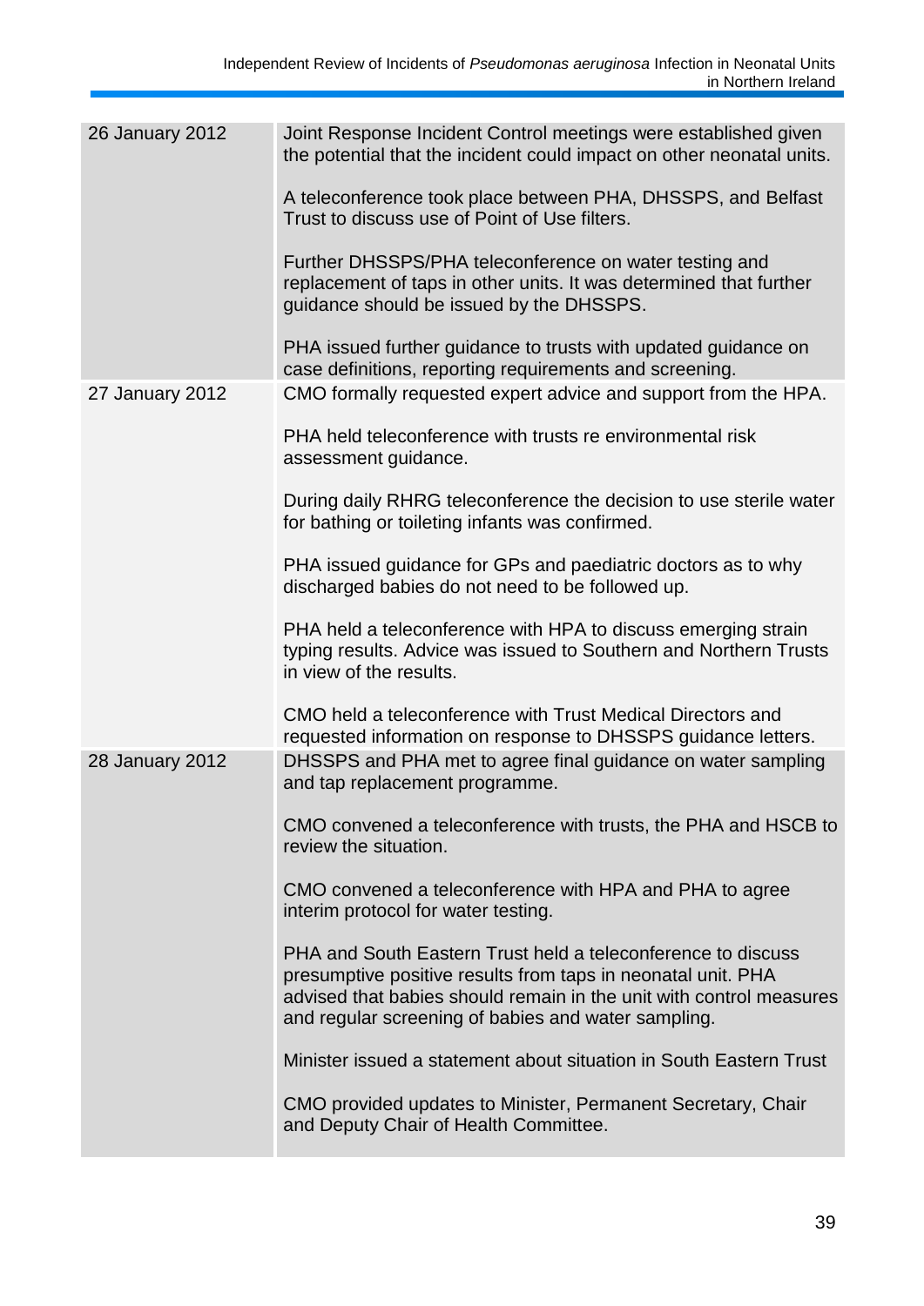| | |
|---|---|
| 26 January 2012 | Joint Response Incident Control meetings were established given the potential that the incident could impact on other neonatal units.<br><br>A teleconference took place between PHA, DHSSPS, and Belfast Trust to discuss use of Point of Use filters.<br><br>Further DHSSPS/PHA teleconference on water testing and replacement of taps in other units. It was determined that further guidance should be issued by the DHSSPS.<br><br>PHA issued further guidance to trusts with updated guidance on case definitions, reporting requirements and screening. |
| 27 January 2012 | CMO formally requested expert advice and support from the HPA.<br><br>PHA held teleconference with trusts re environmental risk assessment guidance.<br><br>During daily RHRG teleconference the decision to use sterile water for bathing or toileting infants was confirmed.<br><br>PHA issued guidance for GPs and paediatric doctors as to why discharged babies do not need to be followed up.<br><br>PHA held a teleconference with HPA to discuss emerging strain typing results. Advice was issued to Southern and Northern Trusts in view of the results.<br><br>CMO held a teleconference with Trust Medical Directors and requested information on response to DHSSPS guidance letters. |
| 28 January 2012 | DHSSPS and PHA met to agree final guidance on water sampling and tap replacement programme.<br><br>CMO convened a teleconference with trusts, the PHA and HSCB to review the situation.<br><br>CMO convened a teleconference with HPA and PHA to agree interim protocol for water testing.<br><br>PHA and South Eastern Trust held a teleconference to discuss presumptive positive results from taps in neonatal unit. PHA advised that babies should remain in the unit with control measures and regular screening of babies and water sampling.<br><br>Minister issued a statement about situation in South Eastern Trust<br><br>CMO provided updates to Minister, Permanent Secretary, Chair and Deputy Chair of Health Committee. |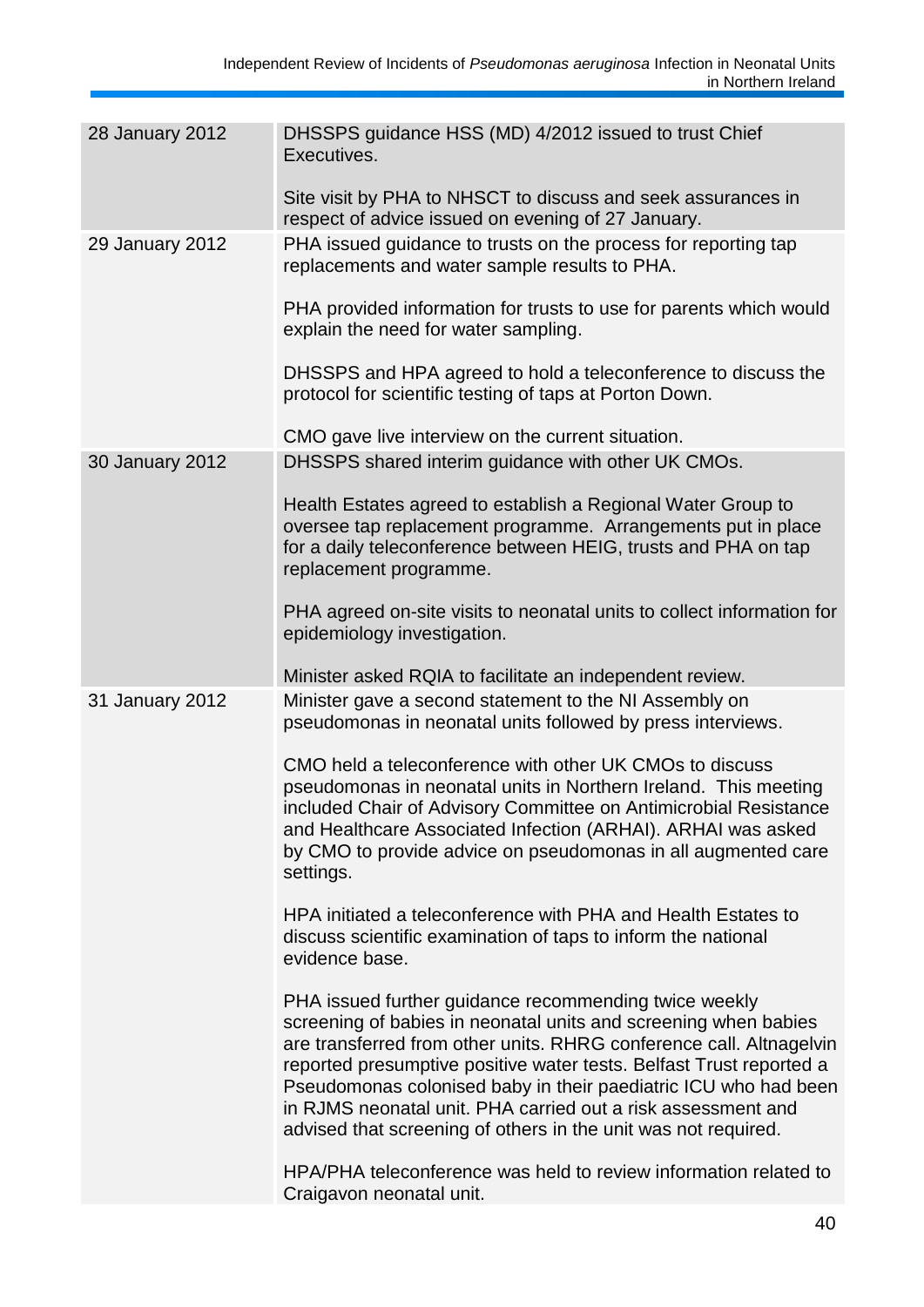| | |
|---|---|
| 28 January 2012 | DHSSPS guidance HSS (MD) 4/2012 issued to trust Chief Executives.<br><br>Site visit by PHA to NHSCT to discuss and seek assurances in respect of advice issued on evening of 27 January. |
| 29 January 2012 | PHA issued guidance to trusts on the process for reporting tap replacements and water sample results to PHA.<br><br>PHA provided information for trusts to use for parents which would explain the need for water sampling.<br><br>DHSSPS and HPA agreed to hold a teleconference to discuss the protocol for scientific testing of taps at Porton Down.<br><br>CMO gave live interview on the current situation. |
| 30 January 2012 | DHSSPS shared interim guidance with other UK CMOs.<br><br>Health Estates agreed to establish a Regional Water Group to oversee tap replacement programme. Arrangements put in place for a daily teleconference between HEIG, trusts and PHA on tap replacement programme.<br><br>PHA agreed on-site visits to neonatal units to collect information for epidemiology investigation.<br><br>Minister asked RQIA to facilitate an independent review. |
| 31 January 2012 | Minister gave a second statement to the NI Assembly on pseudomonas in neonatal units followed by press interviews.<br><br>CMO held a teleconference with other UK CMOs to discuss pseudomonas in neonatal units in Northern Ireland. This meeting included Chair of Advisory Committee on Antimicrobial Resistance and Healthcare Associated Infection (ARHAI). ARHAI was asked by CMO to provide advice on pseudomonas in all augmented care settings.<br><br>HPA initiated a teleconference with PHA and Health Estates to discuss scientific examination of taps to inform the national evidence base.<br><br>PHA issued further guidance recommending twice weekly screening of babies in neonatal units and screening when babies are transferred from other units. RHRG conference call. Altnagelvin reported presumptive positive water tests. Belfast Trust reported a Pseudomonas colonised baby in their paediatric ICU who had been in RJMS neonatal unit. PHA carried out a risk assessment and advised that screening of others in the unit was not required.<br><br>HPA/PHA teleconference was held to review information related to Craigavon neonatal unit. |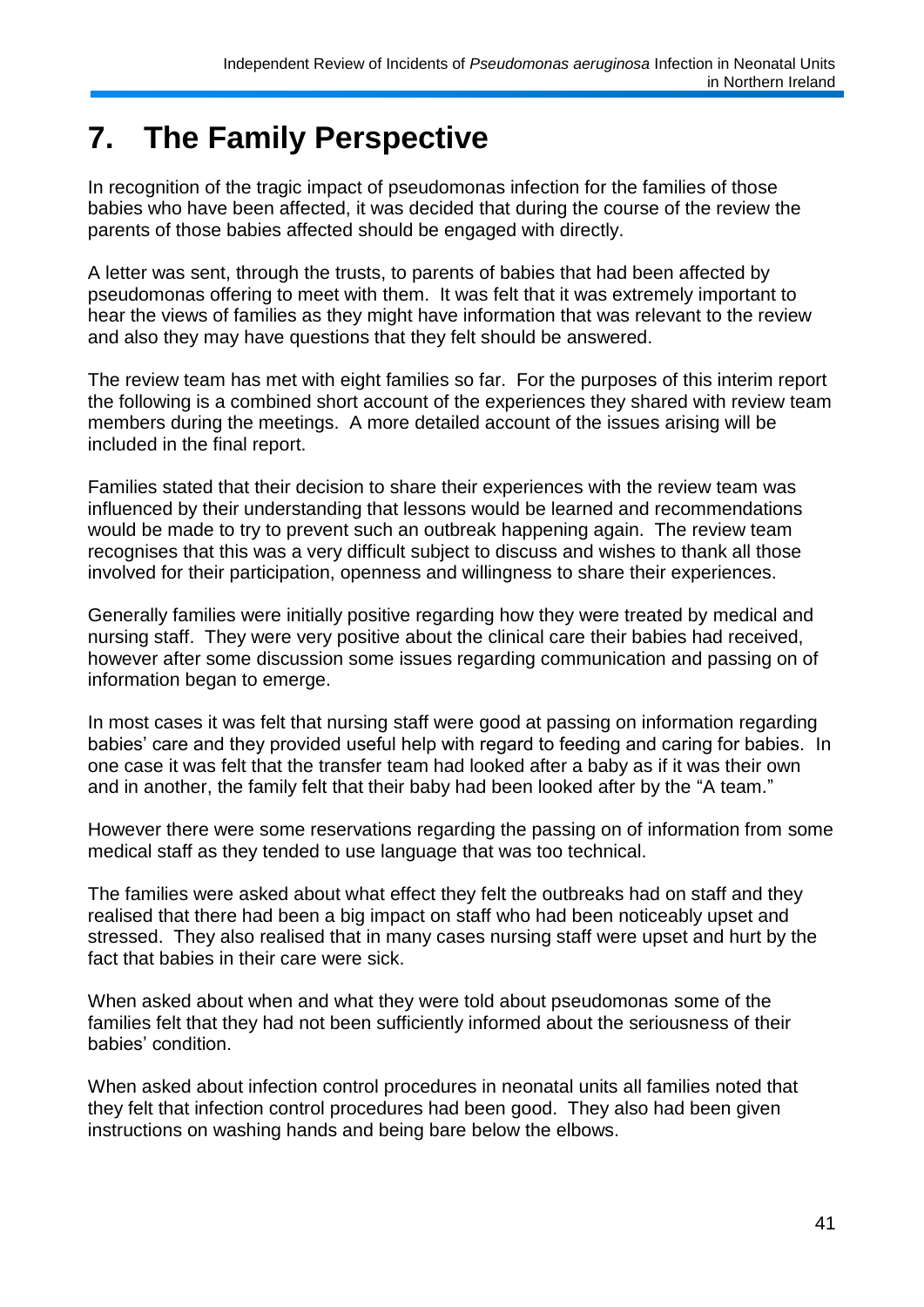# 7. The Family Perspective

In recognition of the tragic impact of pseudomonas infection for the families of those babies who have been affected, it was decided that during the course of the review the parents of those babies affected should be engaged with directly.

A letter was sent, through the trusts, to parents of babies that had been affected by pseudomonas offering to meet with them. It was felt that it was extremely important to hear the views of families as they might have information that was relevant to the review and also they may have questions that they felt should be answered.

The review team has met with eight families so far. For the purposes of this interim report the following is a combined short account of the experiences they shared with review team members during the meetings. A more detailed account of the issues arising will be included in the final report.

Families stated that their decision to share their experiences with the review team was influenced by their understanding that lessons would be learned and recommendations would be made to try to prevent such an outbreak happening again. The review team recognises that this was a very difficult subject to discuss and wishes to thank all those involved for their participation, openness and willingness to share their experiences.

Generally families were initially positive regarding how they were treated by medical and nursing staff. They were very positive about the clinical care their babies had received, however after some discussion some issues regarding communication and passing on of information began to emerge.

In most cases it was felt that nursing staff were good at passing on information regarding babies' care and they provided useful help with regard to feeding and caring for babies. In one case it was felt that the transfer team had looked after a baby as if it was their own and in another, the family felt that their baby had been looked after by the "A team."

However there were some reservations regarding the passing on of information from some medical staff as they tended to use language that was too technical.

The families were asked about what effect they felt the outbreaks had on staff and they realised that there had been a big impact on staff who had been noticeably upset and stressed. They also realised that in many cases nursing staff were upset and hurt by the fact that babies in their care were sick.

When asked about when and what they were told about pseudomonas some of the families felt that they had not been sufficiently informed about the seriousness of their babies' condition.

When asked about infection control procedures in neonatal units all families noted that they felt that infection control procedures had been good. They also had been given instructions on washing hands and being bare below the elbows.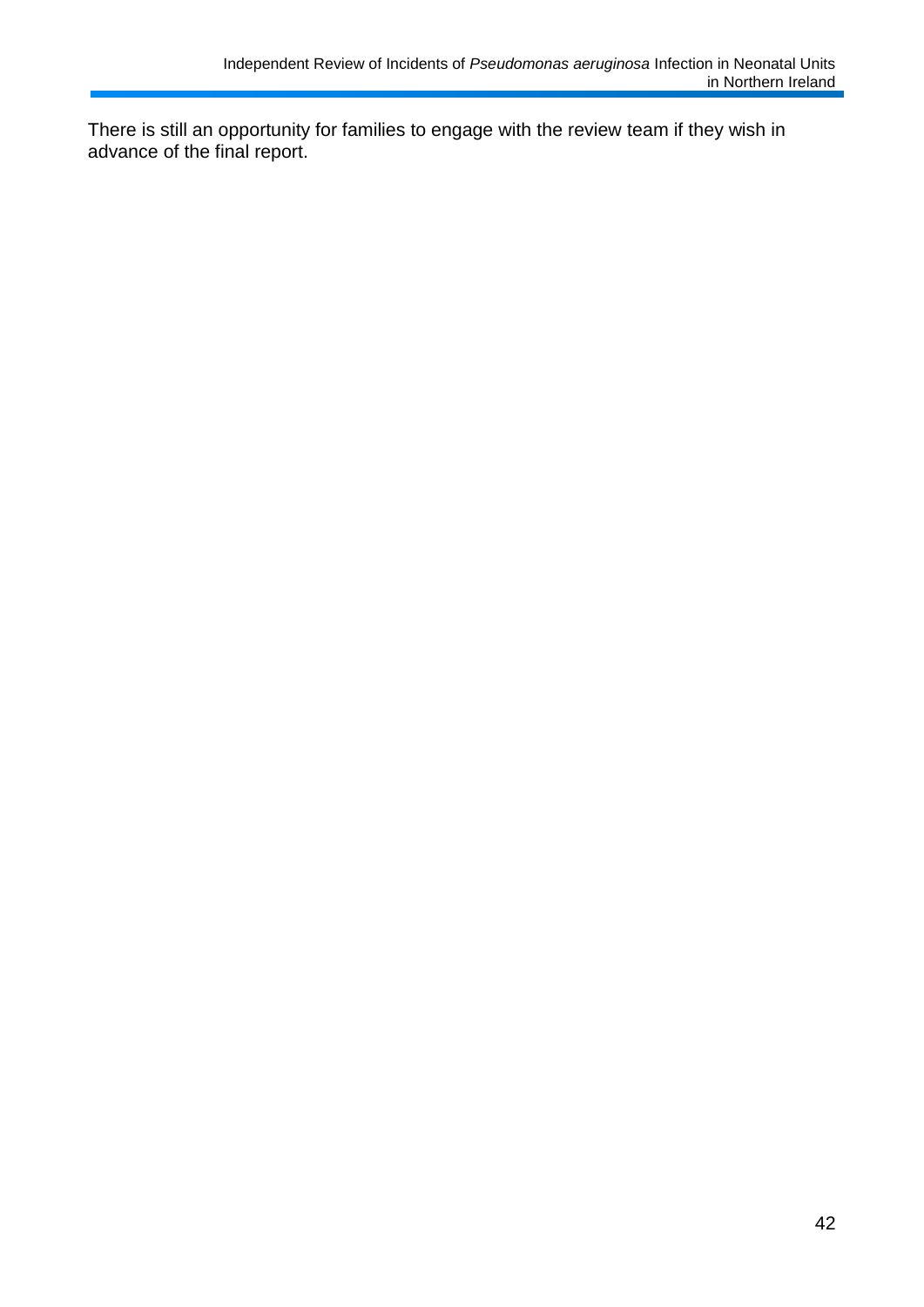There is still an opportunity for families to engage with the review team if they wish in advance of the final report.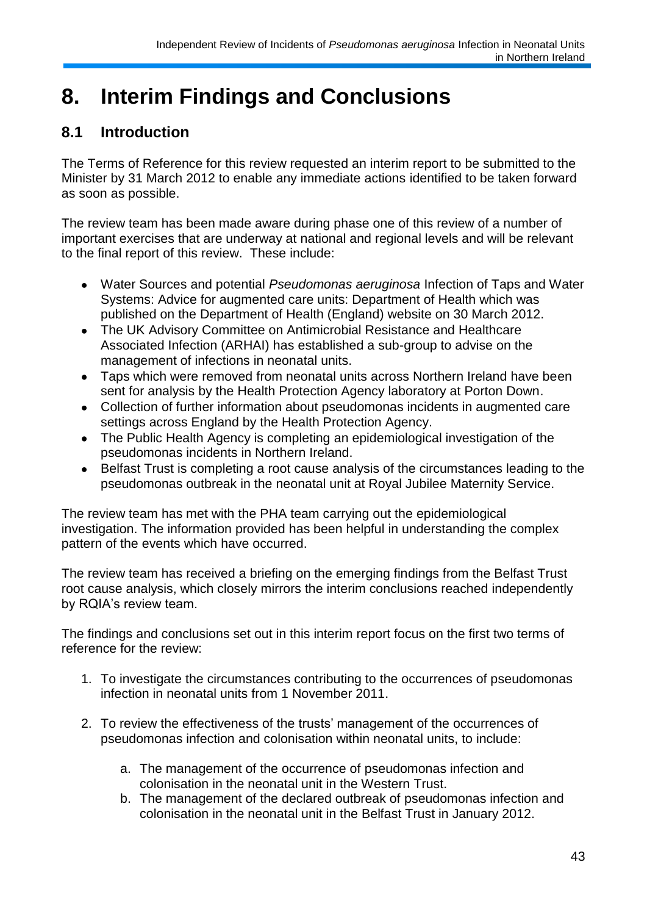# 8. Interim Findings and Conclusions

## 8.1 Introduction

The Terms of Reference for this review requested an interim report to be submitted to the Minister by 31 March 2012 to enable any immediate actions identified to be taken forward as soon as possible.

The review team has been made aware during phase one of this review of a number of important exercises that are underway at national and regional levels and will be relevant to the final report of this review. These include:

- Water Sources and potential *Pseudomonas aeruginosa* Infection of Taps and Water Systems: Advice for augmented care units: Department of Health which was published on the Department of Health (England) website on 30 March 2012.
- The UK Advisory Committee on Antimicrobial Resistance and Healthcare Associated Infection (ARHAI) has established a sub-group to advise on the management of infections in neonatal units.
- Taps which were removed from neonatal units across Northern Ireland have been sent for analysis by the Health Protection Agency laboratory at Porton Down.
- Collection of further information about pseudomonas incidents in augmented care settings across England by the Health Protection Agency.
- The Public Health Agency is completing an epidemiological investigation of the pseudomonas incidents in Northern Ireland.
- Belfast Trust is completing a root cause analysis of the circumstances leading to the pseudomonas outbreak in the neonatal unit at Royal Jubilee Maternity Service.

The review team has met with the PHA team carrying out the epidemiological investigation. The information provided has been helpful in understanding the complex pattern of the events which have occurred.

The review team has received a briefing on the emerging findings from the Belfast Trust root cause analysis, which closely mirrors the interim conclusions reached independently by RQIA's review team.

The findings and conclusions set out in this interim report focus on the first two terms of reference for the review:

1. To investigate the circumstances contributing to the occurrences of pseudomonas infection in neonatal units from 1 November 2011.

2. To review the effectiveness of the trusts' management of the occurrences of pseudomonas infection and colonisation within neonatal units, to include:

    a. The management of the occurrence of pseudomonas infection and colonisation in the neonatal unit in the Western Trust.
    b. The management of the declared outbreak of pseudomonas infection and colonisation in the neonatal unit in the Belfast Trust in January 2012.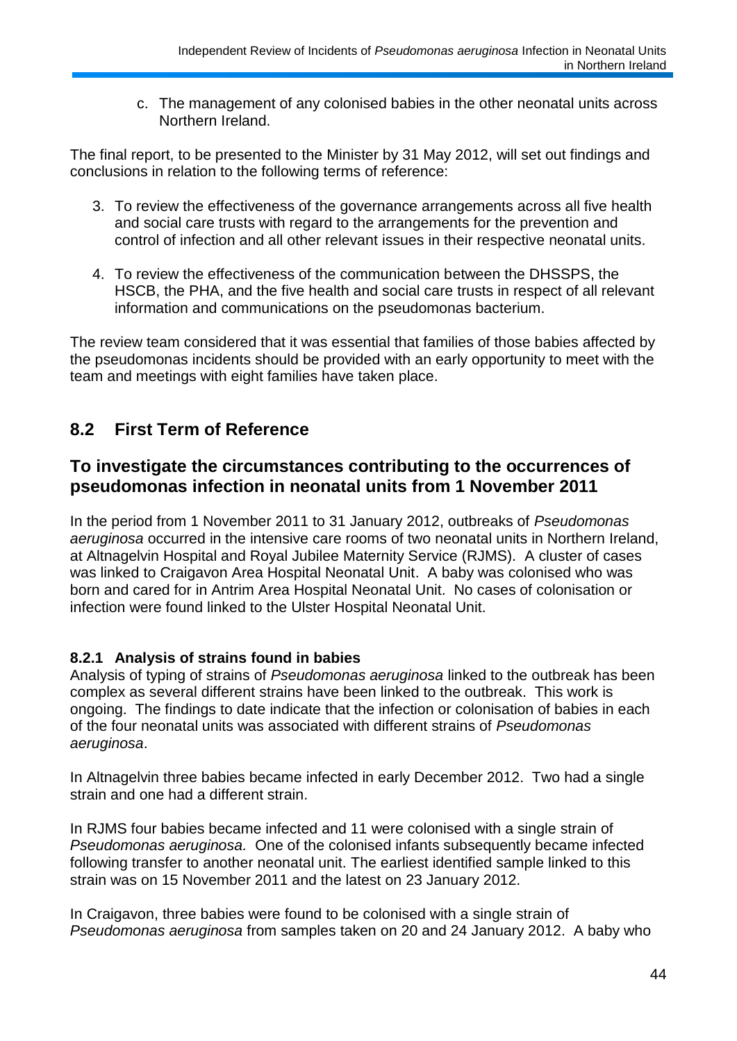c. The management of any colonised babies in the other neonatal units across Northern Ireland.

The final report, to be presented to the Minister by 31 May 2012, will set out findings and conclusions in relation to the following terms of reference:

3. To review the effectiveness of the governance arrangements across all five health and social care trusts with regard to the arrangements for the prevention and control of infection and all other relevant issues in their respective neonatal units.

4. To review the effectiveness of the communication between the DHSSPS, the HSCB, the PHA, and the five health and social care trusts in respect of all relevant information and communications on the pseudomonas bacterium.

The review team considered that it was essential that families of those babies affected by the pseudomonas incidents should be provided with an early opportunity to meet with the team and meetings with eight families have taken place.

## 8.2 First Term of Reference

## To investigate the circumstances contributing to the occurrences of pseudomonas infection in neonatal units from 1 November 2011

In the period from 1 November 2011 to 31 January 2012, outbreaks of *Pseudomonas aeruginosa* occurred in the intensive care rooms of two neonatal units in Northern Ireland, at Altnagelvin Hospital and Royal Jubilee Maternity Service (RJMS). A cluster of cases was linked to Craigavon Area Hospital Neonatal Unit. A baby was colonised who was born and cared for in Antrim Area Hospital Neonatal Unit. No cases of colonisation or infection were found linked to the Ulster Hospital Neonatal Unit.

### 8.2.1 Analysis of strains found in babies

Analysis of typing of strains of *Pseudomonas aeruginosa* linked to the outbreak has been complex as several different strains have been linked to the outbreak. This work is ongoing. The findings to date indicate that the infection or colonisation of babies in each of the four neonatal units was associated with different strains of *Pseudomonas aeruginosa*.

In Altnagelvin three babies became infected in early December 2012. Two had a single strain and one had a different strain.

In RJMS four babies became infected and 11 were colonised with a single strain of *Pseudomonas aeruginosa.* One of the colonised infants subsequently became infected following transfer to another neonatal unit. The earliest identified sample linked to this strain was on 15 November 2011 and the latest on 23 January 2012.

In Craigavon, three babies were found to be colonised with a single strain of *Pseudomonas aeruginosa* from samples taken on 20 and 24 January 2012. A baby who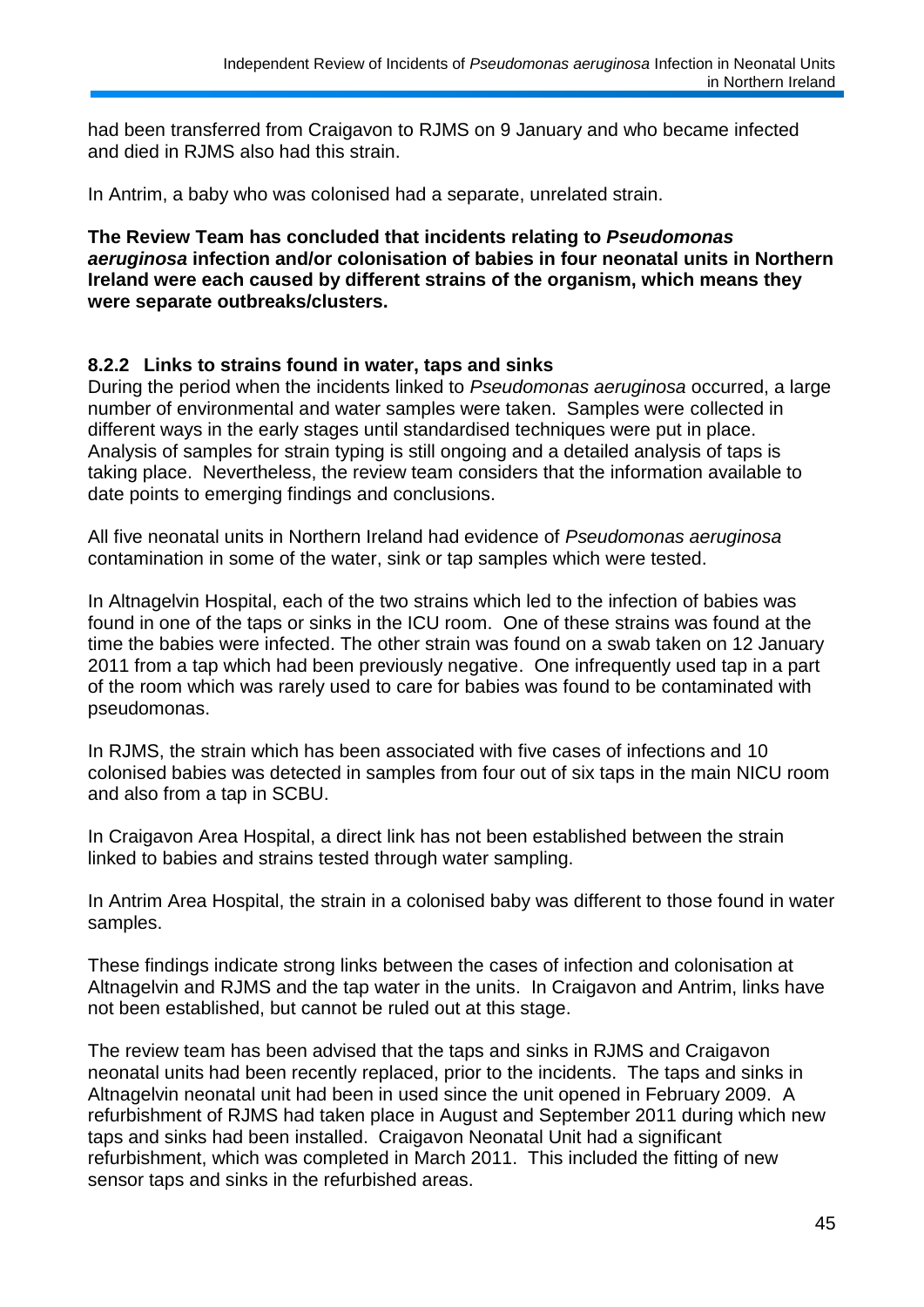had been transferred from Craigavon to RJMS on 9 January and who became infected and died in RJMS also had this strain.

In Antrim, a baby who was colonised had a separate, unrelated strain.

**The Review Team has concluded that incidents relating to *Pseudomonas aeruginosa* infection and/or colonisation of babies in four neonatal units in Northern Ireland were each caused by different strains of the organism, which means they were separate outbreaks/clusters.**

### 8.2.2 Links to strains found in water, taps and sinks

During the period when the incidents linked to *Pseudomonas aeruginosa* occurred, a large number of environmental and water samples were taken. Samples were collected in different ways in the early stages until standardised techniques were put in place. Analysis of samples for strain typing is still ongoing and a detailed analysis of taps is taking place. Nevertheless, the review team considers that the information available to date points to emerging findings and conclusions.

All five neonatal units in Northern Ireland had evidence of *Pseudomonas aeruginosa* contamination in some of the water, sink or tap samples which were tested.

In Altnagelvin Hospital, each of the two strains which led to the infection of babies was found in one of the taps or sinks in the ICU room. One of these strains was found at the time the babies were infected. The other strain was found on a swab taken on 12 January 2011 from a tap which had been previously negative. One infrequently used tap in a part of the room which was rarely used to care for babies was found to be contaminated with pseudomonas.

In RJMS, the strain which has been associated with five cases of infections and 10 colonised babies was detected in samples from four out of six taps in the main NICU room and also from a tap in SCBU.

In Craigavon Area Hospital, a direct link has not been established between the strain linked to babies and strains tested through water sampling.

In Antrim Area Hospital, the strain in a colonised baby was different to those found in water samples.

These findings indicate strong links between the cases of infection and colonisation at Altnagelvin and RJMS and the tap water in the units. In Craigavon and Antrim, links have not been established, but cannot be ruled out at this stage.

The review team has been advised that the taps and sinks in RJMS and Craigavon neonatal units had been recently replaced, prior to the incidents. The taps and sinks in Altnagelvin neonatal unit had been in used since the unit opened in February 2009. A refurbishment of RJMS had taken place in August and September 2011 during which new taps and sinks had been installed. Craigavon Neonatal Unit had a significant refurbishment, which was completed in March 2011. This included the fitting of new sensor taps and sinks in the refurbished areas.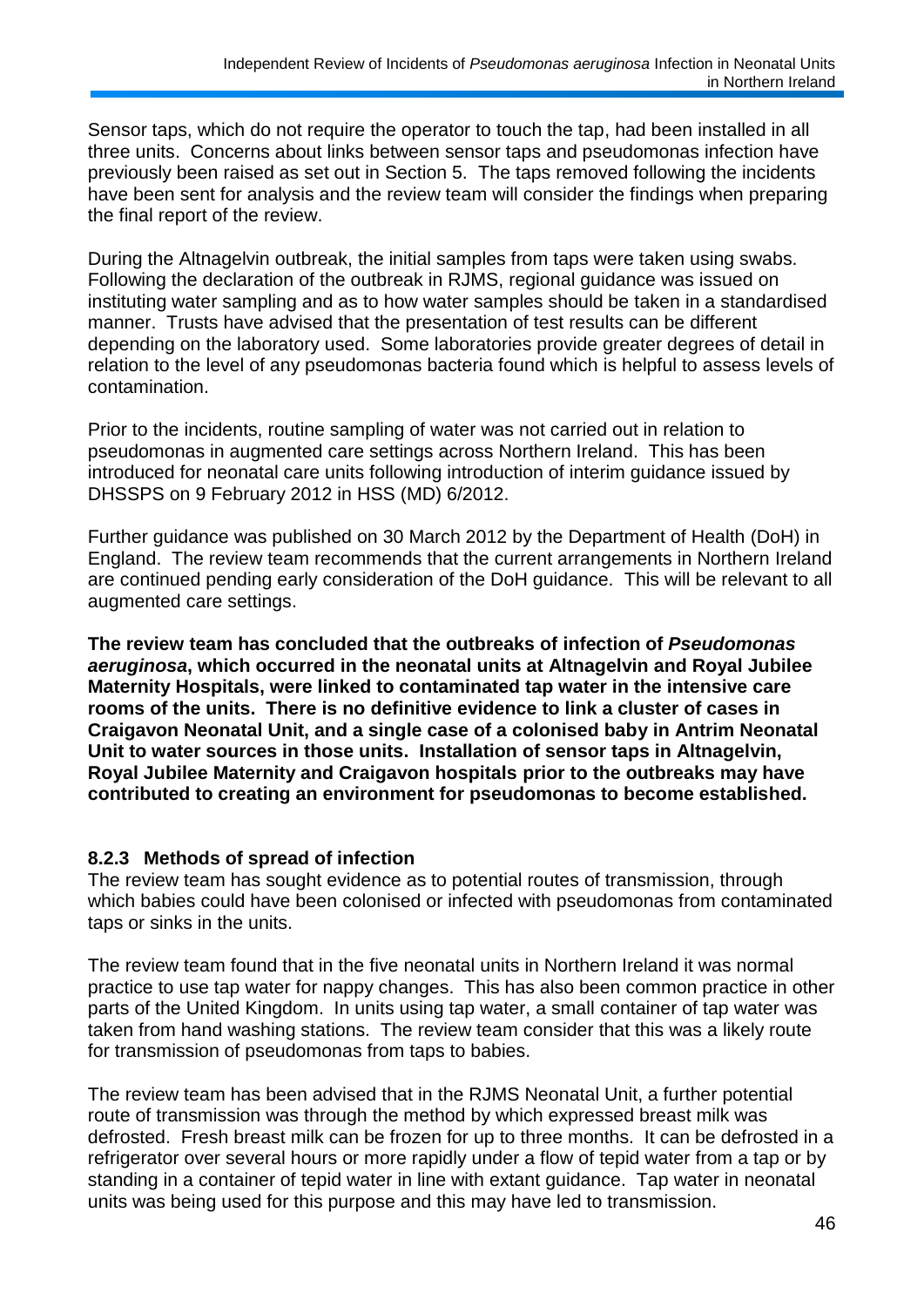Sensor taps, which do not require the operator to touch the tap, had been installed in all three units. Concerns about links between sensor taps and pseudomonas infection have previously been raised as set out in Section 5. The taps removed following the incidents have been sent for analysis and the review team will consider the findings when preparing the final report of the review.

During the Altnagelvin outbreak, the initial samples from taps were taken using swabs. Following the declaration of the outbreak in RJMS, regional guidance was issued on instituting water sampling and as to how water samples should be taken in a standardised manner. Trusts have advised that the presentation of test results can be different depending on the laboratory used. Some laboratories provide greater degrees of detail in relation to the level of any pseudomonas bacteria found which is helpful to assess levels of contamination.

Prior to the incidents, routine sampling of water was not carried out in relation to pseudomonas in augmented care settings across Northern Ireland. This has been introduced for neonatal care units following introduction of interim guidance issued by DHSSPS on 9 February 2012 in HSS (MD) 6/2012.

Further guidance was published on 30 March 2012 by the Department of Health (DoH) in England. The review team recommends that the current arrangements in Northern Ireland are continued pending early consideration of the DoH guidance. This will be relevant to all augmented care settings.

**The review team has concluded that the outbreaks of infection of *Pseudomonas aeruginosa*, which occurred in the neonatal units at Altnagelvin and Royal Jubilee Maternity Hospitals, were linked to contaminated tap water in the intensive care rooms of the units. There is no definitive evidence to link a cluster of cases in Craigavon Neonatal Unit, and a single case of a colonised baby in Antrim Neonatal Unit to water sources in those units. Installation of sensor taps in Altnagelvin, Royal Jubilee Maternity and Craigavon hospitals prior to the outbreaks may have contributed to creating an environment for pseudomonas to become established.**

### 8.2.3 Methods of spread of infection

The review team has sought evidence as to potential routes of transmission, through which babies could have been colonised or infected with pseudomonas from contaminated taps or sinks in the units.

The review team found that in the five neonatal units in Northern Ireland it was normal practice to use tap water for nappy changes. This has also been common practice in other parts of the United Kingdom. In units using tap water, a small container of tap water was taken from hand washing stations. The review team consider that this was a likely route for transmission of pseudomonas from taps to babies.

The review team has been advised that in the RJMS Neonatal Unit, a further potential route of transmission was through the method by which expressed breast milk was defrosted. Fresh breast milk can be frozen for up to three months. It can be defrosted in a refrigerator over several hours or more rapidly under a flow of tepid water from a tap or by standing in a container of tepid water in line with extant guidance. Tap water in neonatal units was being used for this purpose and this may have led to transmission.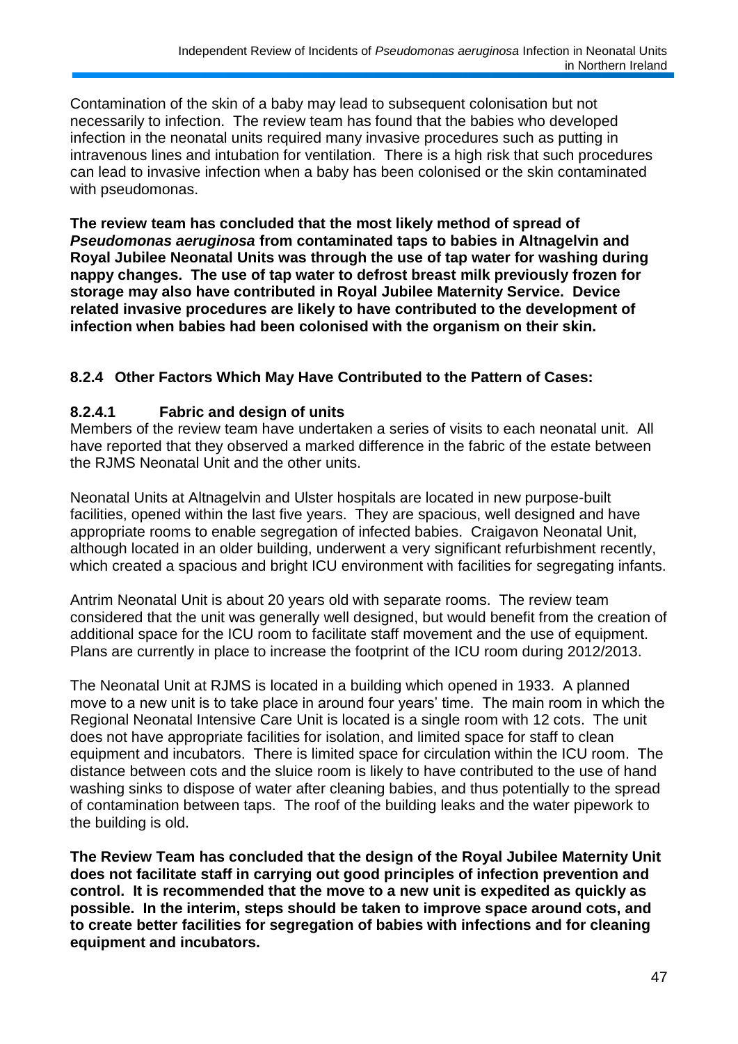Contamination of the skin of a baby may lead to subsequent colonisation but not necessarily to infection. The review team has found that the babies who developed infection in the neonatal units required many invasive procedures such as putting in intravenous lines and intubation for ventilation. There is a high risk that such procedures can lead to invasive infection when a baby has been colonised or the skin contaminated with pseudomonas.

**The review team has concluded that the most likely method of spread of *Pseudomonas aeruginosa* from contaminated taps to babies in Altnagelvin and Royal Jubilee Neonatal Units was through the use of tap water for washing during nappy changes. The use of tap water to defrost breast milk previously frozen for storage may also have contributed in Royal Jubilee Maternity Service. Device related invasive procedures are likely to have contributed to the development of infection when babies had been colonised with the organism on their skin.**

### 8.2.4 Other Factors Which May Have Contributed to the Pattern of Cases:

#### 8.2.4.1 Fabric and design of units

Members of the review team have undertaken a series of visits to each neonatal unit. All have reported that they observed a marked difference in the fabric of the estate between the RJMS Neonatal Unit and the other units.

Neonatal Units at Altnagelvin and Ulster hospitals are located in new purpose-built facilities, opened within the last five years. They are spacious, well designed and have appropriate rooms to enable segregation of infected babies. Craigavon Neonatal Unit, although located in an older building, underwent a very significant refurbishment recently, which created a spacious and bright ICU environment with facilities for segregating infants.

Antrim Neonatal Unit is about 20 years old with separate rooms. The review team considered that the unit was generally well designed, but would benefit from the creation of additional space for the ICU room to facilitate staff movement and the use of equipment. Plans are currently in place to increase the footprint of the ICU room during 2012/2013.

The Neonatal Unit at RJMS is located in a building which opened in 1933. A planned move to a new unit is to take place in around four years' time. The main room in which the Regional Neonatal Intensive Care Unit is located is a single room with 12 cots. The unit does not have appropriate facilities for isolation, and limited space for staff to clean equipment and incubators. There is limited space for circulation within the ICU room. The distance between cots and the sluice room is likely to have contributed to the use of hand washing sinks to dispose of water after cleaning babies, and thus potentially to the spread of contamination between taps. The roof of the building leaks and the water pipework to the building is old.

**The Review Team has concluded that the design of the Royal Jubilee Maternity Unit does not facilitate staff in carrying out good principles of infection prevention and control. It is recommended that the move to a new unit is expedited as quickly as possible. In the interim, steps should be taken to improve space around cots, and to create better facilities for segregation of babies with infections and for cleaning equipment and incubators.**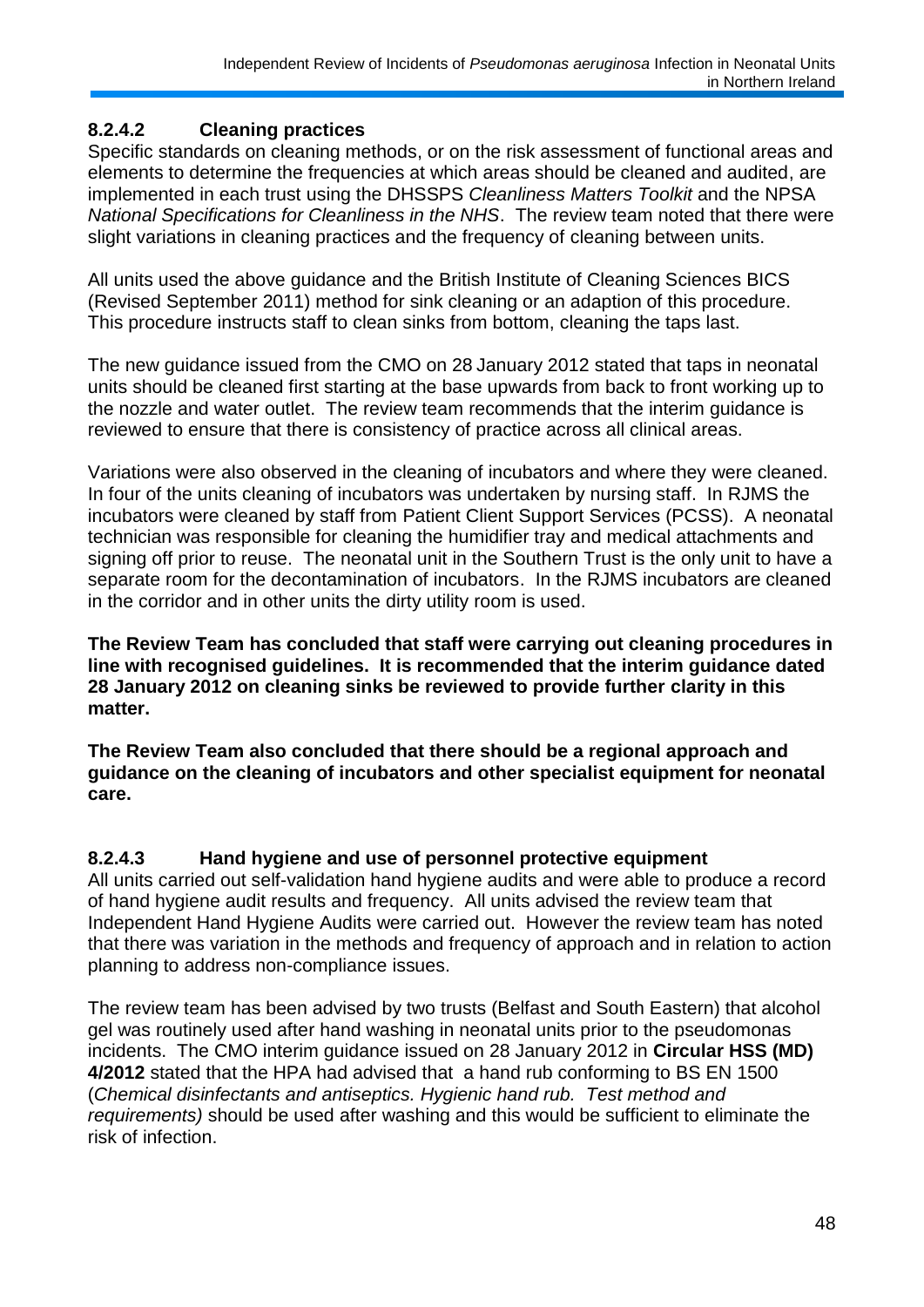#### 8.2.4.2 Cleaning practices

Specific standards on cleaning methods, or on the risk assessment of functional areas and elements to determine the frequencies at which areas should be cleaned and audited, are implemented in each trust using the DHSSPS *Cleanliness Matters Toolkit* and the NPSA *National Specifications for Cleanliness in the NHS*. The review team noted that there were slight variations in cleaning practices and the frequency of cleaning between units.

All units used the above guidance and the British Institute of Cleaning Sciences BICS (Revised September 2011) method for sink cleaning or an adaption of this procedure. This procedure instructs staff to clean sinks from bottom, cleaning the taps last.

The new guidance issued from the CMO on 28 January 2012 stated that taps in neonatal units should be cleaned first starting at the base upwards from back to front working up to the nozzle and water outlet. The review team recommends that the interim guidance is reviewed to ensure that there is consistency of practice across all clinical areas.

Variations were also observed in the cleaning of incubators and where they were cleaned. In four of the units cleaning of incubators was undertaken by nursing staff. In RJMS the incubators were cleaned by staff from Patient Client Support Services (PCSS). A neonatal technician was responsible for cleaning the humidifier tray and medical attachments and signing off prior to reuse. The neonatal unit in the Southern Trust is the only unit to have a separate room for the decontamination of incubators. In the RJMS incubators are cleaned in the corridor and in other units the dirty utility room is used.

**The Review Team has concluded that staff were carrying out cleaning procedures in line with recognised guidelines. It is recommended that the interim guidance dated 28 January 2012 on cleaning sinks be reviewed to provide further clarity in this matter.**

**The Review Team also concluded that there should be a regional approach and guidance on the cleaning of incubators and other specialist equipment for neonatal care.**

#### 8.2.4.3 Hand hygiene and use of personnel protective equipment

All units carried out self-validation hand hygiene audits and were able to produce a record of hand hygiene audit results and frequency. All units advised the review team that Independent Hand Hygiene Audits were carried out. However the review team has noted that there was variation in the methods and frequency of approach and in relation to action planning to address non-compliance issues.

The review team has been advised by two trusts (Belfast and South Eastern) that alcohol gel was routinely used after hand washing in neonatal units prior to the pseudomonas incidents. The CMO interim guidance issued on 28 January 2012 in **Circular HSS (MD) 4/2012** stated that the HPA had advised that a hand rub conforming to BS EN 1500 (*Chemical disinfectants and antiseptics. Hygienic hand rub. Test method and requirements)* should be used after washing and this would be sufficient to eliminate the risk of infection.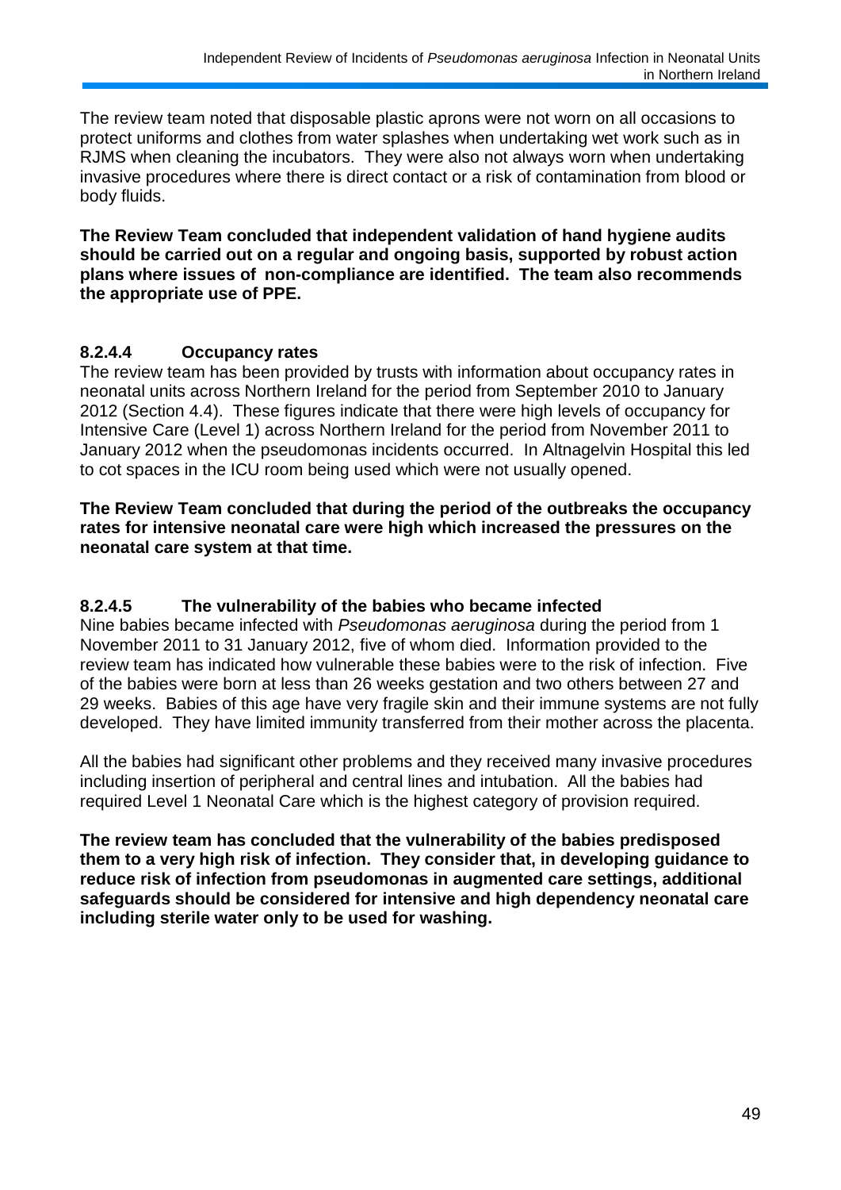The review team noted that disposable plastic aprons were not worn on all occasions to protect uniforms and clothes from water splashes when undertaking wet work such as in RJMS when cleaning the incubators. They were also not always worn when undertaking invasive procedures where there is direct contact or a risk of contamination from blood or body fluids.

**The Review Team concluded that independent validation of hand hygiene audits should be carried out on a regular and ongoing basis, supported by robust action plans where issues of non-compliance are identified. The team also recommends the appropriate use of PPE.**

#### 8.2.4.4 Occupancy rates

The review team has been provided by trusts with information about occupancy rates in neonatal units across Northern Ireland for the period from September 2010 to January 2012 (Section 4.4). These figures indicate that there were high levels of occupancy for Intensive Care (Level 1) across Northern Ireland for the period from November 2011 to January 2012 when the pseudomonas incidents occurred. In Altnagelvin Hospital this led to cot spaces in the ICU room being used which were not usually opened.

**The Review Team concluded that during the period of the outbreaks the occupancy rates for intensive neonatal care were high which increased the pressures on the neonatal care system at that time.**

#### 8.2.4.5 The vulnerability of the babies who became infected

Nine babies became infected with *Pseudomonas aeruginosa* during the period from 1 November 2011 to 31 January 2012, five of whom died. Information provided to the review team has indicated how vulnerable these babies were to the risk of infection. Five of the babies were born at less than 26 weeks gestation and two others between 27 and 29 weeks. Babies of this age have very fragile skin and their immune systems are not fully developed. They have limited immunity transferred from their mother across the placenta.

All the babies had significant other problems and they received many invasive procedures including insertion of peripheral and central lines and intubation. All the babies had required Level 1 Neonatal Care which is the highest category of provision required.

**The review team has concluded that the vulnerability of the babies predisposed them to a very high risk of infection. They consider that, in developing guidance to reduce risk of infection from pseudomonas in augmented care settings, additional safeguards should be considered for intensive and high dependency neonatal care including sterile water only to be used for washing.**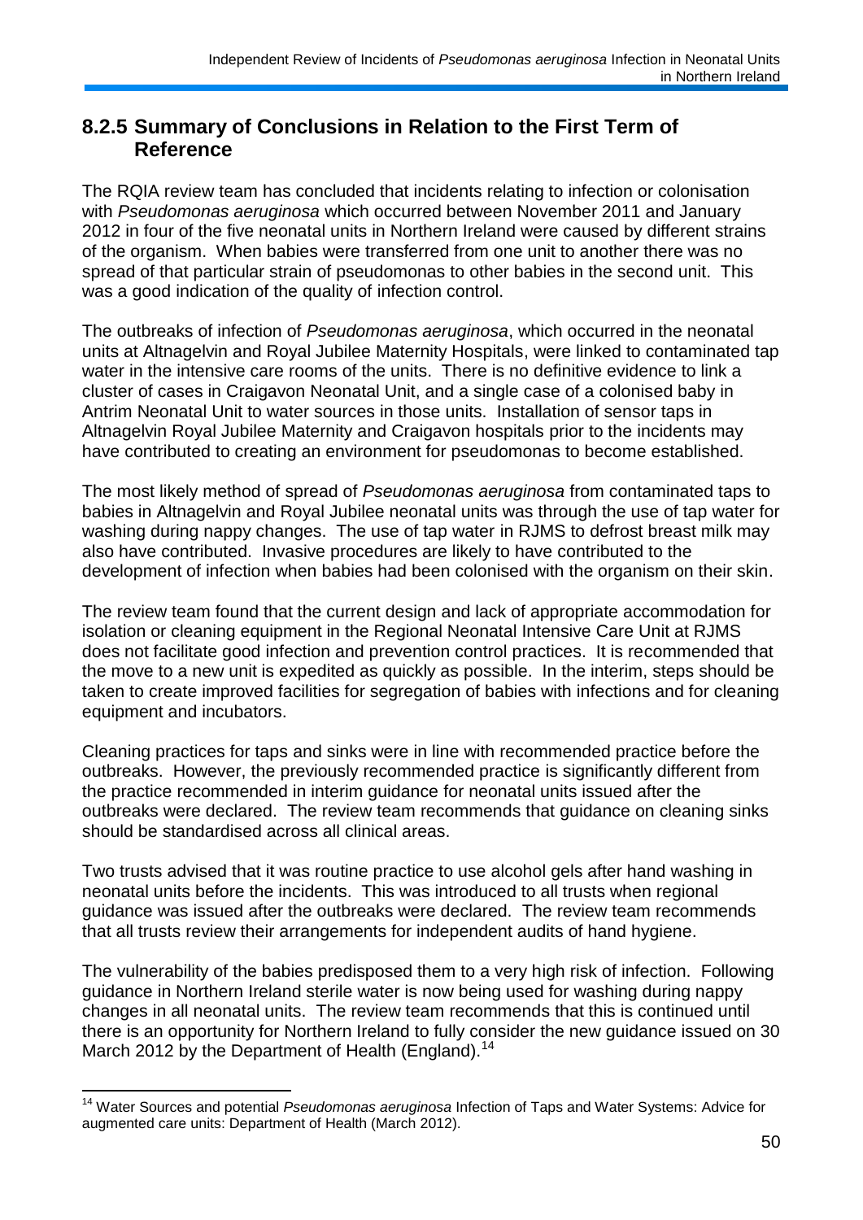### 8.2.5 Summary of Conclusions in Relation to the First Term of Reference

The RQIA review team has concluded that incidents relating to infection or colonisation with *Pseudomonas aeruginosa* which occurred between November 2011 and January 2012 in four of the five neonatal units in Northern Ireland were caused by different strains of the organism. When babies were transferred from one unit to another there was no spread of that particular strain of pseudomonas to other babies in the second unit. This was a good indication of the quality of infection control.

The outbreaks of infection of *Pseudomonas aeruginosa*, which occurred in the neonatal units at Altnagelvin and Royal Jubilee Maternity Hospitals, were linked to contaminated tap water in the intensive care rooms of the units. There is no definitive evidence to link a cluster of cases in Craigavon Neonatal Unit, and a single case of a colonised baby in Antrim Neonatal Unit to water sources in those units. Installation of sensor taps in Altnagelvin Royal Jubilee Maternity and Craigavon hospitals prior to the incidents may have contributed to creating an environment for pseudomonas to become established.

The most likely method of spread of *Pseudomonas aeruginosa* from contaminated taps to babies in Altnagelvin and Royal Jubilee neonatal units was through the use of tap water for washing during nappy changes. The use of tap water in RJMS to defrost breast milk may also have contributed. Invasive procedures are likely to have contributed to the development of infection when babies had been colonised with the organism on their skin.

The review team found that the current design and lack of appropriate accommodation for isolation or cleaning equipment in the Regional Neonatal Intensive Care Unit at RJMS does not facilitate good infection and prevention control practices. It is recommended that the move to a new unit is expedited as quickly as possible. In the interim, steps should be taken to create improved facilities for segregation of babies with infections and for cleaning equipment and incubators.

Cleaning practices for taps and sinks were in line with recommended practice before the outbreaks. However, the previously recommended practice is significantly different from the practice recommended in interim guidance for neonatal units issued after the outbreaks were declared. The review team recommends that guidance on cleaning sinks should be standardised across all clinical areas.

Two trusts advised that it was routine practice to use alcohol gels after hand washing in neonatal units before the incidents. This was introduced to all trusts when regional guidance was issued after the outbreaks were declared. The review team recommends that all trusts review their arrangements for independent audits of hand hygiene.

The vulnerability of the babies predisposed them to a very high risk of infection. Following guidance in Northern Ireland sterile water is now being used for washing during nappy changes in all neonatal units. The review team recommends that this is continued until there is an opportunity for Northern Ireland to fully consider the new guidance issued on 30 March 2012 by the Department of Health (England).[14]

[14] Water Sources and potential *Pseudomonas aeruginosa* Infection of Taps and Water Systems: Advice for augmented care units: Department of Health (March 2012).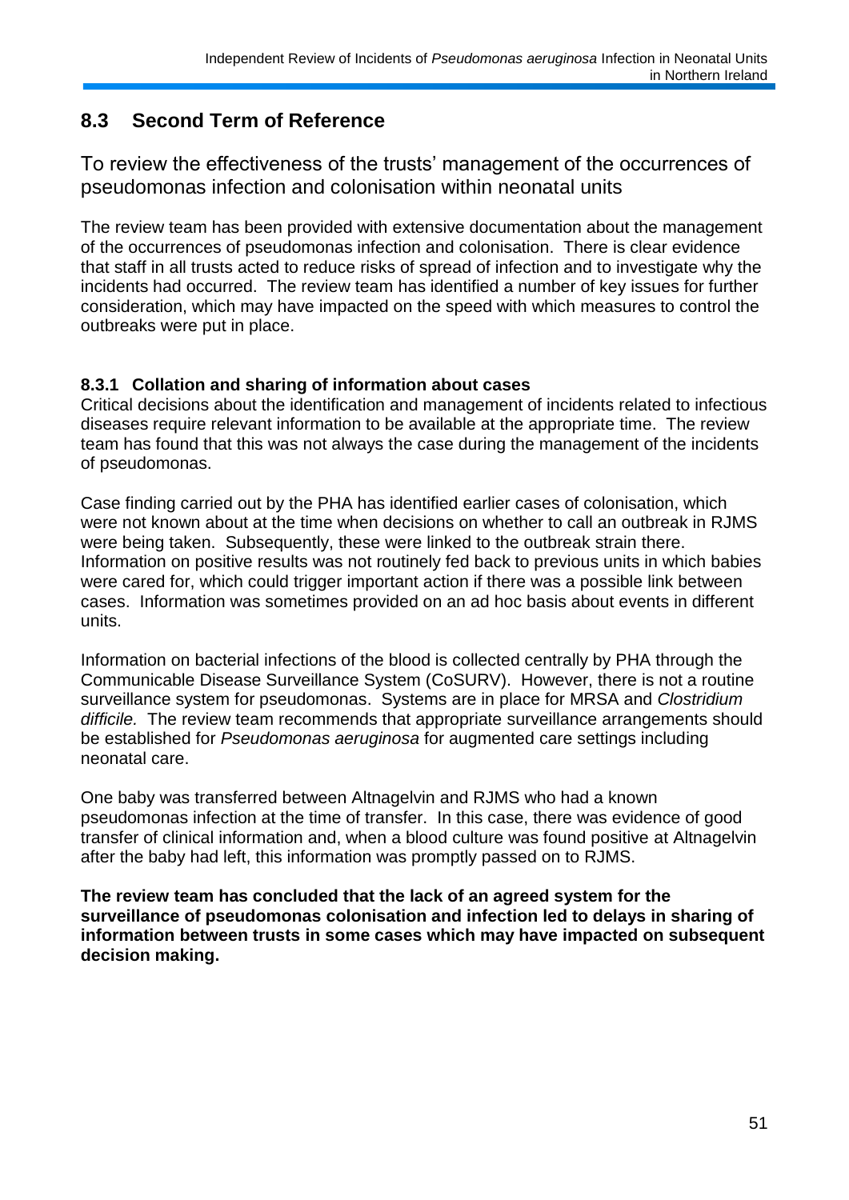## 8.3 Second Term of Reference

To review the effectiveness of the trusts' management of the occurrences of pseudomonas infection and colonisation within neonatal units

The review team has been provided with extensive documentation about the management of the occurrences of pseudomonas infection and colonisation. There is clear evidence that staff in all trusts acted to reduce risks of spread of infection and to investigate why the incidents had occurred. The review team has identified a number of key issues for further consideration, which may have impacted on the speed with which measures to control the outbreaks were put in place.

### 8.3.1 Collation and sharing of information about cases

Critical decisions about the identification and management of incidents related to infectious diseases require relevant information to be available at the appropriate time. The review team has found that this was not always the case during the management of the incidents of pseudomonas.

Case finding carried out by the PHA has identified earlier cases of colonisation, which were not known about at the time when decisions on whether to call an outbreak in RJMS were being taken. Subsequently, these were linked to the outbreak strain there. Information on positive results was not routinely fed back to previous units in which babies were cared for, which could trigger important action if there was a possible link between cases. Information was sometimes provided on an ad hoc basis about events in different units.

Information on bacterial infections of the blood is collected centrally by PHA through the Communicable Disease Surveillance System (CoSURV). However, there is not a routine surveillance system for pseudomonas. Systems are in place for MRSA and *Clostridium difficile.* The review team recommends that appropriate surveillance arrangements should be established for *Pseudomonas aeruginosa* for augmented care settings including neonatal care.

One baby was transferred between Altnagelvin and RJMS who had a known pseudomonas infection at the time of transfer. In this case, there was evidence of good transfer of clinical information and, when a blood culture was found positive at Altnagelvin after the baby had left, this information was promptly passed on to RJMS.

**The review team has concluded that the lack of an agreed system for the surveillance of pseudomonas colonisation and infection led to delays in sharing of information between trusts in some cases which may have impacted on subsequent decision making.**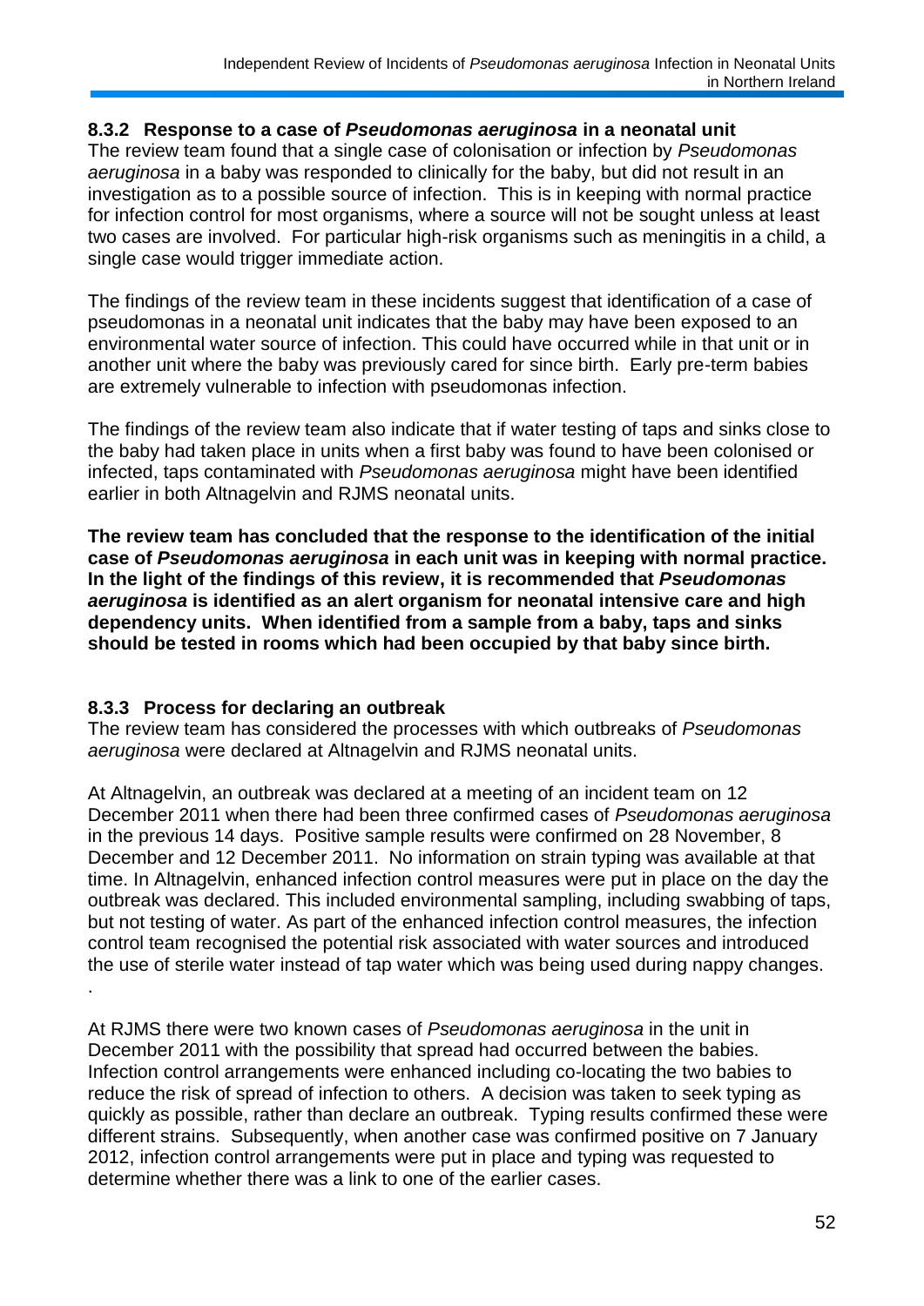### 8.3.2 Response to a case of *Pseudomonas aeruginosa* in a neonatal unit

The review team found that a single case of colonisation or infection by *Pseudomonas aeruginosa* in a baby was responded to clinically for the baby, but did not result in an investigation as to a possible source of infection. This is in keeping with normal practice for infection control for most organisms, where a source will not be sought unless at least two cases are involved. For particular high-risk organisms such as meningitis in a child, a single case would trigger immediate action.

The findings of the review team in these incidents suggest that identification of a case of pseudomonas in a neonatal unit indicates that the baby may have been exposed to an environmental water source of infection. This could have occurred while in that unit or in another unit where the baby was previously cared for since birth. Early pre-term babies are extremely vulnerable to infection with pseudomonas infection.

The findings of the review team also indicate that if water testing of taps and sinks close to the baby had taken place in units when a first baby was found to have been colonised or infected, taps contaminated with *Pseudomonas aeruginosa* might have been identified earlier in both Altnagelvin and RJMS neonatal units.

**The review team has concluded that the response to the identification of the initial case of *Pseudomonas aeruginosa* in each unit was in keeping with normal practice. In the light of the findings of this review, it is recommended that *Pseudomonas aeruginosa* is identified as an alert organism for neonatal intensive care and high dependency units. When identified from a sample from a baby, taps and sinks should be tested in rooms which had been occupied by that baby since birth.**

### 8.3.3 Process for declaring an outbreak

The review team has considered the processes with which outbreaks of *Pseudomonas aeruginosa* were declared at Altnagelvin and RJMS neonatal units.

At Altnagelvin, an outbreak was declared at a meeting of an incident team on 12 December 2011 when there had been three confirmed cases of *Pseudomonas aeruginosa* in the previous 14 days. Positive sample results were confirmed on 28 November, 8 December and 12 December 2011. No information on strain typing was available at that time. In Altnagelvin, enhanced infection control measures were put in place on the day the outbreak was declared. This included environmental sampling, including swabbing of taps, but not testing of water. As part of the enhanced infection control measures, the infection control team recognised the potential risk associated with water sources and introduced the use of sterile water instead of tap water which was being used during nappy changes.
.

At RJMS there were two known cases of *Pseudomonas aeruginosa* in the unit in December 2011 with the possibility that spread had occurred between the babies. Infection control arrangements were enhanced including co-locating the two babies to reduce the risk of spread of infection to others. A decision was taken to seek typing as quickly as possible, rather than declare an outbreak. Typing results confirmed these were different strains. Subsequently, when another case was confirmed positive on 7 January 2012, infection control arrangements were put in place and typing was requested to determine whether there was a link to one of the earlier cases.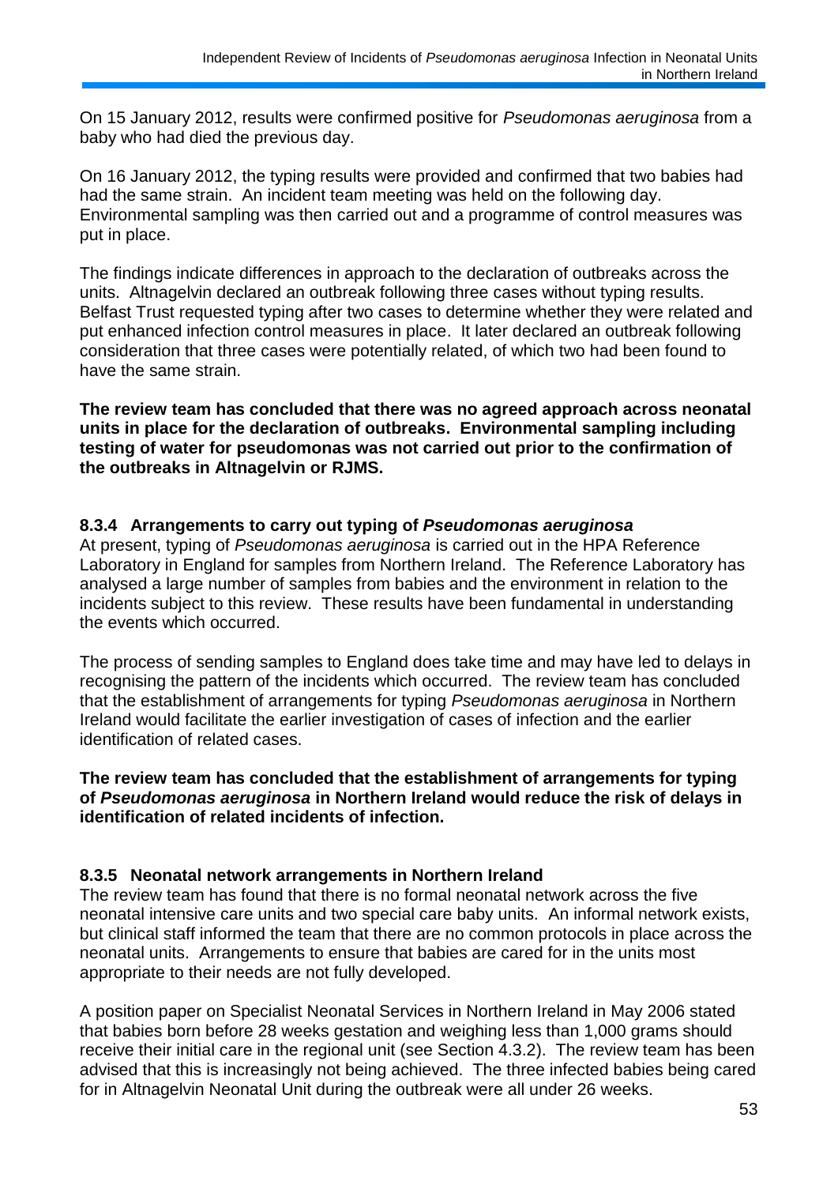On 15 January 2012, results were confirmed positive for *Pseudomonas aeruginosa* from a baby who had died the previous day.

On 16 January 2012, the typing results were provided and confirmed that two babies had had the same strain. An incident team meeting was held on the following day. Environmental sampling was then carried out and a programme of control measures was put in place.

The findings indicate differences in approach to the declaration of outbreaks across the units. Altnagelvin declared an outbreak following three cases without typing results. Belfast Trust requested typing after two cases to determine whether they were related and put enhanced infection control measures in place. It later declared an outbreak following consideration that three cases were potentially related, of which two had been found to have the same strain.

**The review team has concluded that there was no agreed approach across neonatal units in place for the declaration of outbreaks. Environmental sampling including testing of water for pseudomonas was not carried out prior to the confirmation of the outbreaks in Altnagelvin or RJMS.**

### 8.3.4 Arrangements to carry out typing of *Pseudomonas aeruginosa*

At present, typing of *Pseudomonas aeruginosa* is carried out in the HPA Reference Laboratory in England for samples from Northern Ireland. The Reference Laboratory has analysed a large number of samples from babies and the environment in relation to the incidents subject to this review. These results have been fundamental in understanding the events which occurred.

The process of sending samples to England does take time and may have led to delays in recognising the pattern of the incidents which occurred. The review team has concluded that the establishment of arrangements for typing *Pseudomonas aeruginosa* in Northern Ireland would facilitate the earlier investigation of cases of infection and the earlier identification of related cases.

**The review team has concluded that the establishment of arrangements for typing of *Pseudomonas aeruginosa* in Northern Ireland would reduce the risk of delays in identification of related incidents of infection.**

### 8.3.5 Neonatal network arrangements in Northern Ireland

The review team has found that there is no formal neonatal network across the five neonatal intensive care units and two special care baby units. An informal network exists, but clinical staff informed the team that there are no common protocols in place across the neonatal units. Arrangements to ensure that babies are cared for in the units most appropriate to their needs are not fully developed.

A position paper on Specialist Neonatal Services in Northern Ireland in May 2006 stated that babies born before 28 weeks gestation and weighing less than 1,000 grams should receive their initial care in the regional unit (see Section 4.3.2). The review team has been advised that this is increasingly not being achieved. The three infected babies being cared for in Altnagelvin Neonatal Unit during the outbreak were all under 26 weeks.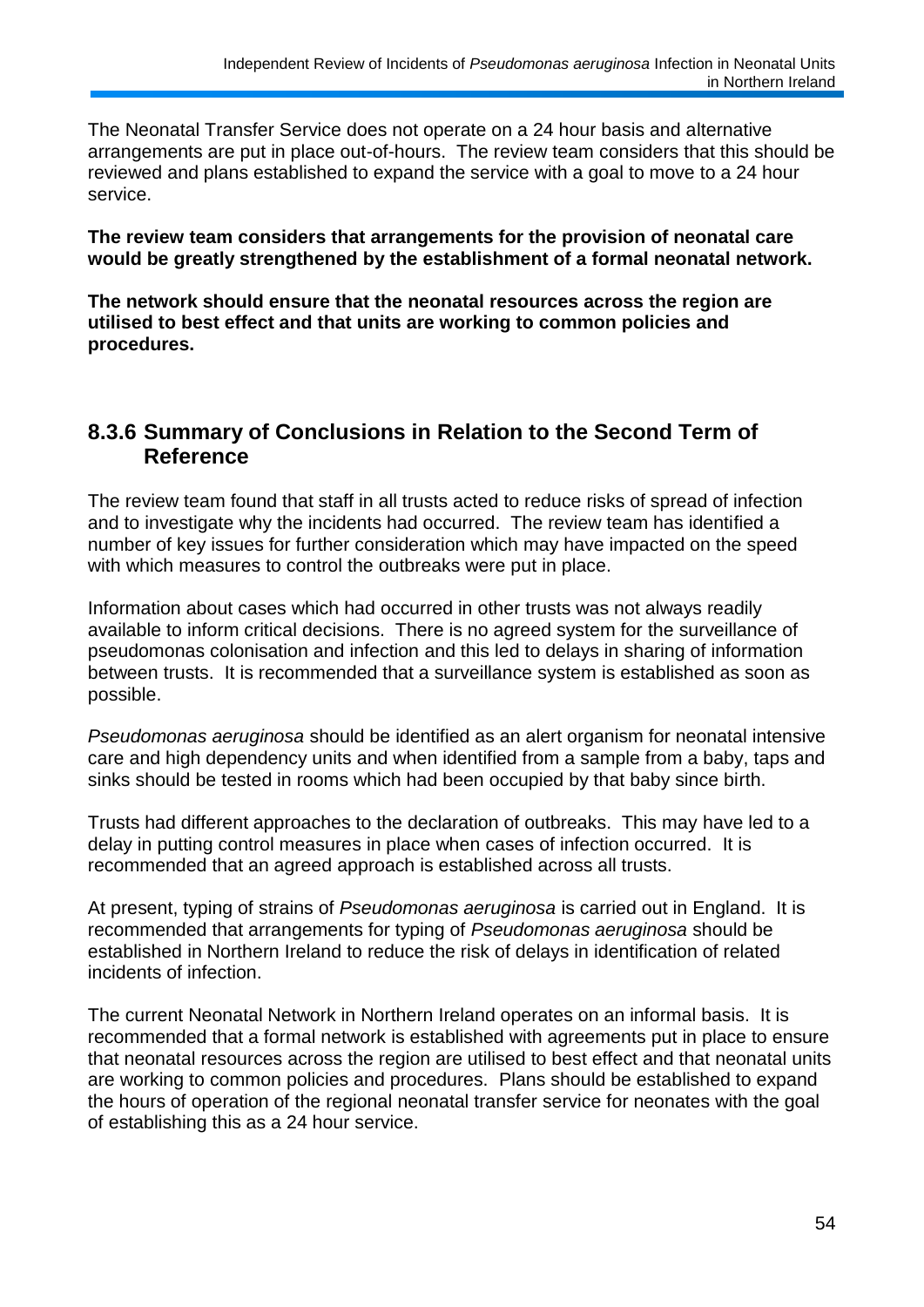The Neonatal Transfer Service does not operate on a 24 hour basis and alternative arrangements are put in place out-of-hours. The review team considers that this should be reviewed and plans established to expand the service with a goal to move to a 24 hour service.

**The review team considers that arrangements for the provision of neonatal care would be greatly strengthened by the establishment of a formal neonatal network.**

**The network should ensure that the neonatal resources across the region are utilised to best effect and that units are working to common policies and procedures.**

### 8.3.6 Summary of Conclusions in Relation to the Second Term of Reference

The review team found that staff in all trusts acted to reduce risks of spread of infection and to investigate why the incidents had occurred. The review team has identified a number of key issues for further consideration which may have impacted on the speed with which measures to control the outbreaks were put in place.

Information about cases which had occurred in other trusts was not always readily available to inform critical decisions. There is no agreed system for the surveillance of pseudomonas colonisation and infection and this led to delays in sharing of information between trusts. It is recommended that a surveillance system is established as soon as possible.

*Pseudomonas aeruginosa* should be identified as an alert organism for neonatal intensive care and high dependency units and when identified from a sample from a baby, taps and sinks should be tested in rooms which had been occupied by that baby since birth.

Trusts had different approaches to the declaration of outbreaks. This may have led to a delay in putting control measures in place when cases of infection occurred. It is recommended that an agreed approach is established across all trusts.

At present, typing of strains of *Pseudomonas aeruginosa* is carried out in England. It is recommended that arrangements for typing of *Pseudomonas aeruginosa* should be established in Northern Ireland to reduce the risk of delays in identification of related incidents of infection.

The current Neonatal Network in Northern Ireland operates on an informal basis. It is recommended that a formal network is established with agreements put in place to ensure that neonatal resources across the region are utilised to best effect and that neonatal units are working to common policies and procedures. Plans should be established to expand the hours of operation of the regional neonatal transfer service for neonates with the goal of establishing this as a 24 hour service.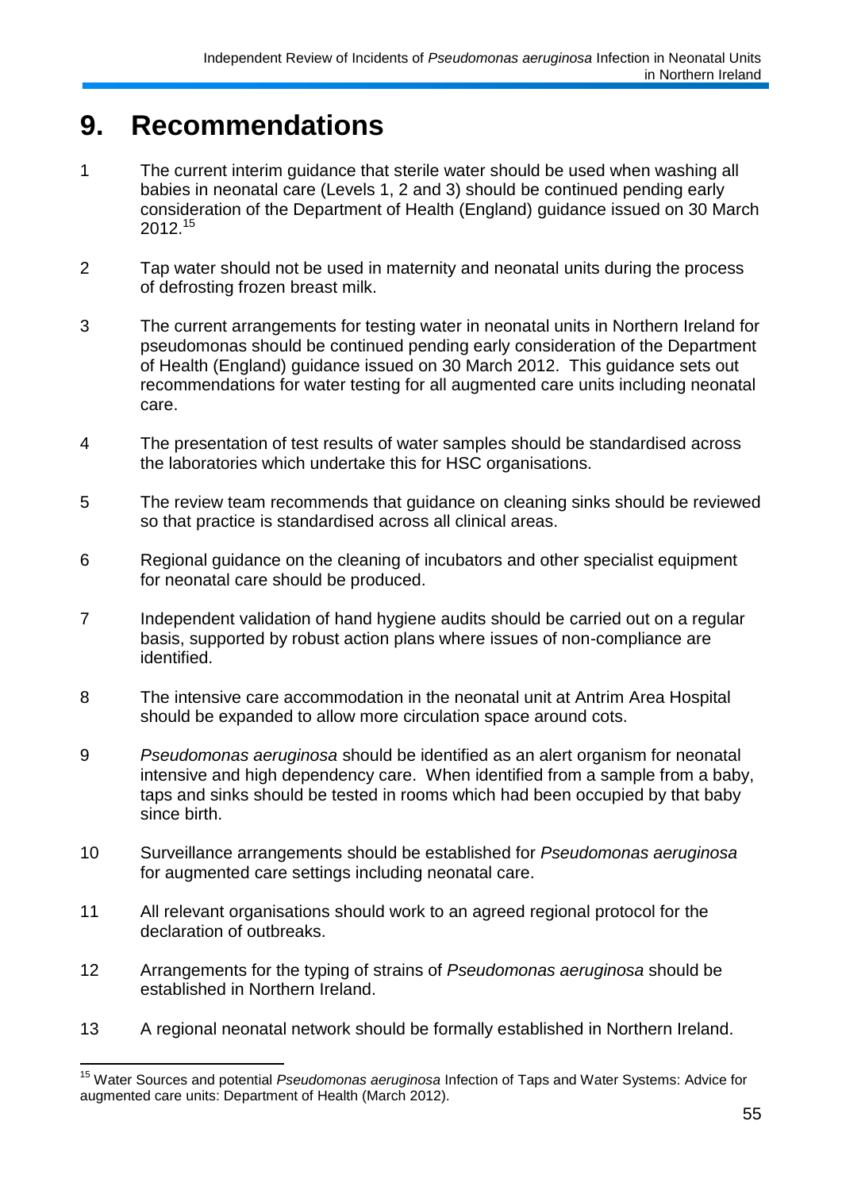# 9. Recommendations

1. The current interim guidance that sterile water should be used when washing all babies in neonatal care (Levels 1, 2 and 3) should be continued pending early consideration of the Department of Health (England) guidance issued on 30 March 2012.[15]

2. Tap water should not be used in maternity and neonatal units during the process of defrosting frozen breast milk.

3. The current arrangements for testing water in neonatal units in Northern Ireland for pseudomonas should be continued pending early consideration of the Department of Health (England) guidance issued on 30 March 2012. This guidance sets out recommendations for water testing for all augmented care units including neonatal care.

4. The presentation of test results of water samples should be standardised across the laboratories which undertake this for HSC organisations.

5. The review team recommends that guidance on cleaning sinks should be reviewed so that practice is standardised across all clinical areas.

6. Regional guidance on the cleaning of incubators and other specialist equipment for neonatal care should be produced.

7. Independent validation of hand hygiene audits should be carried out on a regular basis, supported by robust action plans where issues of non-compliance are identified.

8. The intensive care accommodation in the neonatal unit at Antrim Area Hospital should be expanded to allow more circulation space around cots.

9. *Pseudomonas aeruginosa* should be identified as an alert organism for neonatal intensive and high dependency care. When identified from a sample from a baby, taps and sinks should be tested in rooms which had been occupied by that baby since birth.

10. Surveillance arrangements should be established for *Pseudomonas aeruginosa* for augmented care settings including neonatal care.

11. All relevant organisations should work to an agreed regional protocol for the declaration of outbreaks.

12. Arrangements for the typing of strains of *Pseudomonas aeruginosa* should be established in Northern Ireland.

13. A regional neonatal network should be formally established in Northern Ireland.

---

[15] Water Sources and potential *Pseudomonas aeruginosa* Infection of Taps and Water Systems: Advice for augmented care units: Department of Health (March 2012).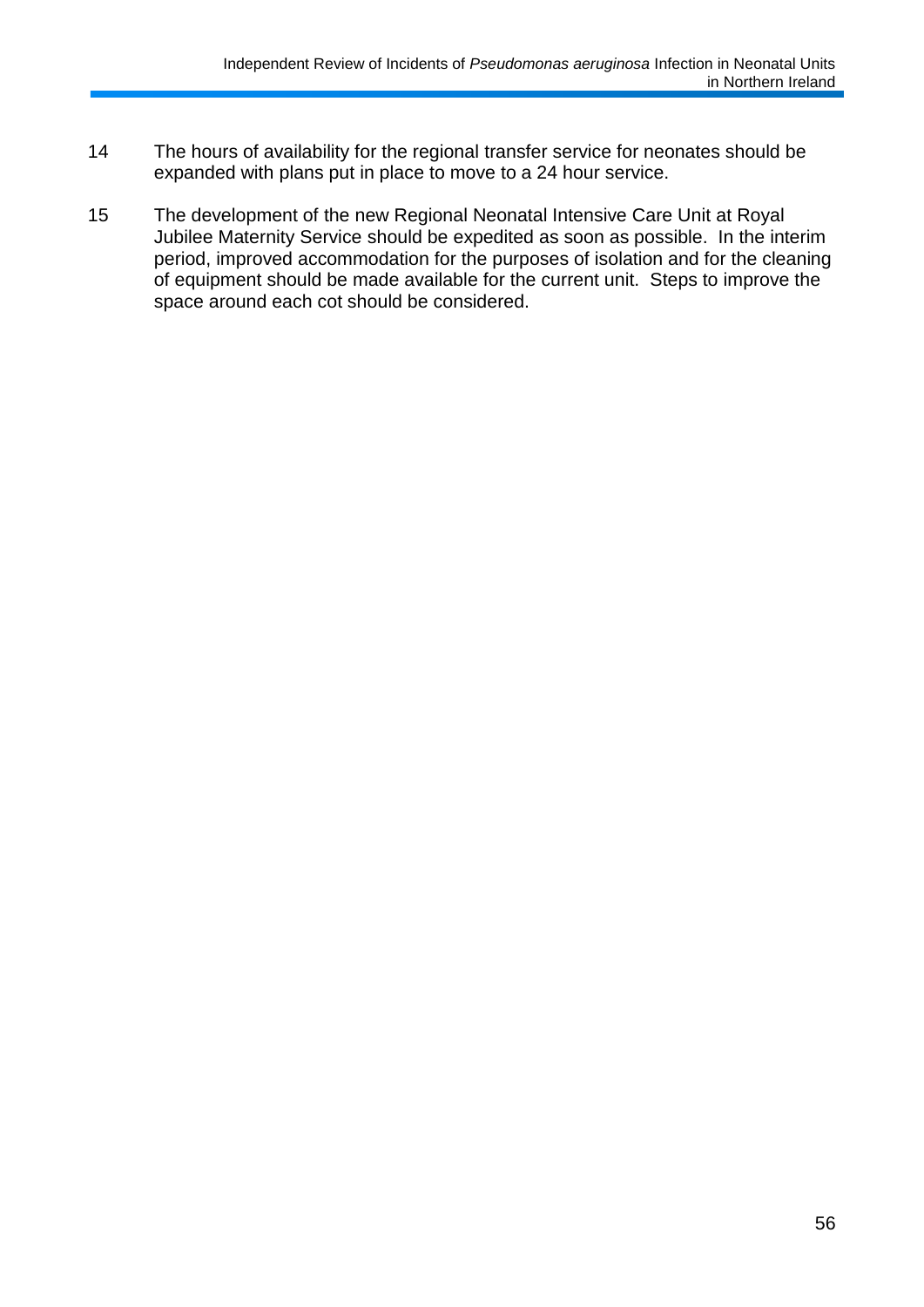14 The hours of availability for the regional transfer service for neonates should be expanded with plans put in place to move to a 24 hour service.

15 The development of the new Regional Neonatal Intensive Care Unit at Royal Jubilee Maternity Service should be expedited as soon as possible. In the interim period, improved accommodation for the purposes of isolation and for the cleaning of equipment should be made available for the current unit. Steps to improve the space around each cot should be considered.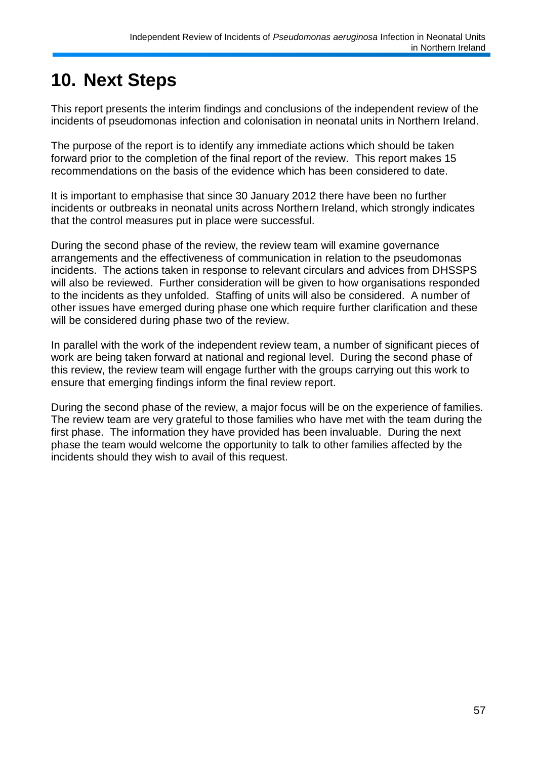# 10. Next Steps

This report presents the interim findings and conclusions of the independent review of the incidents of pseudomonas infection and colonisation in neonatal units in Northern Ireland.

The purpose of the report is to identify any immediate actions which should be taken forward prior to the completion of the final report of the review. This report makes 15 recommendations on the basis of the evidence which has been considered to date.

It is important to emphasise that since 30 January 2012 there have been no further incidents or outbreaks in neonatal units across Northern Ireland, which strongly indicates that the control measures put in place were successful.

During the second phase of the review, the review team will examine governance arrangements and the effectiveness of communication in relation to the pseudomonas incidents. The actions taken in response to relevant circulars and advices from DHSSPS will also be reviewed. Further consideration will be given to how organisations responded to the incidents as they unfolded. Staffing of units will also be considered. A number of other issues have emerged during phase one which require further clarification and these will be considered during phase two of the review.

In parallel with the work of the independent review team, a number of significant pieces of work are being taken forward at national and regional level. During the second phase of this review, the review team will engage further with the groups carrying out this work to ensure that emerging findings inform the final review report.

During the second phase of the review, a major focus will be on the experience of families. The review team are very grateful to those families who have met with the team during the first phase. The information they have provided has been invaluable. During the next phase the team would welcome the opportunity to talk to other families affected by the incidents should they wish to avail of this request.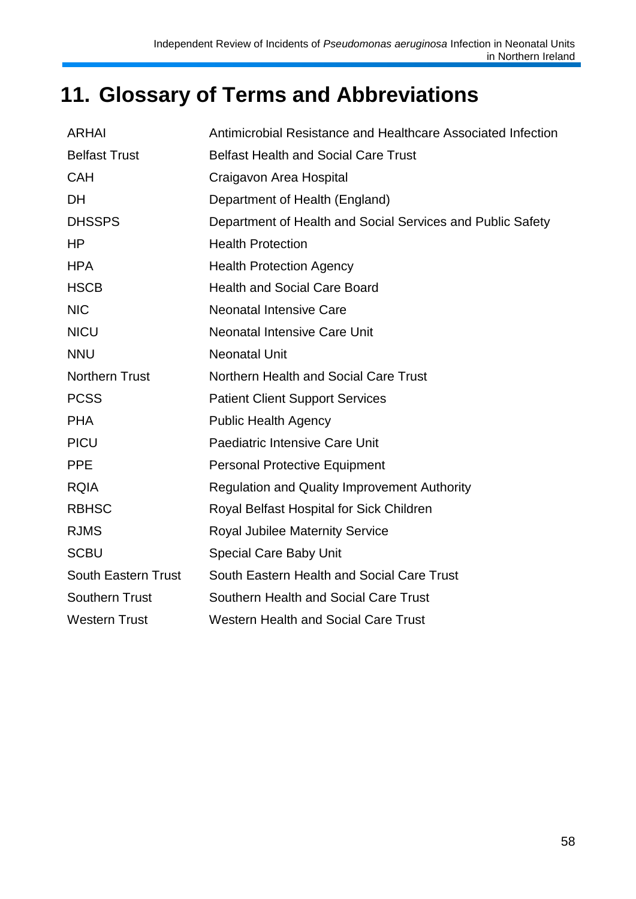# 11. Glossary of Terms and Abbreviations

| | |
|---|---|
| ARHAI | Antimicrobial Resistance and Healthcare Associated Infection |
| Belfast Trust | Belfast Health and Social Care Trust |
| CAH | Craigavon Area Hospital |
| DH | Department of Health (England) |
| DHSSPS | Department of Health and Social Services and Public Safety |
| HP | Health Protection |
| HPA | Health Protection Agency |
| HSCB | Health and Social Care Board |
| NIC | Neonatal Intensive Care |
| NICU | Neonatal Intensive Care Unit |
| NNU | Neonatal Unit |
| Northern Trust | Northern Health and Social Care Trust |
| PCSS | Patient Client Support Services |
| PHA | Public Health Agency |
| PICU | Paediatric Intensive Care Unit |
| PPE | Personal Protective Equipment |
| RQIA | Regulation and Quality Improvement Authority |
| RBHSC | Royal Belfast Hospital for Sick Children |
| RJMS | Royal Jubilee Maternity Service |
| SCBU | Special Care Baby Unit |
| South Eastern Trust | South Eastern Health and Social Care Trust |
| Southern Trust | Southern Health and Social Care Trust |
| Western Trust | Western Health and Social Care Trust |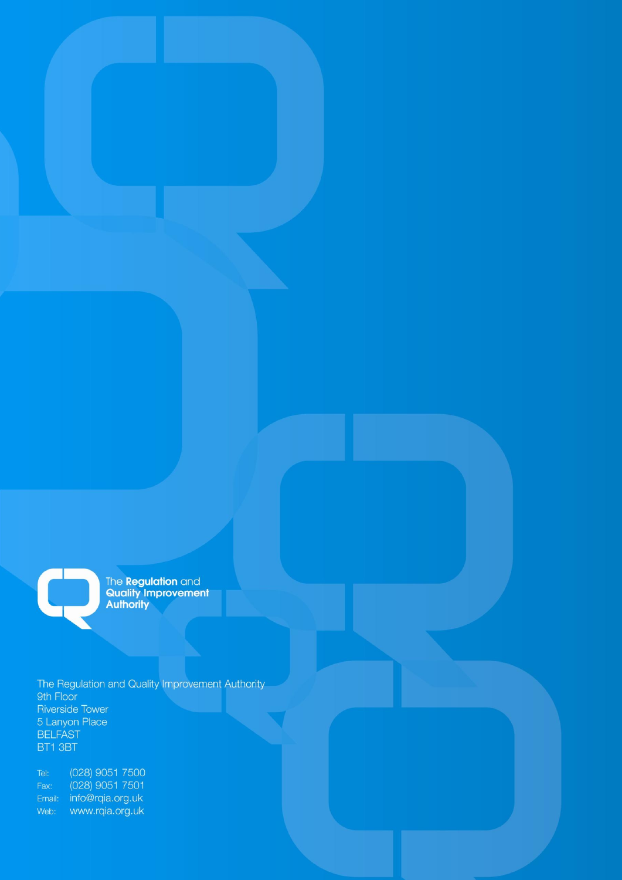The **Regulation** and
**Quality Improvement**
**Authority**

The Regulation and Quality Improvement Authority
9th Floor
Riverside Tower
5 Lanyon Place
BELFAST
BT1 3BT

Tel: (028) 9051 7500
Fax: (028) 9051 7501
Email: info@rqia.org.uk
Web: www.rqia.org.uk